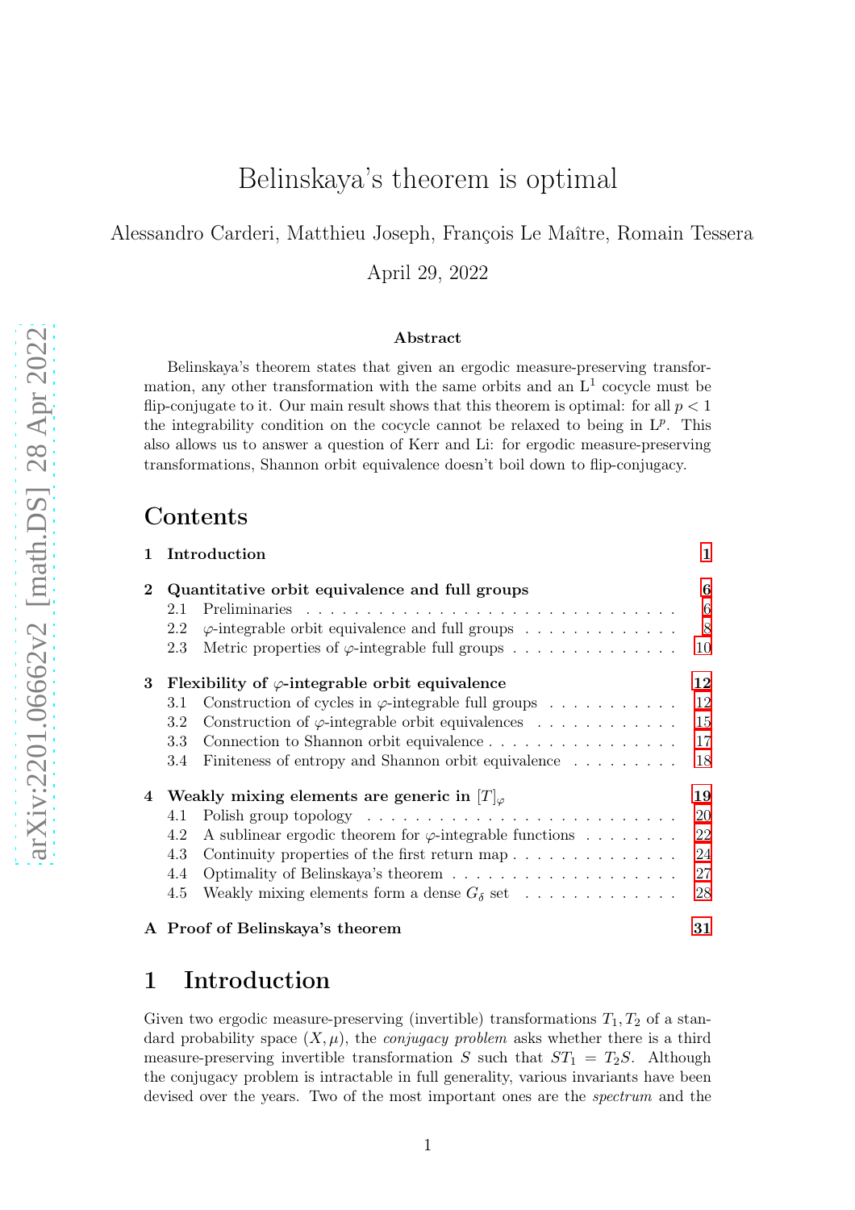# Belinskaya's theorem is optimal

Alessandro Carderi, Matthieu Joseph, François Le Maître, Romain Tessera

April 29, 2022

### Abstract

Belinskaya's theorem states that given an ergodic measure-preserving transformation, any other transformation with the same orbits and an $\mathrm{L}^1$ cocycle must be flip-conjugate to it. Our main result shows that this theorem is optimal: for all $p < 1$ the integrability condition on the cocycle cannot be relaxed to being in $\mathrm{L}^p$. This also allows us to answer a question of Kerr and Li: for ergodic measure-preserving transformations, Shannon orbit equivalence doesn't boil down to flip-conjugacy.

## Contents

- **1 Introduction** — 1
- **2 Quantitative orbit equivalence and full groups** — 6
  - 2.1 Preliminaries — 6
  - 2.2 $\varphi$-integrable orbit equivalence and full groups — 8
  - 2.3 Metric properties of $\varphi$-integrable full groups — 10
- **3 Flexibility of $\varphi$-integrable orbit equivalence** — 12
  - 3.1 Construction of cycles in $\varphi$-integrable full groups — 12
  - 3.2 Construction of $\varphi$-integrable orbit equivalences — 15
  - 3.3 Connection to Shannon orbit equivalence — 17
  - 3.4 Finiteness of entropy and Shannon orbit equivalence — 18
- **4 Weakly mixing elements are generic in $[T]_\varphi$** — 19
  - 4.1 Polish group topology — 20
  - 4.2 A sublinear ergodic theorem for $\varphi$-integrable functions — 22
  - 4.3 Continuity properties of the first return map — 24
  - 4.4 Optimality of Belinskaya's theorem — 27
  - 4.5 Weakly mixing elements form a dense $G_\delta$ set — 28
- **A Proof of Belinskaya's theorem** — 31

## 1 Introduction

Given two ergodic measure-preserving (invertible) transformations $T_1, T_2$ of a standard probability space $(X, \mu)$, the *conjugacy problem* asks whether there is a third measure-preserving invertible transformation $S$ such that $ST_1 = T_2S$. Although the conjugacy problem is intractable in full generality, various invariants have been devised over the years. Two of the most important ones are the *spectrum* and the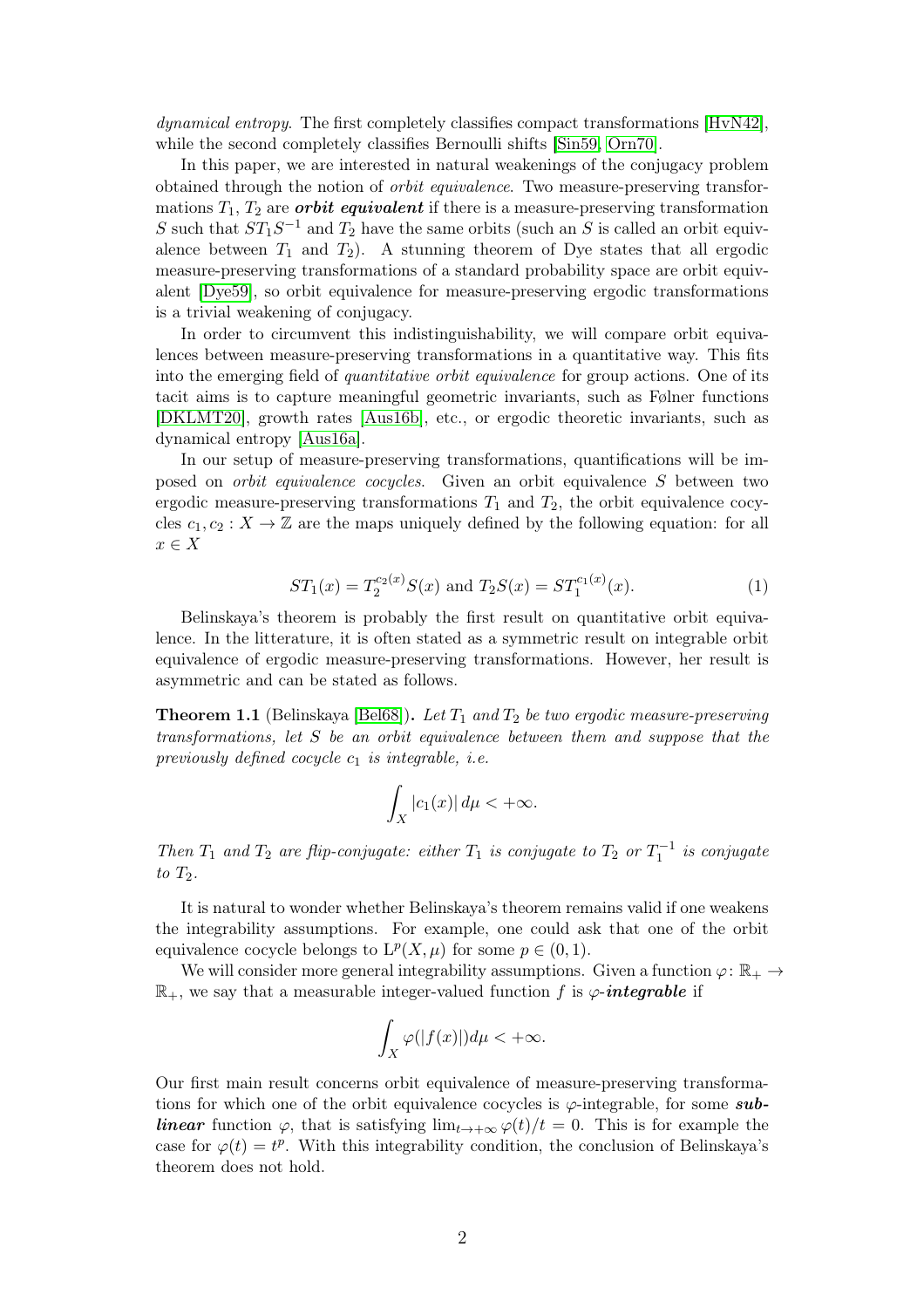*dynamical entropy*. The first completely classifies compact transformations [HvN42], while the second completely classifies Bernoulli shifts [Sin59, Orn70].

In this paper, we are interested in natural weakenings of the conjugacy problem obtained through the notion of *orbit equivalence*. Two measure-preserving transformations $T_1$, $T_2$ are ***orbit equivalent*** if there is a measure-preserving transformation $S$ such that $ST_1S^{-1}$ and $T_2$ have the same orbits (such an $S$ is called an orbit equivalence between $T_1$ and $T_2$). A stunning theorem of Dye states that all ergodic measure-preserving transformations of a standard probability space are orbit equivalent [Dye59], so orbit equivalence for measure-preserving ergodic transformations is a trivial weakening of conjugacy.

In order to circumvent this indistinguishability, we will compare orbit equivalences between measure-preserving transformations in a quantitative way. This fits into the emerging field of *quantitative orbit equivalence* for group actions. One of its tacit aims is to capture meaningful geometric invariants, such as Følner functions [DKLMT20], growth rates [Aus16b], etc., or ergodic theoretic invariants, such as dynamical entropy [Aus16a].

In our setup of measure-preserving transformations, quantifications will be imposed on *orbit equivalence cocycles*. Given an orbit equivalence $S$ between two ergodic measure-preserving transformations $T_1$ and $T_2$, the orbit equivalence cocycles $c_1, c_2 : X \to \mathbb{Z}$ are the maps uniquely defined by the following equation: for all $x \in X$

$$ST_1(x) = T_2^{c_2(x)}S(x) \text{ and } T_2S(x) = ST_1^{c_1(x)}(x). \tag{1}$$

Belinskaya's theorem is probably the first result on quantitative orbit equivalence. In the litterature, it is often stated as a symmetric result on integrable orbit equivalence of ergodic measure-preserving transformations. However, her result is asymmetric and can be stated as follows.

**Theorem 1.1** (Belinskaya [Bel68]). *Let $T_1$ and $T_2$ be two ergodic measure-preserving transformations, let $S$ be an orbit equivalence between them and suppose that the previously defined cocycle $c_1$ is integrable, i.e.*

$$\int_X |c_1(x)|\, d\mu < +\infty.$$

*Then $T_1$ and $T_2$ are flip-conjugate: either $T_1$ is conjugate to $T_2$ or $T_1^{-1}$ is conjugate to $T_2$.*

It is natural to wonder whether Belinskaya's theorem remains valid if one weakens the integrability assumptions. For example, one could ask that one of the orbit equivalence cocycle belongs to $\mathrm{L}^p(X, \mu)$ for some $p \in (0, 1)$.

We will consider more general integrability assumptions. Given a function $\varphi \colon \mathbb{R}_+ \to \mathbb{R}_+$, we say that a measurable integer-valued function $f$ is ***$\varphi$-integrable*** if

$$\int_X \varphi(|f(x)|) d\mu < +\infty.$$

Our first main result concerns orbit equivalence of measure-preserving transformations for which one of the orbit equivalence cocycles is $\varphi$-integrable, for some ***sublinear*** function $\varphi$, that is satisfying $\lim_{t\to+\infty} \varphi(t)/t = 0$. This is for example the case for $\varphi(t) = t^p$. With this integrability condition, the conclusion of Belinskaya's theorem does not hold.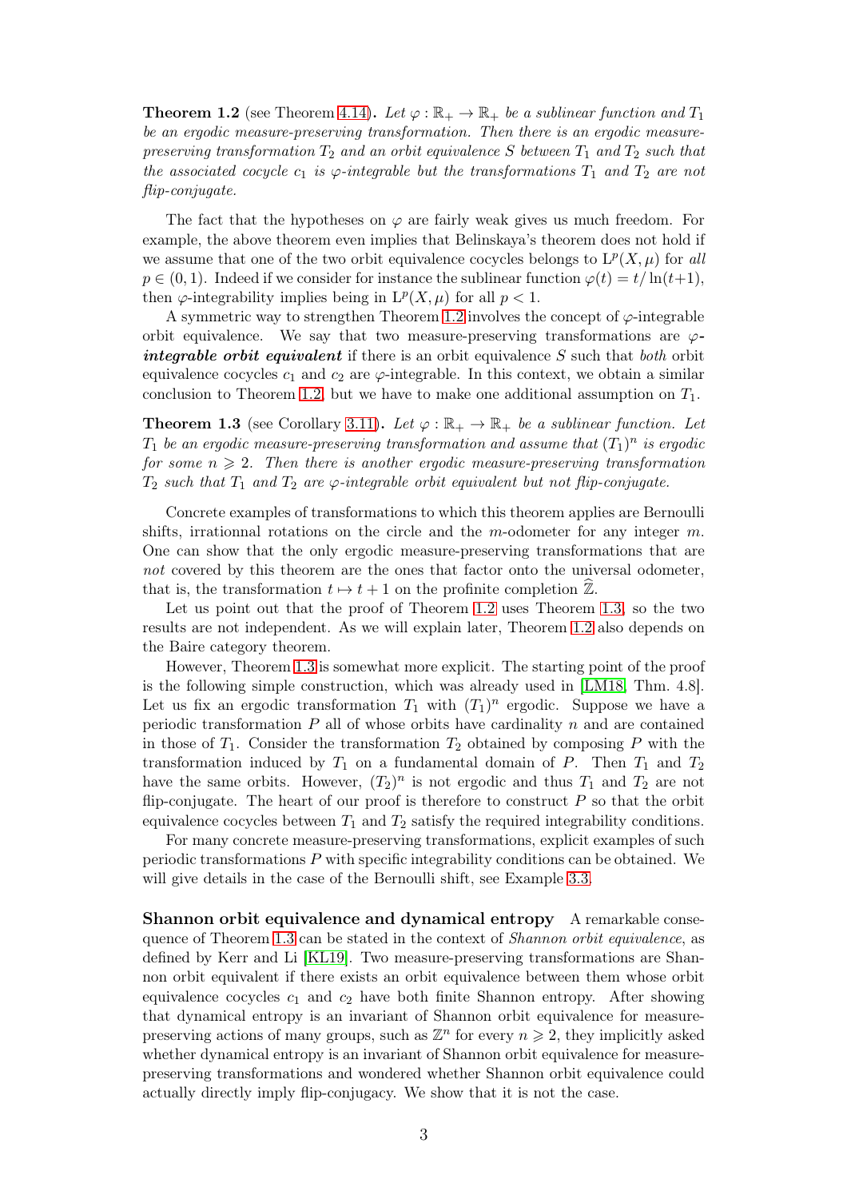**Theorem 1.2** (see Theorem 4.14)**.** *Let $\varphi : \mathbb{R}_+ \to \mathbb{R}_+$ be a sublinear function and $T_1$ be an ergodic measure-preserving transformation. Then there is an ergodic measure-preserving transformation $T_2$ and an orbit equivalence $S$ between $T_1$ and $T_2$ such that the associated cocycle $c_1$ is $\varphi$-integrable but the transformations $T_1$ and $T_2$ are not flip-conjugate.*

The fact that the hypotheses on $\varphi$ are fairly weak gives us much freedom. For example, the above theorem even implies that Belinskaya's theorem does not hold if we assume that one of the two orbit equivalence cocycles belongs to $\mathrm{L}^p(X, \mu)$ for *all* $p \in (0, 1)$. Indeed if we consider for instance the sublinear function $\varphi(t) = t/\ln(t+1)$, then $\varphi$-integrability implies being in $\mathrm{L}^p(X, \mu)$ for all $p < 1$.

A symmetric way to strengthen Theorem 1.2 involves the concept of $\varphi$-integrable orbit equivalence. We say that two measure-preserving transformations are ***$\varphi$-integrable orbit equivalent*** if there is an orbit equivalence $S$ such that *both* orbit equivalence cocycles $c_1$ and $c_2$ are $\varphi$-integrable. In this context, we obtain a similar conclusion to Theorem 1.2, but we have to make one additional assumption on $T_1$.

**Theorem 1.3** (see Corollary 3.11)**.** *Let $\varphi : \mathbb{R}_+ \to \mathbb{R}_+$ be a sublinear function. Let $T_1$ be an ergodic measure-preserving transformation and assume that $(T_1)^n$ is ergodic for some $n \geqslant 2$. Then there is another ergodic measure-preserving transformation $T_2$ such that $T_1$ and $T_2$ are $\varphi$-integrable orbit equivalent but not flip-conjugate.*

Concrete examples of transformations to which this theorem applies are Bernoulli shifts, irrationnal rotations on the circle and the $m$-odometer for any integer $m$. One can show that the only ergodic measure-preserving transformations that are *not* covered by this theorem are the ones that factor onto the universal odometer, that is, the transformation $t \mapsto t + 1$ on the profinite completion $\widehat{\mathbb{Z}}$.

Let us point out that the proof of Theorem 1.2 uses Theorem 1.3, so the two results are not independent. As we will explain later, Theorem 1.2 also depends on the Baire category theorem.

However, Theorem 1.3 is somewhat more explicit. The starting point of the proof is the following simple construction, which was already used in [LM18, Thm. 4.8]. Let us fix an ergodic transformation $T_1$ with $(T_1)^n$ ergodic. Suppose we have a periodic transformation $P$ all of whose orbits have cardinality $n$ and are contained in those of $T_1$. Consider the transformation $T_2$ obtained by composing $P$ with the transformation induced by $T_1$ on a fundamental domain of $P$. Then $T_1$ and $T_2$ have the same orbits. However, $(T_2)^n$ is not ergodic and thus $T_1$ and $T_2$ are not flip-conjugate. The heart of our proof is therefore to construct $P$ so that the orbit equivalence cocycles between $T_1$ and $T_2$ satisfy the required integrability conditions.

For many concrete measure-preserving transformations, explicit examples of such periodic transformations $P$ with specific integrability conditions can be obtained. We will give details in the case of the Bernoulli shift, see Example 3.3.

**Shannon orbit equivalence and dynamical entropy** A remarkable consequence of Theorem 1.3 can be stated in the context of *Shannon orbit equivalence*, as defined by Kerr and Li [KL19]. Two measure-preserving transformations are Shannon orbit equivalent if there exists an orbit equivalence between them whose orbit equivalence cocycles $c_1$ and $c_2$ have both finite Shannon entropy. After showing that dynamical entropy is an invariant of Shannon orbit equivalence for measure-preserving actions of many groups, such as $\mathbb{Z}^n$ for every $n \geqslant 2$, they implicitly asked whether dynamical entropy is an invariant of Shannon orbit equivalence for measure-preserving transformations and wondered whether Shannon orbit equivalence could actually directly imply flip-conjugacy. We show that it is not the case.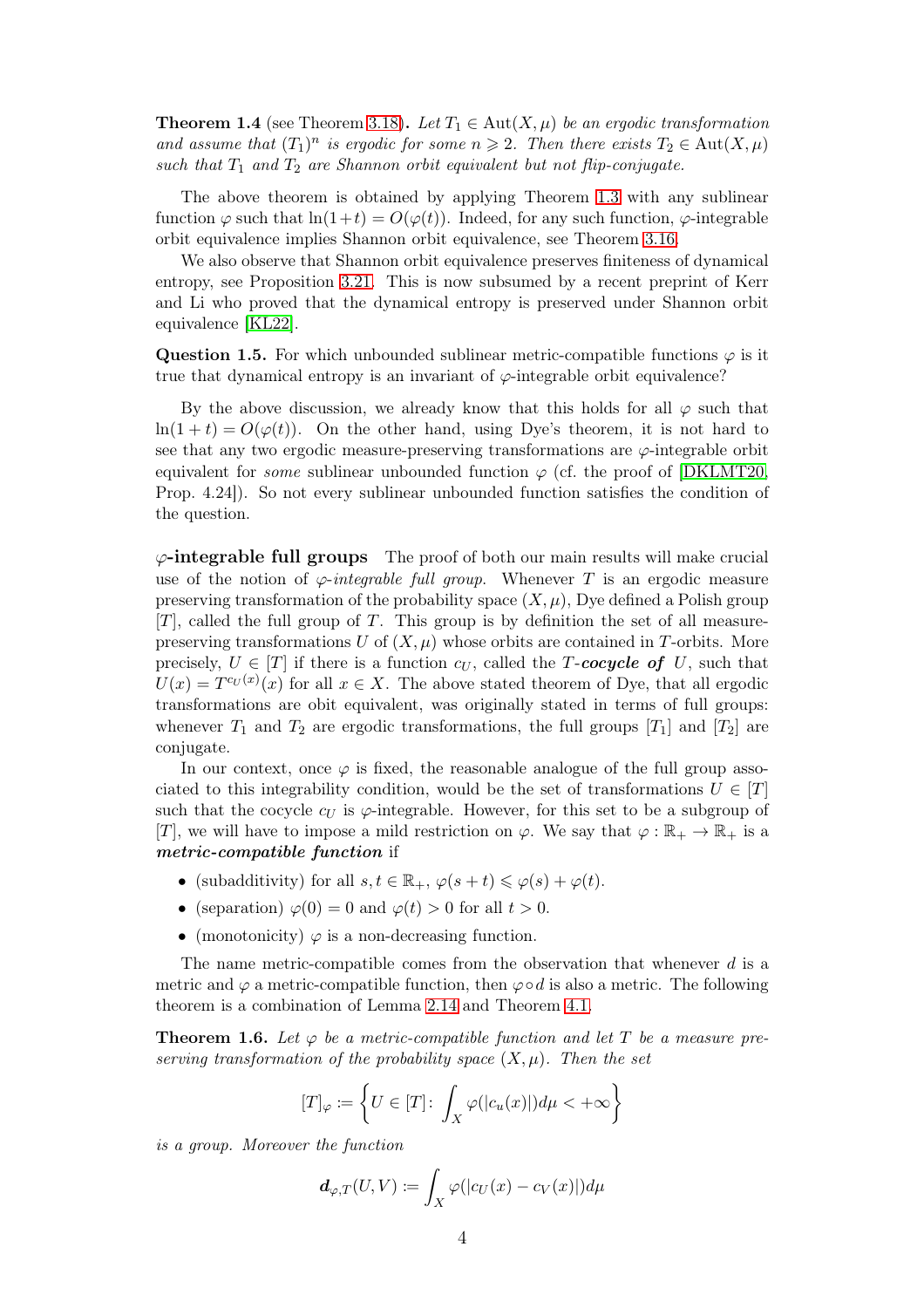**Theorem 1.4** (see Theorem 3.18)**.** *Let $T_1 \in \mathrm{Aut}(X,\mu)$ be an ergodic transformation and assume that $(T_1)^n$ is ergodic for some $n \geqslant 2$. Then there exists $T_2 \in \mathrm{Aut}(X,\mu)$ such that $T_1$ and $T_2$ are Shannon orbit equivalent but not flip-conjugate.*

The above theorem is obtained by applying Theorem 1.3 with any sublinear function $\varphi$ such that $\ln(1+t) = O(\varphi(t))$. Indeed, for any such function, $\varphi$-integrable orbit equivalence implies Shannon orbit equivalence, see Theorem 3.16.

We also observe that Shannon orbit equivalence preserves finiteness of dynamical entropy, see Proposition 3.21. This is now subsumed by a recent preprint of Kerr and Li who proved that the dynamical entropy is preserved under Shannon orbit equivalence [KL22].

**Question 1.5.** For which unbounded sublinear metric-compatible functions $\varphi$ is it true that dynamical entropy is an invariant of $\varphi$-integrable orbit equivalence?

By the above discussion, we already know that this holds for all $\varphi$ such that $\ln(1+t) = O(\varphi(t))$. On the other hand, using Dye's theorem, it is not hard to see that any two ergodic measure-preserving transformations are $\varphi$-integrable orbit equivalent for *some* sublinear unbounded function $\varphi$ (cf. the proof of [DKLMT20, Prop. 4.24]). So not every sublinear unbounded function satisfies the condition of the question.

**$\varphi$-integrable full groups** The proof of both our main results will make crucial use of the notion of *$\varphi$-integrable full group*. Whenever $T$ is an ergodic measure preserving transformation of the probability space $(X,\mu)$, Dye defined a Polish group $[T]$, called the full group of $T$. This group is by definition the set of all measure-preserving transformations $U$ of $(X,\mu)$ whose orbits are contained in $T$-orbits. More precisely, $U \in [T]$ if there is a function $c_U$, called the ***$T$-cocycle of** $U$*, such that $U(x) = T^{c_U(x)}(x)$ for all $x \in X$. The above stated theorem of Dye, that all ergodic transformations are obit equivalent, was originally stated in terms of full groups: whenever $T_1$ and $T_2$ are ergodic transformations, the full groups $[T_1]$ and $[T_2]$ are conjugate.

In our context, once $\varphi$ is fixed, the reasonable analogue of the full group associated to this integrability condition, would be the set of transformations $U \in [T]$ such that the cocycle $c_U$ is $\varphi$-integrable. However, for this set to be a subgroup of $[T]$, we will have to impose a mild restriction on $\varphi$. We say that $\varphi : \mathbb{R}_+ \to \mathbb{R}_+$ is a ***metric-compatible function*** if

- (subadditivity) for all $s,t \in \mathbb{R}_+$, $\varphi(s+t) \leqslant \varphi(s) + \varphi(t)$.
- (separation) $\varphi(0) = 0$ and $\varphi(t) > 0$ for all $t > 0$.
- (monotonicity) $\varphi$ is a non-decreasing function.

The name metric-compatible comes from the observation that whenever $d$ is a metric and $\varphi$ a metric-compatible function, then $\varphi \circ d$ is also a metric. The following theorem is a combination of Lemma 2.14 and Theorem 4.1.

**Theorem 1.6.** *Let $\varphi$ be a metric-compatible function and let $T$ be a measure preserving transformation of the probability space $(X,\mu)$. Then the set*

$$[T]_\varphi := \left\{ U \in [T] \colon \int_X \varphi(|c_u(x)|) d\mu < +\infty \right\}$$

*is a group. Moreover the function*

$$\boldsymbol{d}_{\varphi,T}(U,V) := \int_X \varphi(|c_U(x) - c_V(x)|) d\mu$$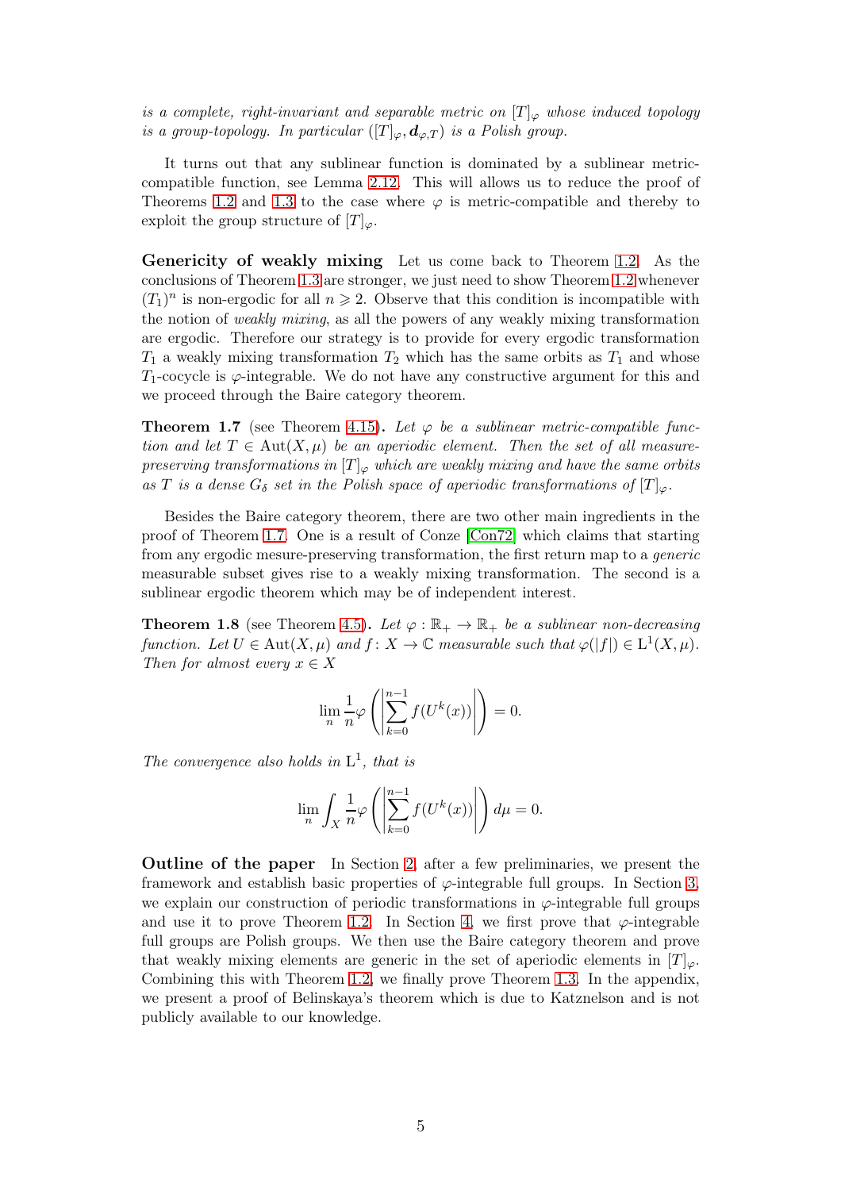*is a complete, right-invariant and separable metric on $[T]_\varphi$ whose induced topology is a group-topology. In particular $([T]_\varphi, \boldsymbol{d}_{\varphi,T})$ is a Polish group.*

It turns out that any sublinear function is dominated by a sublinear metric-compatible function, see Lemma 2.12. This will allows us to reduce the proof of Theorems 1.2 and 1.3 to the case where $\varphi$ is metric-compatible and thereby to exploit the group structure of $[T]_\varphi$.

**Genericity of weakly mixing** Let us come back to Theorem 1.2. As the conclusions of Theorem 1.3 are stronger, we just need to show Theorem 1.2 whenever $(T_1)^n$ is non-ergodic for all $n \geqslant 2$. Observe that this condition is incompatible with the notion of *weakly mixing*, as all the powers of any weakly mixing transformation are ergodic. Therefore our strategy is to provide for every ergodic transformation $T_1$ a weakly mixing transformation $T_2$ which has the same orbits as $T_1$ and whose $T_1$-cocycle is $\varphi$-integrable. We do not have any constructive argument for this and we proceed through the Baire category theorem.

**Theorem 1.7** (see Theorem 4.15)**.** *Let $\varphi$ be a sublinear metric-compatible function and let $T \in \mathrm{Aut}(X, \mu)$ be an aperiodic element. Then the set of all measure-preserving transformations in $[T]_\varphi$ which are weakly mixing and have the same orbits as $T$ is a dense $G_\delta$ set in the Polish space of aperiodic transformations of $[T]_\varphi$.*

Besides the Baire category theorem, there are two other main ingredients in the proof of Theorem 1.7. One is a result of Conze [Con72] which claims that starting from any ergodic mesure-preserving transformation, the first return map to a *generic* measurable subset gives rise to a weakly mixing transformation. The second is a sublinear ergodic theorem which may be of independent interest.

**Theorem 1.8** (see Theorem 4.5)**.** *Let $\varphi : \mathbb{R}_+ \to \mathbb{R}_+$ be a sublinear non-decreasing function. Let $U \in \mathrm{Aut}(X, \mu)$ and $f \colon X \to \mathbb{C}$ measurable such that $\varphi(|f|) \in \mathrm{L}^1(X, \mu)$. Then for almost every $x \in X$*

$$\lim_n \frac{1}{n}\varphi\left(\left|\sum_{k=0}^{n-1} f(U^k(x))\right|\right) = 0.$$

*The convergence also holds in $\mathrm{L}^1$, that is*

$$\lim_n \int_X \frac{1}{n}\varphi\left(\left|\sum_{k=0}^{n-1} f(U^k(x))\right|\right) d\mu = 0.$$

**Outline of the paper** In Section 2, after a few preliminaries, we present the framework and establish basic properties of $\varphi$-integrable full groups. In Section 3, we explain our construction of periodic transformations in $\varphi$-integrable full groups and use it to prove Theorem 1.2. In Section 4, we first prove that $\varphi$-integrable full groups are Polish groups. We then use the Baire category theorem and prove that weakly mixing elements are generic in the set of aperiodic elements in $[T]_\varphi$. Combining this with Theorem 1.2, we finally prove Theorem 1.3. In the appendix, we present a proof of Belinskaya's theorem which is due to Katznelson and is not publicly available to our knowledge.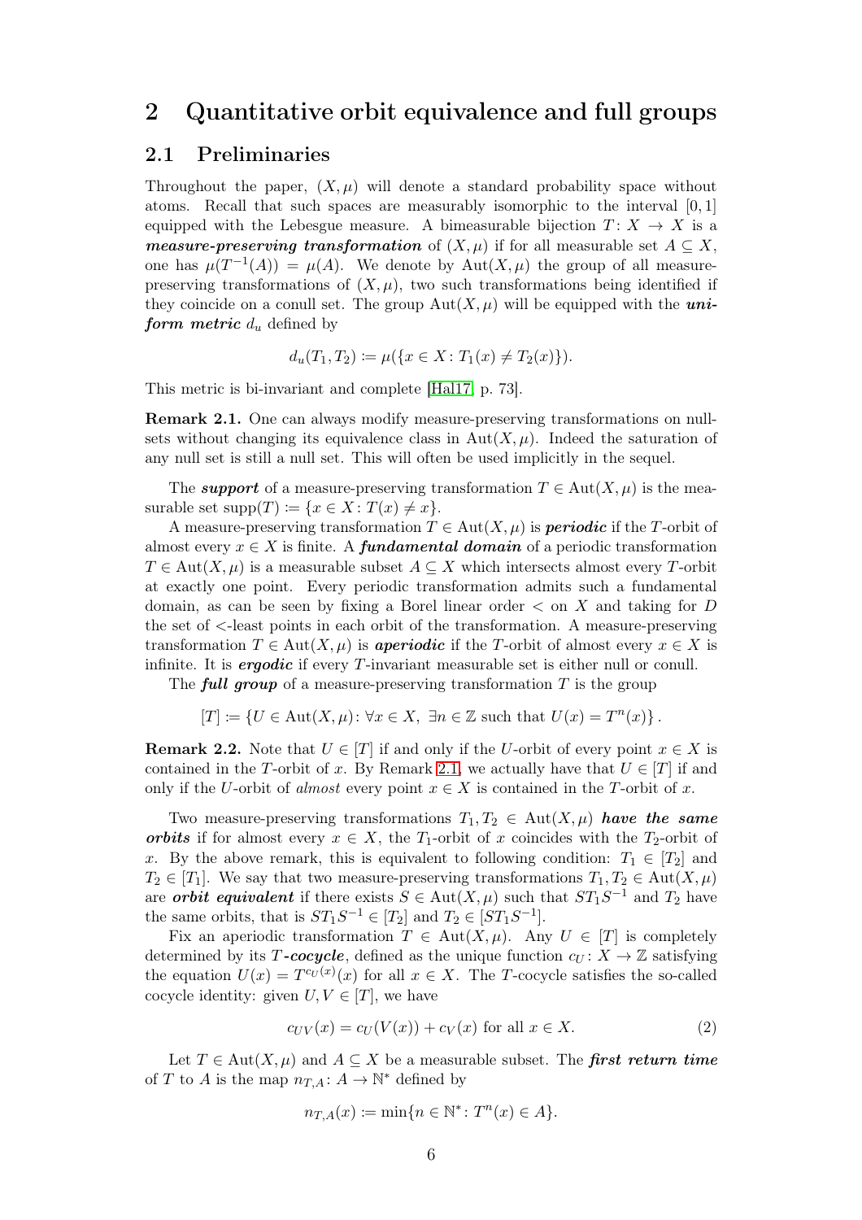# 2 Quantitative orbit equivalence and full groups

## 2.1 Preliminaries

Throughout the paper, $(X, \mu)$ will denote a standard probability space without atoms. Recall that such spaces are measurably isomorphic to the interval $[0, 1]$ equipped with the Lebesgue measure. A bimeasurable bijection $T: X \to X$ is a ***measure-preserving transformation*** of $(X, \mu)$ if for all measurable set $A \subseteq X$, one has $\mu(T^{-1}(A)) = \mu(A)$. We denote by $\mathrm{Aut}(X, \mu)$ the group of all measure-preserving transformations of $(X, \mu)$, two such transformations being identified if they coincide on a conull set. The group $\mathrm{Aut}(X, \mu)$ will be equipped with the ***uniform metric*** $d_u$ defined by

$$d_u(T_1, T_2) := \mu(\{x \in X : T_1(x) \neq T_2(x)\}).$$

This metric is bi-invariant and complete [Hal17, p. 73].

**Remark 2.1.** One can always modify measure-preserving transformations on null-sets without changing its equivalence class in $\mathrm{Aut}(X, \mu)$. Indeed the saturation of any null set is still a null set. This will often be used implicitly in the sequel.

The ***support*** of a measure-preserving transformation $T \in \mathrm{Aut}(X, \mu)$ is the measurable set $\mathrm{supp}(T) := \{x \in X : T(x) \neq x\}$.

A measure-preserving transformation $T \in \mathrm{Aut}(X, \mu)$ is ***periodic*** if the $T$-orbit of almost every $x \in X$ is finite. A ***fundamental domain*** of a periodic transformation $T \in \mathrm{Aut}(X, \mu)$ is a measurable subset $A \subseteq X$ which intersects almost every $T$-orbit at exactly one point. Every periodic transformation admits such a fundamental domain, as can be seen by fixing a Borel linear order $<$ on $X$ and taking for $D$ the set of $<$-least points in each orbit of the transformation. A measure-preserving transformation $T \in \mathrm{Aut}(X, \mu)$ is ***aperiodic*** if the $T$-orbit of almost every $x \in X$ is infinite. It is ***ergodic*** if every $T$-invariant measurable set is either null or conull.

The ***full group*** of a measure-preserving transformation $T$ is the group

$$[T] := \{U \in \mathrm{Aut}(X, \mu) : \forall x \in X,\ \exists n \in \mathbb{Z} \text{ such that } U(x) = T^n(x)\}.$$

**Remark 2.2.** Note that $U \in [T]$ if and only if the $U$-orbit of every point $x \in X$ is contained in the $T$-orbit of $x$. By Remark 2.1, we actually have that $U \in [T]$ if and only if the $U$-orbit of *almost* every point $x \in X$ is contained in the $T$-orbit of $x$.

Two measure-preserving transformations $T_1, T_2 \in \mathrm{Aut}(X, \mu)$ ***have the same orbits*** if for almost every $x \in X$, the $T_1$-orbit of $x$ coincides with the $T_2$-orbit of $x$. By the above remark, this is equivalent to following condition: $T_1 \in [T_2]$ and $T_2 \in [T_1]$. We say that two measure-preserving transformations $T_1, T_2 \in \mathrm{Aut}(X, \mu)$ are ***orbit equivalent*** if there exists $S \in \mathrm{Aut}(X, \mu)$ such that $ST_1S^{-1}$ and $T_2$ have the same orbits, that is $ST_1S^{-1} \in [T_2]$ and $T_2 \in [ST_1S^{-1}]$.

Fix an aperiodic transformation $T \in \mathrm{Aut}(X, \mu)$. Any $U \in [T]$ is completely determined by its ***$T$-cocycle***, defined as the unique function $c_U : X \to \mathbb{Z}$ satisfying the equation $U(x) = T^{c_U(x)}(x)$ for all $x \in X$. The $T$-cocycle satisfies the so-called cocycle identity: given $U, V \in [T]$, we have

$$c_{UV}(x) = c_U(V(x)) + c_V(x) \text{ for all } x \in X. \tag{2}$$

Let $T \in \mathrm{Aut}(X, \mu)$ and $A \subseteq X$ be a measurable subset. The ***first return time*** of $T$ to $A$ is the map $n_{T,A} : A \to \mathbb{N}^*$ defined by

$$n_{T,A}(x) := \min\{n \in \mathbb{N}^* : T^n(x) \in A\}.$$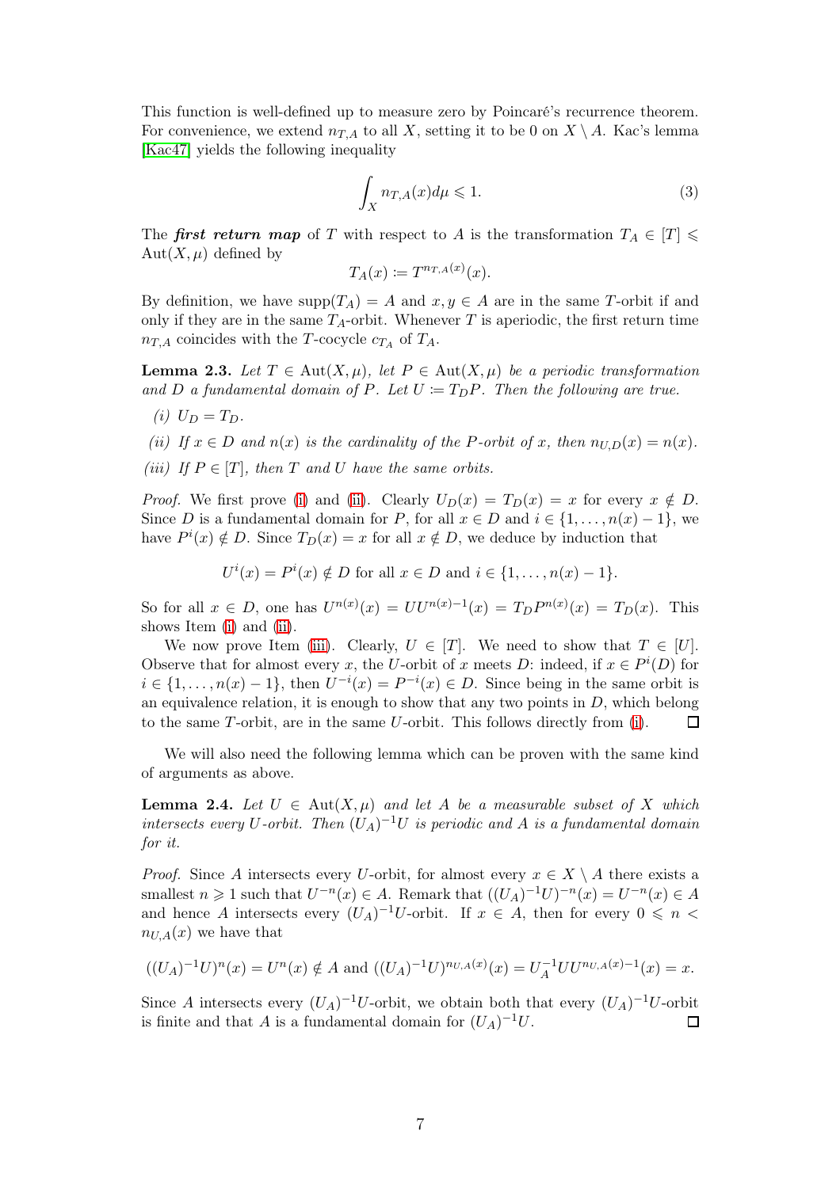This function is well-defined up to measure zero by Poincaré's recurrence theorem. For convenience, we extend $n_{T,A}$ to all $X$, setting it to be 0 on $X \setminus A$. Kac's lemma [Kac47] yields the following inequality

$$\int_X n_{T,A}(x) d\mu \leqslant 1. \tag{3}$$

The ***first return map*** of $T$ with respect to $A$ is the transformation $T_A \in [T] \leqslant \mathrm{Aut}(X, \mu)$ defined by

$$T_A(x) \coloneqq T^{n_{T,A}(x)}(x).$$

By definition, we have $\mathrm{supp}(T_A) = A$ and $x, y \in A$ are in the same $T$-orbit if and only if they are in the same $T_A$-orbit. Whenever $T$ is aperiodic, the first return time $n_{T,A}$ coincides with the $T$-cocycle $c_{T_A}$ of $T_A$.

**Lemma 2.3.** *Let $T \in \mathrm{Aut}(X, \mu)$, let $P \in \mathrm{Aut}(X, \mu)$ be a periodic transformation and $D$ a fundamental domain of $P$. Let $U \coloneqq T_D P$. Then the following are true.*

*(i) $U_D = T_D$.*

*(ii) If $x \in D$ and $n(x)$ is the cardinality of the $P$-orbit of $x$, then $n_{U,D}(x) = n(x)$.*

*(iii) If $P \in [T]$, then $T$ and $U$ have the same orbits.*

*Proof.* We first prove (i) and (ii). Clearly $U_D(x) = T_D(x) = x$ for every $x \notin D$. Since $D$ is a fundamental domain for $P$, for all $x \in D$ and $i \in \{1, \ldots, n(x) - 1\}$, we have $P^i(x) \notin D$. Since $T_D(x) = x$ for all $x \notin D$, we deduce by induction that

$$U^i(x) = P^i(x) \notin D \text{ for all } x \in D \text{ and } i \in \{1, \ldots, n(x) - 1\}.$$

So for all $x \in D$, one has $U^{n(x)}(x) = UU^{n(x)-1}(x) = T_D P^{n(x)}(x) = T_D(x)$. This shows Item (i) and (ii).

We now prove Item (iii). Clearly, $U \in [T]$. We need to show that $T \in [U]$. Observe that for almost every $x$, the $U$-orbit of $x$ meets $D$: indeed, if $x \in P^i(D)$ for $i \in \{1, \ldots, n(x) - 1\}$, then $U^{-i}(x) = P^{-i}(x) \in D$. Since being in the same orbit is an equivalence relation, it is enough to show that any two points in $D$, which belong to the same $T$-orbit, are in the same $U$-orbit. This follows directly from (i). $\square$

We will also need the following lemma which can be proven with the same kind of arguments as above.

**Lemma 2.4.** *Let $U \in \mathrm{Aut}(X, \mu)$ and let $A$ be a measurable subset of $X$ which intersects every $U$-orbit. Then $(U_A)^{-1}U$ is periodic and $A$ is a fundamental domain for it.*

*Proof.* Since $A$ intersects every $U$-orbit, for almost every $x \in X \setminus A$ there exists a smallest $n \geqslant 1$ such that $U^{-n}(x) \in A$. Remark that $((U_A)^{-1}U)^{-n}(x) = U^{-n}(x) \in A$ and hence $A$ intersects every $(U_A)^{-1}U$-orbit. If $x \in A$, then for every $0 \leqslant n < n_{U,A}(x)$ we have that

$$((U_A)^{-1}U)^n(x) = U^n(x) \notin A \text{ and } ((U_A)^{-1}U)^{n_{U,A}(x)}(x) = U_A^{-1} U U^{n_{U,A}(x)-1}(x) = x.$$

Since $A$ intersects every $(U_A)^{-1}U$-orbit, we obtain both that every $(U_A)^{-1}U$-orbit is finite and that $A$ is a fundamental domain for $(U_A)^{-1}U$. $\square$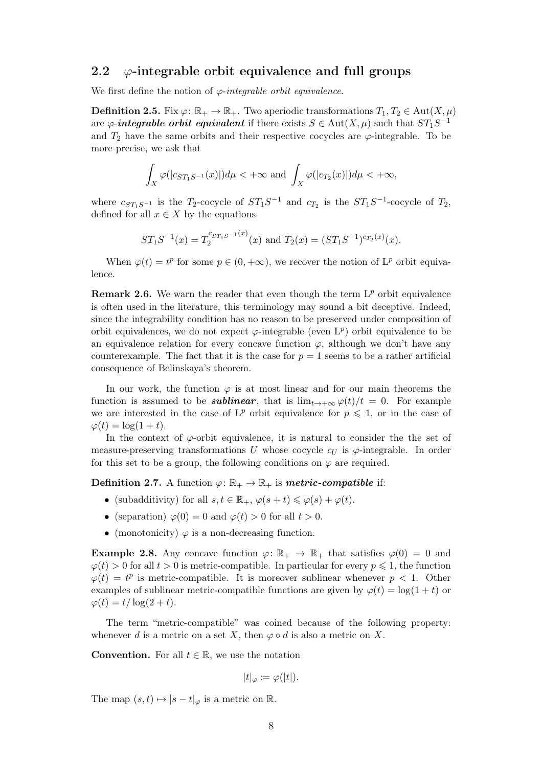## 2.2 $\varphi$-integrable orbit equivalence and full groups

We first define the notion of *$\varphi$-integrable orbit equivalence*.

**Definition 2.5.** Fix $\varphi\colon \mathbb{R}_+ \to \mathbb{R}_+$. Two aperiodic transformations $T_1, T_2 \in \mathrm{Aut}(X,\mu)$ are ***$\varphi$-integrable orbit equivalent*** if there exists $S \in \mathrm{Aut}(X,\mu)$ such that $ST_1S^{-1}$ and $T_2$ have the same orbits and their respective cocycles are $\varphi$-integrable. To be more precise, we ask that

$$\int_X \varphi(|c_{ST_1S^{-1}}(x)|)d\mu < +\infty \text{ and } \int_X \varphi(|c_{T_2}(x)|)d\mu < +\infty,$$

where $c_{ST_1S^{-1}}$ is the $T_2$-cocycle of $ST_1S^{-1}$ and $c_{T_2}$ is the $ST_1S^{-1}$-cocycle of $T_2$, defined for all $x \in X$ by the equations

$$ST_1S^{-1}(x) = T_2^{c_{ST_1S^{-1}}(x)}(x) \text{ and } T_2(x) = (ST_1S^{-1})^{c_{T_2}(x)}(x).$$

When $\varphi(t) = t^p$ for some $p \in (0,+\infty)$, we recover the notion of $\mathrm{L}^p$ orbit equivalence.

**Remark 2.6.** We warn the reader that even though the term $\mathrm{L}^p$ orbit equivalence is often used in the literature, this terminology may sound a bit deceptive. Indeed, since the integrability condition has no reason to be preserved under composition of orbit equivalences, we do not expect $\varphi$-integrable (even $\mathrm{L}^p$) orbit equivalence to be an equivalence relation for every concave function $\varphi$, although we don't have any counterexample. The fact that it is the case for $p = 1$ seems to be a rather artificial consequence of Belinskaya's theorem.

In our work, the function $\varphi$ is at most linear and for our main theorems the function is assumed to be ***sublinear***, that is $\lim_{t\to+\infty} \varphi(t)/t = 0$. For example we are interested in the case of $\mathrm{L}^p$ orbit equivalence for $p \leqslant 1$, or in the case of $\varphi(t) = \log(1 + t)$.

In the context of $\varphi$-orbit equivalence, it is natural to consider the the set of measure-preserving transformations $U$ whose cocycle $c_U$ is $\varphi$-integrable. In order for this set to be a group, the following conditions on $\varphi$ are required.

**Definition 2.7.** A function $\varphi\colon \mathbb{R}_+ \to \mathbb{R}_+$ is ***metric-compatible*** if:

- (subadditivity) for all $s,t \in \mathbb{R}_+$, $\varphi(s+t) \leqslant \varphi(s) + \varphi(t)$.
- (separation) $\varphi(0) = 0$ and $\varphi(t) > 0$ for all $t > 0$.
- (monotonicity) $\varphi$ is a non-decreasing function.

**Example 2.8.** Any concave function $\varphi\colon \mathbb{R}_+ \to \mathbb{R}_+$ that satisfies $\varphi(0) = 0$ and $\varphi(t) > 0$ for all $t > 0$ is metric-compatible. In particular for every $p \leqslant 1$, the function $\varphi(t) = t^p$ is metric-compatible. It is moreover sublinear whenever $p < 1$. Other examples of sublinear metric-compatible functions are given by $\varphi(t) = \log(1 + t)$ or $\varphi(t) = t/\log(2 + t)$.

The term "metric-compatible" was coined because of the following property: whenever $d$ is a metric on a set $X$, then $\varphi \circ d$ is also a metric on $X$.

**Convention.** For all $t \in \mathbb{R}$, we use the notation

$$|t|_\varphi := \varphi(|t|).$$

The map $(s,t) \mapsto |s - t|_\varphi$ is a metric on $\mathbb{R}$.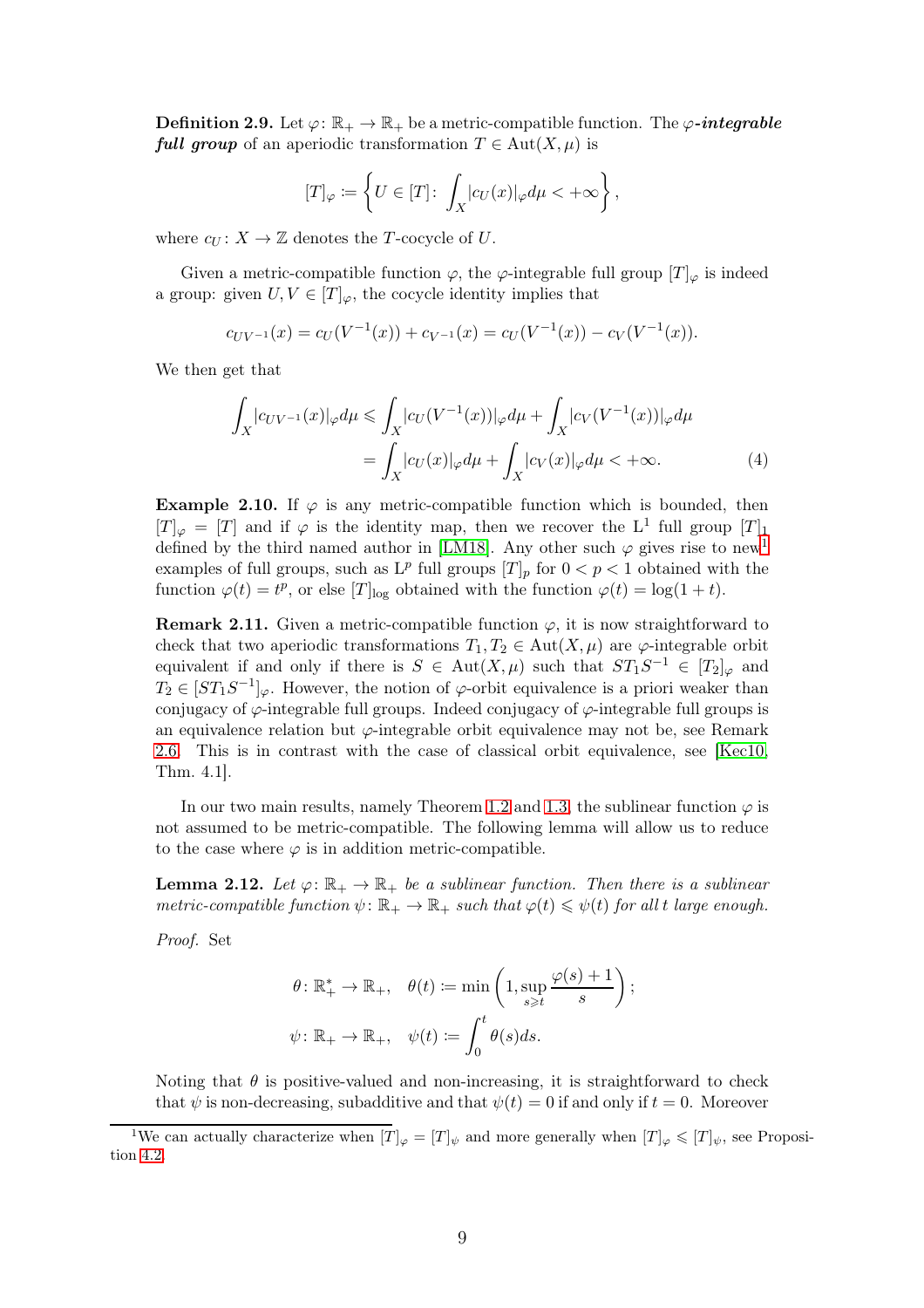**Definition 2.9.** Let $\varphi\colon \mathbb{R}_+ \to \mathbb{R}_+$ be a metric-compatible function. The ***$\varphi$-integrable full group*** of an aperiodic transformation $T \in \mathrm{Aut}(X,\mu)$ is

$$[T]_\varphi \coloneqq \left\{ U \in [T] \colon \int_X |c_U(x)|_\varphi d\mu < +\infty \right\},$$

where $c_U\colon X \to \mathbb{Z}$ denotes the $T$-cocycle of $U$.

Given a metric-compatible function $\varphi$, the $\varphi$-integrable full group $[T]_\varphi$ is indeed a group: given $U, V \in [T]_\varphi$, the cocycle identity implies that

$$c_{UV^{-1}}(x) = c_U(V^{-1}(x)) + c_{V^{-1}}(x) = c_U(V^{-1}(x)) - c_V(V^{-1}(x)).$$

We then get that

$$\begin{aligned}\int_X |c_{UV^{-1}}(x)|_\varphi d\mu &\leqslant \int_X |c_U(V^{-1}(x))|_\varphi d\mu + \int_X |c_V(V^{-1}(x))|_\varphi d\mu \\ &= \int_X |c_U(x)|_\varphi d\mu + \int_X |c_V(x)|_\varphi d\mu < +\infty. \end{aligned} \tag{4}$$

**Example 2.10.** If $\varphi$ is any metric-compatible function which is bounded, then $[T]_\varphi = [T]$ and if $\varphi$ is the identity map, then we recover the $\mathrm{L}^1$ full group $[T]_1$ defined by the third named author in [LM18]. Any other such $\varphi$ gives rise to new[1] examples of full groups, such as $\mathrm{L}^p$ full groups $[T]_p$ for $0 < p < 1$ obtained with the function $\varphi(t) = t^p$, or else $[T]_{\log}$ obtained with the function $\varphi(t) = \log(1+t)$.

**Remark 2.11.** Given a metric-compatible function $\varphi$, it is now straightforward to check that two aperiodic transformations $T_1, T_2 \in \mathrm{Aut}(X,\mu)$ are $\varphi$-integrable orbit equivalent if and only if there is $S \in \mathrm{Aut}(X,\mu)$ such that $ST_1S^{-1} \in [T_2]_\varphi$ and $T_2 \in [ST_1S^{-1}]_\varphi$. However, the notion of $\varphi$-orbit equivalence is a priori weaker than conjugacy of $\varphi$-integrable full groups. Indeed conjugacy of $\varphi$-integrable full groups is an equivalence relation but $\varphi$-integrable orbit equivalence may not be, see Remark 2.6. This is in contrast with the case of classical orbit equivalence, see [Kec10, Thm. 4.1].

In our two main results, namely Theorem 1.2 and 1.3, the sublinear function $\varphi$ is not assumed to be metric-compatible. The following lemma will allow us to reduce to the case where $\varphi$ is in addition metric-compatible.

**Lemma 2.12.** *Let $\varphi\colon \mathbb{R}_+ \to \mathbb{R}_+$ be a sublinear function. Then there is a sublinear metric-compatible function $\psi\colon \mathbb{R}_+ \to \mathbb{R}_+$ such that $\varphi(t) \leqslant \psi(t)$ for all $t$ large enough.*

*Proof.* Set

$$\theta\colon \mathbb{R}_+^* \to \mathbb{R}_+, \quad \theta(t) \coloneqq \min\left(1, \sup_{s \geqslant t} \frac{\varphi(s)+1}{s}\right);$$
$$\psi\colon \mathbb{R}_+ \to \mathbb{R}_+, \quad \psi(t) \coloneqq \int_0^t \theta(s) ds.$$

Noting that $\theta$ is positive-valued and non-increasing, it is straightforward to check that $\psi$ is non-decreasing, subadditive and that $\psi(t) = 0$ if and only if $t = 0$. Moreover

[1] We can actually characterize when $[T]_\varphi = [T]_\psi$ and more generally when $[T]_\varphi \leqslant [T]_\psi$, see Proposition 4.2.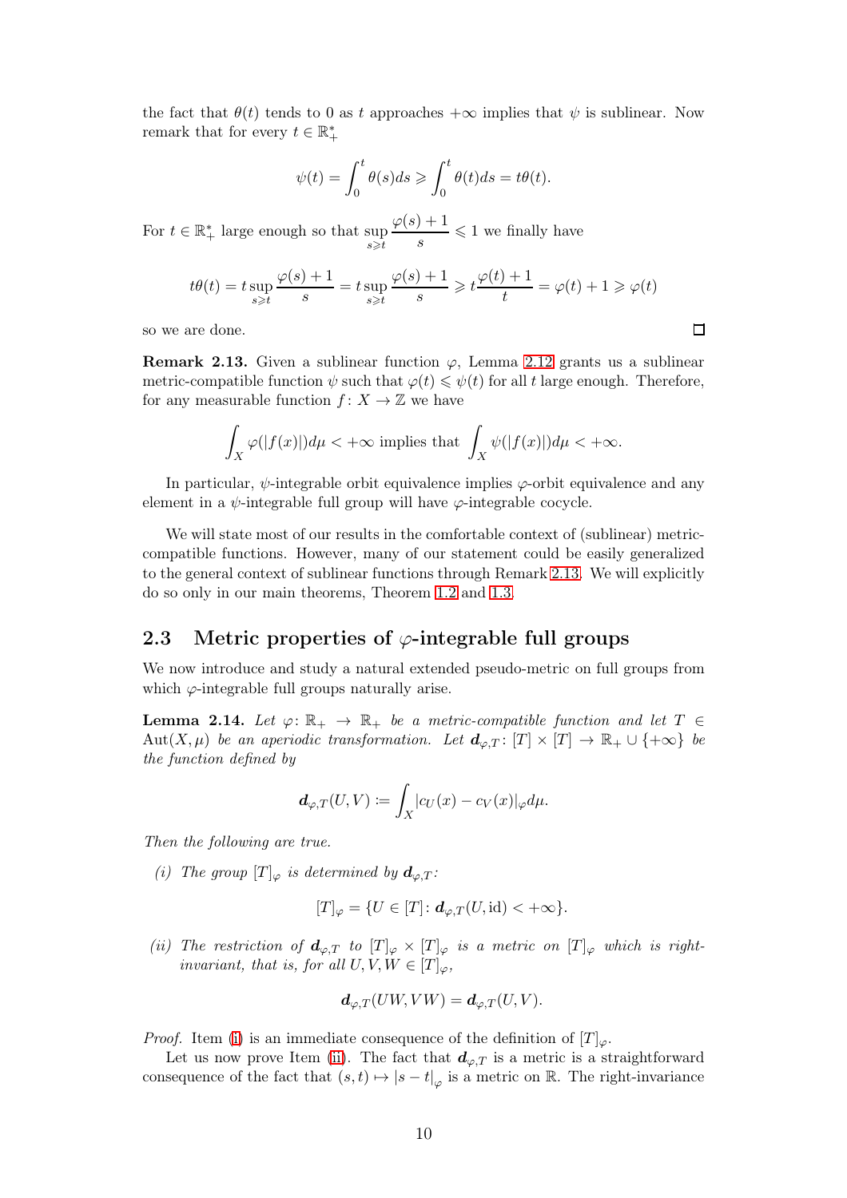the fact that $\theta(t)$ tends to 0 as $t$ approaches $+\infty$ implies that $\psi$ is sublinear. Now remark that for every $t \in \mathbb{R}_+^*$

$$\psi(t) = \int_0^t \theta(s)ds \geqslant \int_0^t \theta(t)ds = t\theta(t).$$

For $t \in \mathbb{R}_+^*$ large enough so that $\sup_{s \geqslant t} \frac{\varphi(s)+1}{s} \leqslant 1$ we finally have

$$t\theta(t) = t \sup_{s \geqslant t} \frac{\varphi(s)+1}{s} = t \sup_{s \geqslant t} \frac{\varphi(s)+1}{s} \geqslant t\frac{\varphi(t)+1}{t} = \varphi(t)+1 \geqslant \varphi(t)$$

so we are done. □

**Remark 2.13.** Given a sublinear function $\varphi$, Lemma 2.12 grants us a sublinear metric-compatible function $\psi$ such that $\varphi(t) \leqslant \psi(t)$ for all $t$ large enough. Therefore, for any measurable function $f \colon X \to \mathbb{Z}$ we have

$$\int_X \varphi(|f(x)|)d\mu < +\infty \text{ implies that } \int_X \psi(|f(x)|)d\mu < +\infty.$$

In particular, $\psi$-integrable orbit equivalence implies $\varphi$-orbit equivalence and any element in a $\psi$-integrable full group will have $\varphi$-integrable cocycle.

We will state most of our results in the comfortable context of (sublinear) metric-compatible functions. However, many of our statement could be easily generalized to the general context of sublinear functions through Remark 2.13. We will explicitly do so only in our main theorems, Theorem 1.2 and 1.3.

## 2.3 Metric properties of $\varphi$-integrable full groups

We now introduce and study a natural extended pseudo-metric on full groups from which $\varphi$-integrable full groups naturally arise.

**Lemma 2.14.** *Let $\varphi \colon \mathbb{R}_+ \to \mathbb{R}_+$ be a metric-compatible function and let $T \in \mathrm{Aut}(X, \mu)$ be an aperiodic transformation. Let $\boldsymbol{d}_{\varphi,T} \colon [T] \times [T] \to \mathbb{R}_+ \cup \{+\infty\}$ be the function defined by*

$$\boldsymbol{d}_{\varphi,T}(U, V) := \int_X |c_U(x) - c_V(x)|_\varphi d\mu.$$

*Then the following are true.*

*(i) The group $[T]_\varphi$ is determined by $\boldsymbol{d}_{\varphi,T}$:*

$$[T]_\varphi = \{U \in [T] \colon \boldsymbol{d}_{\varphi,T}(U, \mathrm{id}) < +\infty\}.$$

*(ii) The restriction of $\boldsymbol{d}_{\varphi,T}$ to $[T]_\varphi \times [T]_\varphi$ is a metric on $[T]_\varphi$ which is right-invariant, that is, for all $U, V, W \in [T]_\varphi$,*

$$\boldsymbol{d}_{\varphi,T}(UW, VW) = \boldsymbol{d}_{\varphi,T}(U, V).$$

*Proof.* Item (i) is an immediate consequence of the definition of $[T]_\varphi$.

Let us now prove Item (ii). The fact that $\boldsymbol{d}_{\varphi,T}$ is a metric is a straightforward consequence of the fact that $(s, t) \mapsto |s - t|_\varphi$ is a metric on $\mathbb{R}$. The right-invariance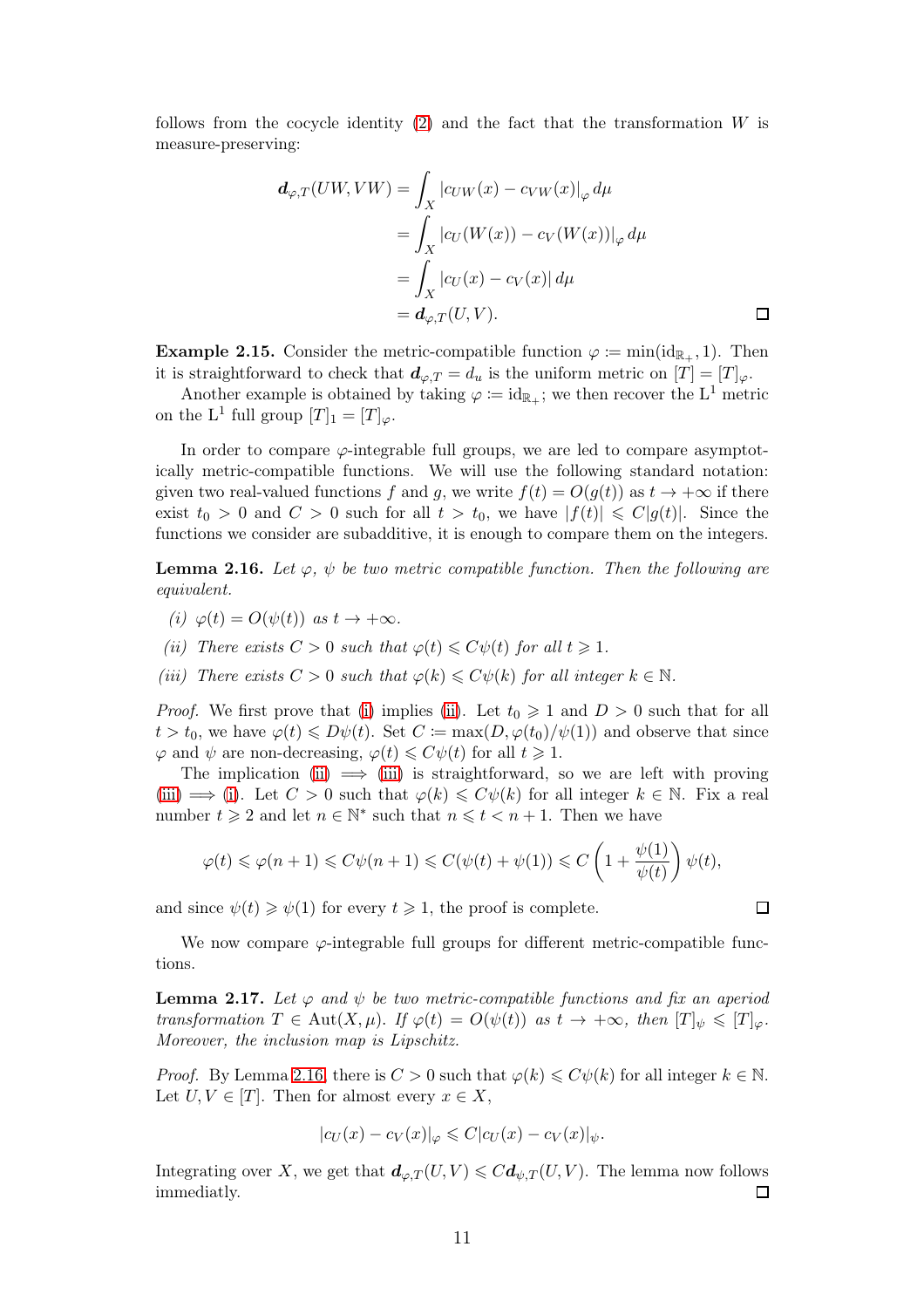follows from the cocycle identity (2) and the fact that the transformation $W$ is measure-preserving:

$$
\begin{aligned}
\boldsymbol{d}_{\varphi,T}(UW,VW) &= \int_X |c_{UW}(x) - c_{VW}(x)|_\varphi \, d\mu \\
&= \int_X |c_U(W(x)) - c_V(W(x))|_\varphi \, d\mu \\
&= \int_X |c_U(x) - c_V(x)| \, d\mu \\
&= \boldsymbol{d}_{\varphi,T}(U,V).
\end{aligned}
$$

□

**Example 2.15.** Consider the metric-compatible function $\varphi := \min(\mathrm{id}_{\mathbb{R}_+}, 1)$. Then it is straightforward to check that $\boldsymbol{d}_{\varphi,T} = d_u$ is the uniform metric on $[T] = [T]_\varphi$.

Another example is obtained by taking $\varphi := \mathrm{id}_{\mathbb{R}_+}$; we then recover the $\mathrm{L}^1$ metric on the $\mathrm{L}^1$ full group $[T]_1 = [T]_\varphi$.

In order to compare $\varphi$-integrable full groups, we are led to compare asymptotically metric-compatible functions. We will use the following standard notation: given two real-valued functions $f$ and $g$, we write $f(t) = O(g(t))$ as $t \to +\infty$ if there exist $t_0 > 0$ and $C > 0$ such that for all $t > t_0$, we have $|f(t)| \leqslant C|g(t)|$. Since the functions we consider are subadditive, it is enough to compare them on the integers.

**Lemma 2.16.** *Let $\varphi$, $\psi$ be two metric compatible function. Then the following are equivalent.*

*(i) $\varphi(t) = O(\psi(t))$ as $t \to +\infty$.*

*(ii) There exists $C > 0$ such that $\varphi(t) \leqslant C\psi(t)$ for all $t \geqslant 1$.*

*(iii) There exists $C > 0$ such that $\varphi(k) \leqslant C\psi(k)$ for all integer $k \in \mathbb{N}$.*

*Proof.* We first prove that (i) implies (ii). Let $t_0 \geqslant 1$ and $D > 0$ such that for all $t > t_0$, we have $\varphi(t) \leqslant D\psi(t)$. Set $C := \max(D, \varphi(t_0)/\psi(1))$ and observe that since $\varphi$ and $\psi$ are non-decreasing, $\varphi(t) \leqslant C\psi(t)$ for all $t \geqslant 1$.

The implication (ii) $\implies$ (iii) is straightforward, so we are left with proving (iii) $\implies$ (i). Let $C > 0$ such that $\varphi(k) \leqslant C\psi(k)$ for all integer $k \in \mathbb{N}$. Fix a real number $t \geqslant 2$ and let $n \in \mathbb{N}^*$ such that $n \leqslant t < n+1$. Then we have

$$
\varphi(t) \leqslant \varphi(n+1) \leqslant C\psi(n+1) \leqslant C(\psi(t) + \psi(1)) \leqslant C\left(1 + \frac{\psi(1)}{\psi(t)}\right)\psi(t),
$$

and since $\psi(t) \geqslant \psi(1)$ for every $t \geqslant 1$, the proof is complete. □

We now compare $\varphi$-integrable full groups for different metric-compatible functions.

**Lemma 2.17.** *Let $\varphi$ and $\psi$ be two metric-compatible functions and fix an aperiod transformation $T \in \mathrm{Aut}(X,\mu)$. If $\varphi(t) = O(\psi(t))$ as $t \to +\infty$, then $[T]_\psi \leqslant [T]_\varphi$. Moreover, the inclusion map is Lipschitz.*

*Proof.* By Lemma 2.16, there is $C > 0$ such that $\varphi(k) \leqslant C\psi(k)$ for all integer $k \in \mathbb{N}$. Let $U, V \in [T]$. Then for almost every $x \in X$,

$$
|c_U(x) - c_V(x)|_\varphi \leqslant C|c_U(x) - c_V(x)|_\psi.
$$

Integrating over $X$, we get that $\boldsymbol{d}_{\varphi,T}(U,V) \leqslant C\boldsymbol{d}_{\psi,T}(U,V)$. The lemma now follows immediatly. □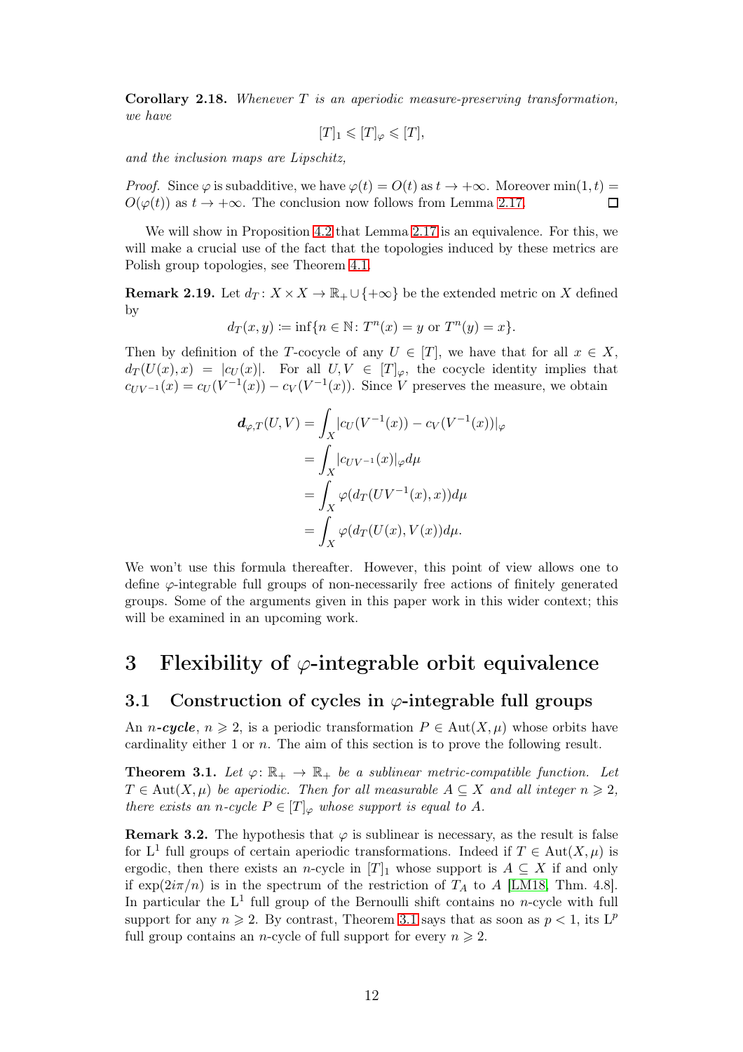**Corollary 2.18.** *Whenever $T$ is an aperiodic measure-preserving transformation, we have*

$$[T]_1 \leqslant [T]_\varphi \leqslant [T],$$

*and the inclusion maps are Lipschitz,*

*Proof.* Since $\varphi$ is subadditive, we have $\varphi(t) = O(t)$ as $t \to +\infty$. Moreover $\min(1,t) = O(\varphi(t))$ as $t \to +\infty$. The conclusion now follows from Lemma 2.17. ☐

We will show in Proposition 4.2 that Lemma 2.17 is an equivalence. For this, we will make a crucial use of the fact that the topologies induced by these metrics are Polish group topologies, see Theorem 4.1.

**Remark 2.19.** Let $d_T \colon X \times X \to \mathbb{R}_+ \cup \{+\infty\}$ be the extended metric on $X$ defined by

$$d_T(x,y) \coloneqq \inf\{n \in \mathbb{N} \colon T^n(x) = y \text{ or } T^n(y) = x\}.$$

Then by definition of the $T$-cocycle of any $U \in [T]$, we have that for all $x \in X$, $d_T(U(x), x) = |c_U(x)|$. For all $U, V \in [T]_\varphi$, the cocycle identity implies that $c_{UV^{-1}}(x) = c_U(V^{-1}(x)) - c_V(V^{-1}(x))$. Since $V$ preserves the measure, we obtain

$$\begin{aligned}
\boldsymbol{d}_{\varphi,T}(U,V) &= \int_X |c_U(V^{-1}(x)) - c_V(V^{-1}(x))|_\varphi \\
&= \int_X |c_{UV^{-1}}(x)|_\varphi d\mu \\
&= \int_X \varphi(d_T(UV^{-1}(x), x)) d\mu \\
&= \int_X \varphi(d_T(U(x), V(x)) d\mu.
\end{aligned}$$

We won't use this formula thereafter. However, this point of view allows one to define $\varphi$-integrable full groups of non-necessarily free actions of finitely generated groups. Some of the arguments given in this paper work in this wider context; this will be examined in an upcoming work.

# 3 Flexibility of $\varphi$-integrable orbit equivalence

## 3.1 Construction of cycles in $\varphi$-integrable full groups

An $n$-***cycle***, $n \geqslant 2$, is a periodic transformation $P \in \mathrm{Aut}(X,\mu)$ whose orbits have cardinality either 1 or $n$. The aim of this section is to prove the following result.

**Theorem 3.1.** *Let $\varphi \colon \mathbb{R}_+ \to \mathbb{R}_+$ be a sublinear metric-compatible function. Let $T \in \mathrm{Aut}(X,\mu)$ be aperiodic. Then for all measurable $A \subseteq X$ and all integer $n \geqslant 2$, there exists an $n$-cycle $P \in [T]_\varphi$ whose support is equal to $A$.*

**Remark 3.2.** The hypothesis that $\varphi$ is sublinear is necessary, as the result is false for $\mathrm{L}^1$ full groups of certain aperiodic transformations. Indeed if $T \in \mathrm{Aut}(X,\mu)$ is ergodic, then there exists an $n$-cycle in $[T]_1$ whose support is $A \subseteq X$ if and only if $\exp(2i\pi/n)$ is in the spectrum of the restriction of $T_A$ to $A$ [LM18, Thm. 4.8]. In particular the $\mathrm{L}^1$ full group of the Bernoulli shift contains no $n$-cycle with full support for any $n \geqslant 2$. By contrast, Theorem 3.1 says that as soon as $p < 1$, its $\mathrm{L}^p$ full group contains an $n$-cycle of full support for every $n \geqslant 2$.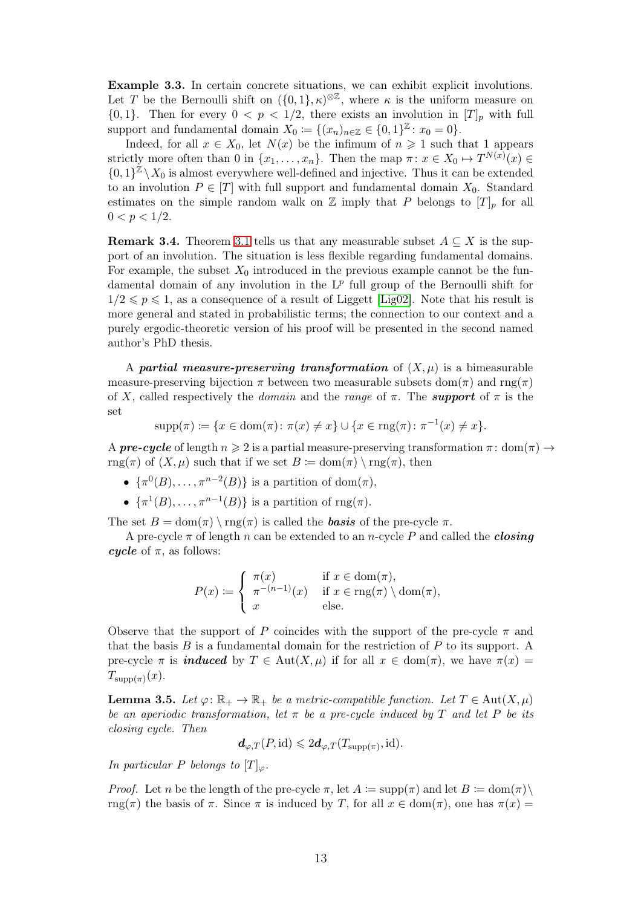**Example 3.3.** In certain concrete situations, we can exhibit explicit involutions. Let $T$ be the Bernoulli shift on $(\{0,1\},\kappa)^{\otimes\mathbb{Z}}$, where $\kappa$ is the uniform measure on $\{0,1\}$. Then for every $0 < p < 1/2$, there exists an involution in $[T]_p$ with full support and fundamental domain $X_0 \coloneqq \{(x_n)_{n\in\mathbb{Z}} \in \{0,1\}^{\mathbb{Z}} \colon x_0 = 0\}$.

Indeed, for all $x \in X_0$, let $N(x)$ be the infimum of $n \geqslant 1$ such that 1 appears strictly more often than 0 in $\{x_1,\dots,x_n\}$. Then the map $\pi\colon x \in X_0 \mapsto T^{N(x)}(x) \in \{0,1\}^{\mathbb{Z}} \setminus X_0$ is almost everywhere well-defined and injective. Thus it can be extended to an involution $P \in [T]$ with full support and fundamental domain $X_0$. Standard estimates on the simple random walk on $\mathbb{Z}$ imply that $P$ belongs to $[T]_p$ for all $0 < p < 1/2$.

**Remark 3.4.** Theorem 3.1 tells us that any measurable subset $A \subseteq X$ is the support of an involution. The situation is less flexible regarding fundamental domains. For example, the subset $X_0$ introduced in the previous example cannot be the fundamental domain of any involution in the $\mathrm{L}^p$ full group of the Bernoulli shift for $1/2 \leqslant p \leqslant 1$, as a consequence of a result of Liggett [Lig02]. Note that his result is more general and stated in probabilistic terms; the connection to our context and a purely ergodic-theoretic version of his proof will be presented in the second named author's PhD thesis.

A ***partial measure-preserving transformation*** of $(X,\mu)$ is a bimeasurable measure-preserving bijection $\pi$ between two measurable subsets $\mathrm{dom}(\pi)$ and $\mathrm{rng}(\pi)$ of $X$, called respectively the *domain* and the *range* of $\pi$. The ***support*** of $\pi$ is the set

$$\mathrm{supp}(\pi) \coloneqq \{x \in \mathrm{dom}(\pi) \colon \pi(x) \neq x\} \cup \{x \in \mathrm{rng}(\pi) \colon \pi^{-1}(x) \neq x\}.$$

A ***pre-cycle*** of length $n \geqslant 2$ is a partial measure-preserving transformation $\pi\colon \mathrm{dom}(\pi) \to \mathrm{rng}(\pi)$ of $(X,\mu)$ such that if we set $B \coloneqq \mathrm{dom}(\pi) \setminus \mathrm{rng}(\pi)$, then

- $\{\pi^0(B),\dots,\pi^{n-2}(B)\}$ is a partition of $\mathrm{dom}(\pi)$,
- $\{\pi^1(B),\dots,\pi^{n-1}(B)\}$ is a partition of $\mathrm{rng}(\pi)$.

The set $B = \mathrm{dom}(\pi) \setminus \mathrm{rng}(\pi)$ is called the ***basis*** of the pre-cycle $\pi$.

A pre-cycle $\pi$ of length $n$ can be extended to an $n$-cycle $P$ and called the ***closing cycle*** of $\pi$, as follows:

$$P(x) \coloneqq \begin{cases} \pi(x) & \text{if } x \in \mathrm{dom}(\pi), \\ \pi^{-(n-1)}(x) & \text{if } x \in \mathrm{rng}(\pi) \setminus \mathrm{dom}(\pi), \\ x & \text{else.} \end{cases}$$

Observe that the support of $P$ coincides with the support of the pre-cycle $\pi$ and that the basis $B$ is a fundamental domain for the restriction of $P$ to its support. A pre-cycle $\pi$ is ***induced*** by $T \in \mathrm{Aut}(X,\mu)$ if for all $x \in \mathrm{dom}(\pi)$, we have $\pi(x) = T_{\mathrm{supp}(\pi)}(x)$.

**Lemma 3.5.** *Let $\varphi\colon \mathbb{R}_+ \to \mathbb{R}_+$ be a metric-compatible function. Let $T \in \mathrm{Aut}(X,\mu)$ be an aperiodic transformation, let $\pi$ be a pre-cycle induced by $T$ and let $P$ be its closing cycle. Then*

$$\boldsymbol{d}_{\varphi,T}(P,\mathrm{id}) \leqslant 2\boldsymbol{d}_{\varphi,T}(T_{\mathrm{supp}(\pi)},\mathrm{id}).$$

*In particular $P$ belongs to $[T]_\varphi$.*

*Proof.* Let $n$ be the length of the pre-cycle $\pi$, let $A \coloneqq \mathrm{supp}(\pi)$ and let $B \coloneqq \mathrm{dom}(\pi) \setminus \mathrm{rng}(\pi)$ the basis of $\pi$. Since $\pi$ is induced by $T$, for all $x \in \mathrm{dom}(\pi)$, one has $\pi(x) =$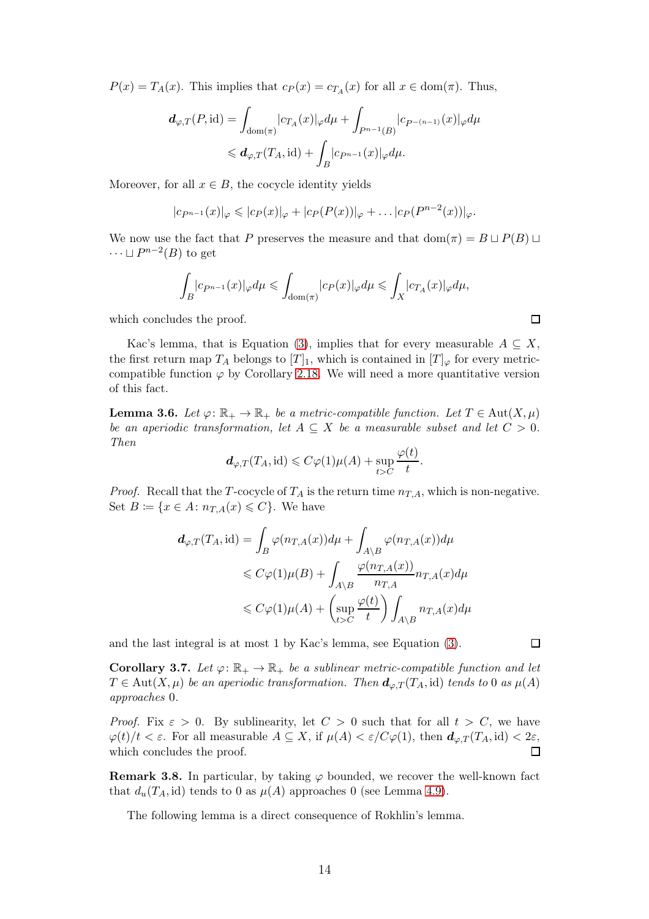$P(x) = T_A(x)$. This implies that $c_P(x) = c_{T_A}(x)$ for all $x \in \mathrm{dom}(\pi)$. Thus,

$$\begin{aligned}
\boldsymbol{d}_{\varphi,T}(P, \mathrm{id}) &= \int_{\mathrm{dom}(\pi)} |c_{T_A}(x)|_\varphi d\mu + \int_{P^{n-1}(B)} |c_{P^{-(n-1)}}(x)|_\varphi d\mu \\
&\leqslant \boldsymbol{d}_{\varphi,T}(T_A, \mathrm{id}) + \int_B |c_{P^{n-1}}(x)|_\varphi d\mu.
\end{aligned}$$

Moreover, for all $x \in B$, the cocycle identity yields

$$|c_{P^{n-1}}(x)|_\varphi \leqslant |c_P(x)|_\varphi + |c_P(P(x))|_\varphi + \dots |c_P(P^{n-2}(x))|_\varphi.$$

We now use the fact that $P$ preserves the measure and that $\mathrm{dom}(\pi) = B \sqcup P(B) \sqcup \dots \sqcup P^{n-2}(B)$ to get

$$\int_B |c_{P^{n-1}}(x)|_\varphi d\mu \leqslant \int_{\mathrm{dom}(\pi)} |c_P(x)|_\varphi d\mu \leqslant \int_X |c_{T_A}(x)|_\varphi d\mu,$$

which concludes the proof. $\square$

Kac's lemma, that is Equation (3), implies that for every measurable $A \subseteq X$, the first return map $T_A$ belongs to $[T]_1$, which is contained in $[T]_\varphi$ for every metric-compatible function $\varphi$ by Corollary 2.18. We will need a more quantitative version of this fact.

**Lemma 3.6.** *Let $\varphi\colon \mathbb{R}_+ \to \mathbb{R}_+$ be a metric-compatible function. Let $T \in \mathrm{Aut}(X, \mu)$ be an aperiodic transformation, let $A \subseteq X$ be a measurable subset and let $C > 0$. Then*

$$\boldsymbol{d}_{\varphi,T}(T_A, \mathrm{id}) \leqslant C\varphi(1)\mu(A) + \sup_{t > C} \frac{\varphi(t)}{t}.$$

*Proof.* Recall that the $T$-cocycle of $T_A$ is the return time $n_{T,A}$, which is non-negative. Set $B \coloneqq \{x \in A \colon n_{T,A}(x) \leqslant C\}$. We have

$$\begin{aligned}
\boldsymbol{d}_{\varphi,T}(T_A, \mathrm{id}) &= \int_B \varphi(n_{T,A}(x)) d\mu + \int_{A \setminus B} \varphi(n_{T,A}(x)) d\mu \\
&\leqslant C\varphi(1)\mu(B) + \int_{A\setminus B} \frac{\varphi(n_{T,A}(x))}{n_{T,A}} n_{T,A}(x) d\mu \\
&\leqslant C\varphi(1)\mu(A) + \left(\sup_{t > C} \frac{\varphi(t)}{t}\right) \int_{A \setminus B} n_{T,A}(x) d\mu
\end{aligned}$$

and the last integral is at most 1 by Kac's lemma, see Equation (3). $\square$

**Corollary 3.7.** *Let $\varphi\colon \mathbb{R}_+ \to \mathbb{R}_+$ be a sublinear metric-compatible function and let $T \in \mathrm{Aut}(X, \mu)$ be an aperiodic transformation. Then $\boldsymbol{d}_{\varphi,T}(T_A, \mathrm{id})$ tends to 0 as $\mu(A)$ approaches 0.*

*Proof.* Fix $\varepsilon > 0$. By sublinearity, let $C > 0$ such that for all $t > C$, we have $\varphi(t)/t < \varepsilon$. For all measurable $A \subseteq X$, if $\mu(A) < \varepsilon / C\varphi(1)$, then $\boldsymbol{d}_{\varphi,T}(T_A, \mathrm{id}) < 2\varepsilon$, which concludes the proof. $\square$

**Remark 3.8.** In particular, by taking $\varphi$ bounded, we recover the well-known fact that $d_u(T_A, \mathrm{id})$ tends to 0 as $\mu(A)$ approaches 0 (see Lemma 4.9).

The following lemma is a direct consequence of Rokhlin's lemma.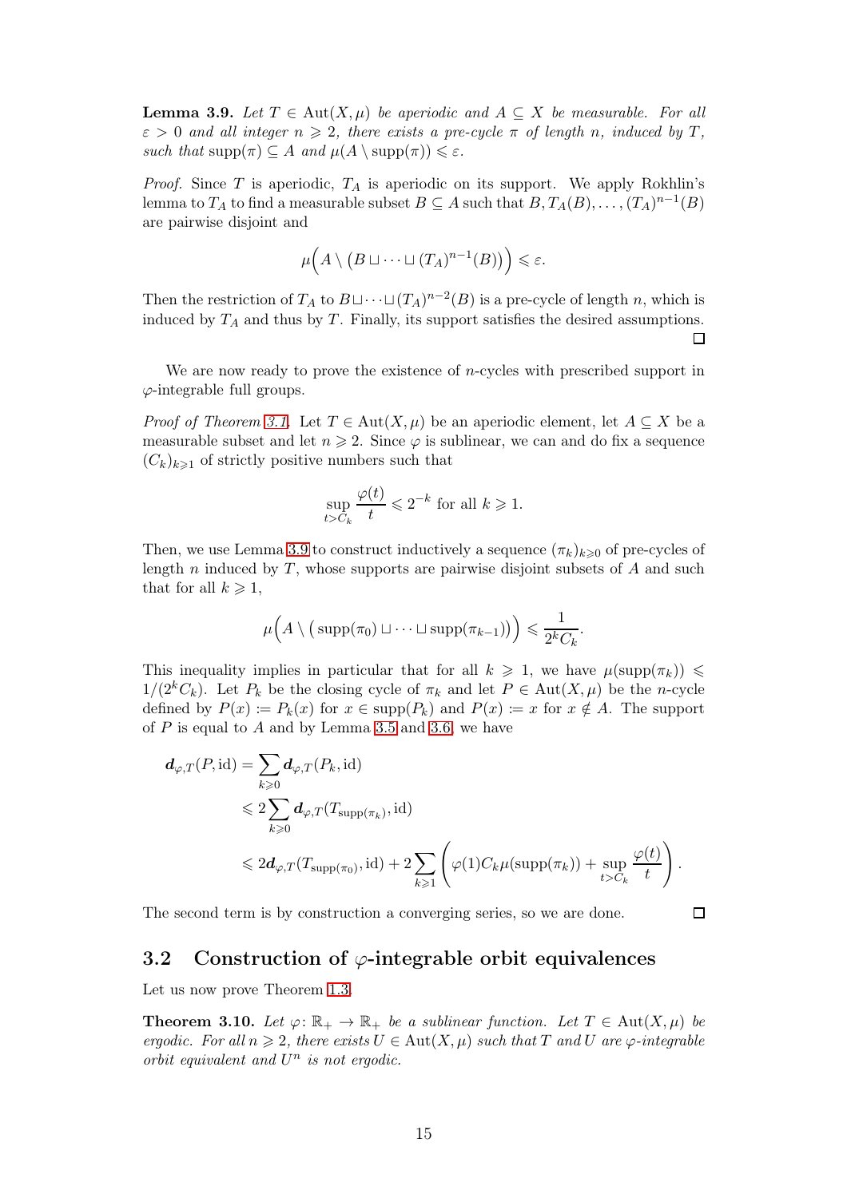**Lemma 3.9.** *Let $T \in \mathrm{Aut}(X,\mu)$ be aperiodic and $A \subseteq X$ be measurable. For all $\varepsilon > 0$ and all integer $n \geqslant 2$, there exists a pre-cycle $\pi$ of length $n$, induced by $T$, such that $\mathrm{supp}(\pi) \subseteq A$ and $\mu(A \setminus \mathrm{supp}(\pi)) \leqslant \varepsilon$.*

*Proof.* Since $T$ is aperiodic, $T_A$ is aperiodic on its support. We apply Rokhlin's lemma to $T_A$ to find a measurable subset $B \subseteq A$ such that $B, T_A(B), \ldots, (T_A)^{n-1}(B)$ are pairwise disjoint and

$$\mu\Big(A \setminus \big(B \sqcup \cdots \sqcup (T_A)^{n-1}(B)\big)\Big) \leqslant \varepsilon.$$

Then the restriction of $T_A$ to $B \sqcup \cdots \sqcup (T_A)^{n-2}(B)$ is a pre-cycle of length $n$, which is induced by $T_A$ and thus by $T$. Finally, its support satisfies the desired assumptions. □

We are now ready to prove the existence of $n$-cycles with prescribed support in $\varphi$-integrable full groups.

*Proof of Theorem 3.1.* Let $T \in \mathrm{Aut}(X,\mu)$ be an aperiodic element, let $A \subseteq X$ be a measurable subset and let $n \geqslant 2$. Since $\varphi$ is sublinear, we can and do fix a sequence $(C_k)_{k\geqslant 1}$ of strictly positive numbers such that

$$\sup_{t > C_k} \frac{\varphi(t)}{t} \leqslant 2^{-k} \text{ for all } k \geqslant 1.$$

Then, we use Lemma 3.9 to construct inductively a sequence $(\pi_k)_{k\geqslant 0}$ of pre-cycles of length $n$ induced by $T$, whose supports are pairwise disjoint subsets of $A$ and such that for all $k \geqslant 1$,

$$\mu\Big(A \setminus \big(\mathrm{supp}(\pi_0) \sqcup \cdots \sqcup \mathrm{supp}(\pi_{k-1})\big)\Big) \leqslant \frac{1}{2^k C_k}.$$

This inequality implies in particular that for all $k \geqslant 1$, we have $\mu(\mathrm{supp}(\pi_k)) \leqslant 1/(2^k C_k)$. Let $P_k$ be the closing cycle of $\pi_k$ and let $P \in \mathrm{Aut}(X,\mu)$ be the $n$-cycle defined by $P(x) := P_k(x)$ for $x \in \mathrm{supp}(P_k)$ and $P(x) := x$ for $x \notin A$. The support of $P$ is equal to $A$ and by Lemma 3.5 and 3.6, we have

$$\begin{aligned}
\boldsymbol{d}_{\varphi,T}(P, \mathrm{id}) &= \sum_{k\geqslant 0} \boldsymbol{d}_{\varphi,T}(P_k, \mathrm{id}) \\
&\leqslant 2\sum_{k\geqslant 0} \boldsymbol{d}_{\varphi,T}(T_{\mathrm{supp}(\pi_k)}, \mathrm{id}) \\
&\leqslant 2\boldsymbol{d}_{\varphi,T}(T_{\mathrm{supp}(\pi_0)}, \mathrm{id}) + 2\sum_{k\geqslant 1}\left(\varphi(1) C_k \mu(\mathrm{supp}(\pi_k)) + \sup_{t > C_k} \frac{\varphi(t)}{t}\right).
\end{aligned}$$

The second term is by construction a converging series, so we are done. □

## 3.2 Construction of $\varphi$-integrable orbit equivalences

Let us now prove Theorem 1.3.

**Theorem 3.10.** *Let $\varphi\colon \mathbb{R}_+ \to \mathbb{R}_+$ be a sublinear function. Let $T \in \mathrm{Aut}(X,\mu)$ be ergodic. For all $n \geqslant 2$, there exists $U \in \mathrm{Aut}(X,\mu)$ such that $T$ and $U$ are $\varphi$-integrable orbit equivalent and $U^n$ is not ergodic.*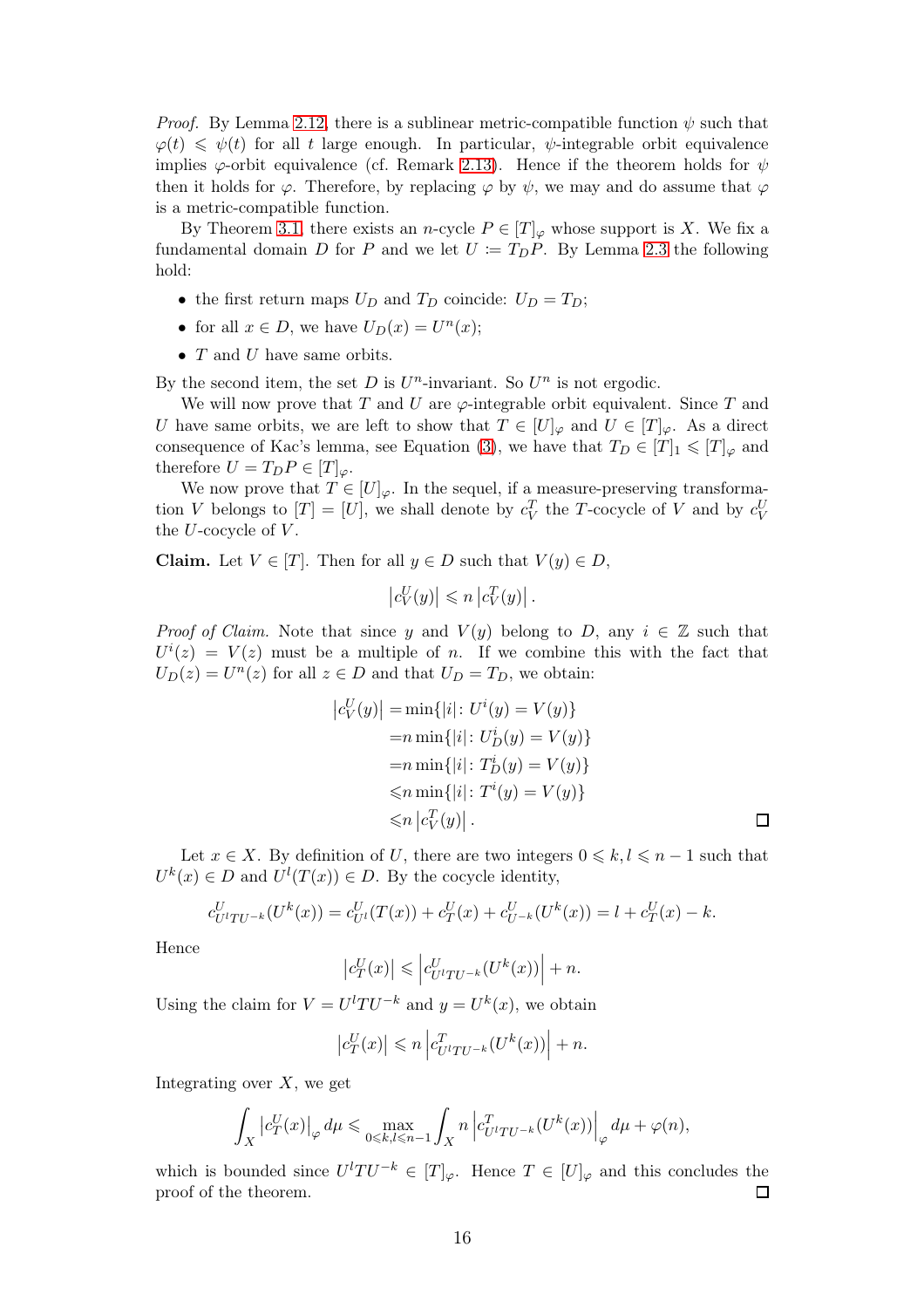*Proof.* By Lemma 2.12, there is a sublinear metric-compatible function $\psi$ such that $\varphi(t) \leqslant \psi(t)$ for all $t$ large enough. In particular, $\psi$-integrable orbit equivalence implies $\varphi$-orbit equivalence (cf. Remark 2.13). Hence if the theorem holds for $\psi$ then it holds for $\varphi$. Therefore, by replacing $\varphi$ by $\psi$, we may and do assume that $\varphi$ is a metric-compatible function.

By Theorem 3.1, there exists an $n$-cycle $P \in [T]_\varphi$ whose support is $X$. We fix a fundamental domain $D$ for $P$ and we let $U \coloneqq T_D P$. By Lemma 2.3 the following hold:

- the first return maps $U_D$ and $T_D$ coincide: $U_D = T_D$;
- for all $x \in D$, we have $U_D(x) = U^n(x)$;
- $T$ and $U$ have same orbits.

By the second item, the set $D$ is $U^n$-invariant. So $U^n$ is not ergodic.

We will now prove that $T$ and $U$ are $\varphi$-integrable orbit equivalent. Since $T$ and $U$ have same orbits, we are left to show that $T \in [U]_\varphi$ and $U \in [T]_\varphi$. As a direct consequence of Kac's lemma, see Equation (3), we have that $T_D \in [T]_1 \leqslant [T]_\varphi$ and therefore $U = T_D P \in [T]_\varphi$.

We now prove that $T \in [U]_\varphi$. In the sequel, if a measure-preserving transformation $V$ belongs to $[T] = [U]$, we shall denote by $c_V^T$ the $T$-cocycle of $V$ and by $c_V^U$ the $U$-cocycle of $V$.

**Claim.** Let $V \in [T]$. Then for all $y \in D$ such that $V(y) \in D$,

$$\left|c_V^U(y)\right| \leqslant n \left|c_V^T(y)\right|.$$

*Proof of Claim.* Note that since $y$ and $V(y)$ belong to $D$, any $i \in \mathbb{Z}$ such that $U^i(z) = V(z)$ must be a multiple of $n$. If we combine this with the fact that $U_D(z) = U^n(z)$ for all $z \in D$ and that $U_D = T_D$, we obtain:

$$\begin{aligned}
\left|c_V^U(y)\right| &= \min\{|i| \colon U^i(y) = V(y)\} \\
&= n \min\{|i| \colon U_D^i(y) = V(y)\} \\
&= n \min\{|i| \colon T_D^i(y) = V(y)\} \\
&\leqslant n \min\{|i| \colon T^i(y) = V(y)\} \\
&\leqslant n \left|c_V^T(y)\right|.
\end{aligned}$$

□

Let $x \in X$. By definition of $U$, there are two integers $0 \leqslant k, l \leqslant n-1$ such that $U^k(x) \in D$ and $U^l(T(x)) \in D$. By the cocycle identity,

$$c^U_{U^l T U^{-k}}(U^k(x)) = c^U_{U^l}(T(x)) + c^U_T(x) + c^U_{U^{-k}}(U^k(x)) = l + c^U_T(x) - k.$$

Hence

$$\left|c_T^U(x)\right| \leqslant \left|c^U_{U^l T U^{-k}}(U^k(x))\right| + n.$$

Using the claim for $V = U^l T U^{-k}$ and $y = U^k(x)$, we obtain

$$\left|c_T^U(x)\right| \leqslant n \left|c^T_{U^l T U^{-k}}(U^k(x))\right| + n.$$

Integrating over $X$, we get

$$\int_X \left|c_T^U(x)\right|_\varphi d\mu \leqslant \max_{0 \leqslant k,l \leqslant n-1} \int_X n \left|c^T_{U^l T U^{-k}}(U^k(x))\right|_\varphi d\mu + \varphi(n),$$

which is bounded since $U^l T U^{-k} \in [T]_\varphi$. Hence $T \in [U]_\varphi$ and this concludes the proof of the theorem. □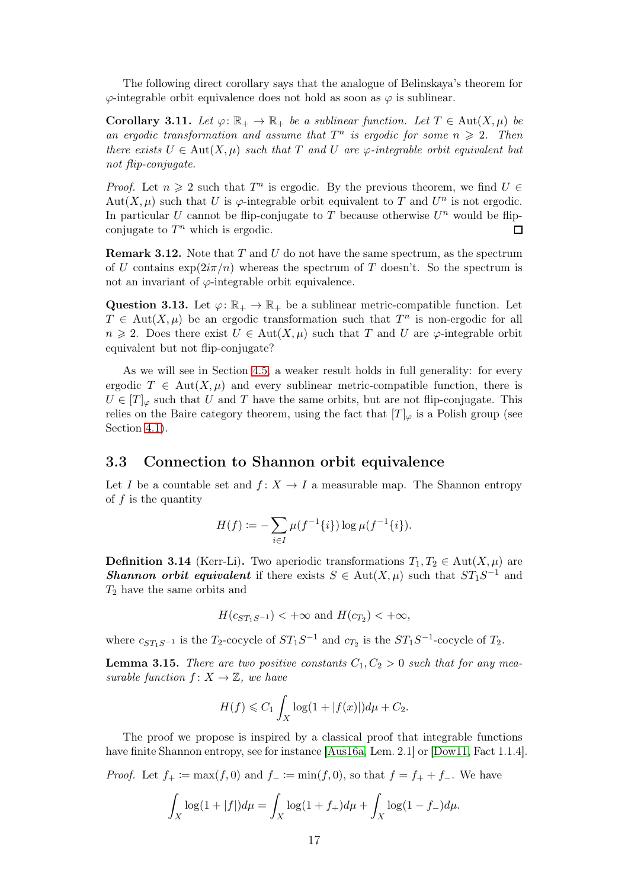The following direct corollary says that the analogue of Belinskaya's theorem for $\varphi$-integrable orbit equivalence does not hold as soon as $\varphi$ is sublinear.

**Corollary 3.11.** *Let $\varphi\colon \mathbb{R}_+ \to \mathbb{R}_+$ be a sublinear function. Let $T \in \mathrm{Aut}(X,\mu)$ be an ergodic transformation and assume that $T^n$ is ergodic for some $n \geqslant 2$. Then there exists $U \in \mathrm{Aut}(X,\mu)$ such that $T$ and $U$ are $\varphi$-integrable orbit equivalent but not flip-conjugate.*

*Proof.* Let $n \geqslant 2$ such that $T^n$ is ergodic. By the previous theorem, we find $U \in \mathrm{Aut}(X,\mu)$ such that $U$ is $\varphi$-integrable orbit equivalent to $T$ and $U^n$ is not ergodic. In particular $U$ cannot be flip-conjugate to $T$ because otherwise $U^n$ would be flip-conjugate to $T^n$ which is ergodic. □

**Remark 3.12.** Note that $T$ and $U$ do not have the same spectrum, as the spectrum of $U$ contains $\exp(2i\pi/n)$ whereas the spectrum of $T$ doesn't. So the spectrum is not an invariant of $\varphi$-integrable orbit equivalence.

**Question 3.13.** Let $\varphi\colon \mathbb{R}_+ \to \mathbb{R}_+$ be a sublinear metric-compatible function. Let $T \in \mathrm{Aut}(X,\mu)$ be an ergodic transformation such that $T^n$ is non-ergodic for all $n \geqslant 2$. Does there exist $U \in \mathrm{Aut}(X,\mu)$ such that $T$ and $U$ are $\varphi$-integrable orbit equivalent but not flip-conjugate?

As we will see in Section 4.5, a weaker result holds in full generality: for every ergodic $T \in \mathrm{Aut}(X,\mu)$ and every sublinear metric-compatible function, there is $U \in [T]_\varphi$ such that $U$ and $T$ have the same orbits, but are not flip-conjugate. This relies on the Baire category theorem, using the fact that $[T]_\varphi$ is a Polish group (see Section 4.1).

## 3.3 Connection to Shannon orbit equivalence

Let $I$ be a countable set and $f\colon X \to I$ a measurable map. The Shannon entropy of $f$ is the quantity

$$H(f) := -\sum_{i\in I} \mu(f^{-1}\{i\}) \log \mu(f^{-1}\{i\}).$$

**Definition 3.14** (Kerr-Li)**.** Two aperiodic transformations $T_1, T_2 \in \mathrm{Aut}(X,\mu)$ are ***Shannon orbit equivalent*** if there exists $S \in \mathrm{Aut}(X,\mu)$ such that $ST_1S^{-1}$ and $T_2$ have the same orbits and

$$H(c_{ST_1S^{-1}}) < +\infty \text{ and } H(c_{T_2}) < +\infty,$$

where $c_{ST_1S^{-1}}$ is the $T_2$-cocycle of $ST_1S^{-1}$ and $c_{T_2}$ is the $ST_1S^{-1}$-cocycle of $T_2$.

**Lemma 3.15.** *There are two positive constants $C_1, C_2 > 0$ such that for any measurable function $f\colon X \to \mathbb{Z}$, we have*

$$H(f) \leqslant C_1 \int_X \log(1+|f(x)|)d\mu + C_2.$$

The proof we propose is inspired by a classical proof that integrable functions have finite Shannon entropy, see for instance [Aus16a, Lem. 2.1] or [Dow11, Fact 1.1.4].

*Proof.* Let $f_+ := \max(f,0)$ and $f_- := \min(f,0)$, so that $f = f_+ + f_-$. We have

$$\int_X \log(1+|f|)d\mu = \int_X \log(1+f_+)d\mu + \int_X \log(1-f_-)d\mu.$$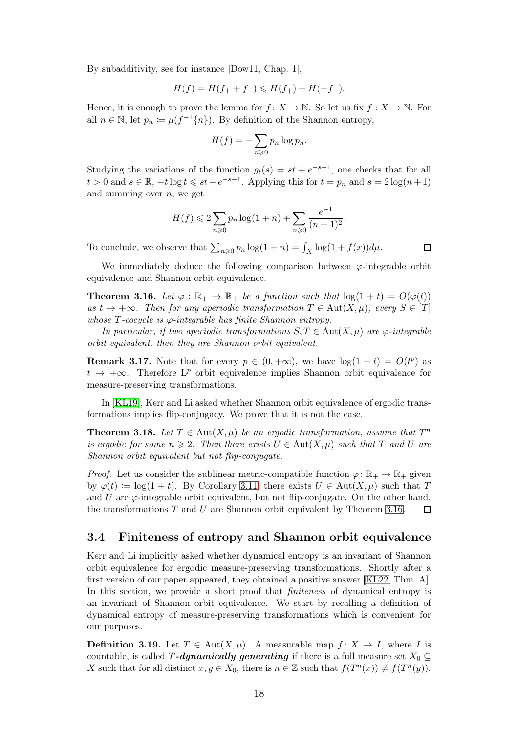By subadditivity, see for instance [Dow11, Chap. 1],

$$H(f) = H(f_+ + f_-) \leqslant H(f_+) + H(-f_-).$$

Hence, it is enough to prove the lemma for $f\colon X \to \mathbb{N}$. So let us fix $f\colon X \to \mathbb{N}$. For all $n \in \mathbb{N}$, let $p_n \coloneqq \mu(f^{-1}\{n\})$. By definition of the Shannon entropy,

$$H(f) = -\sum_{n \geqslant 0} p_n \log p_n.$$

Studying the variations of the function $g_t(s) = st + e^{-s-1}$, one checks that for all $t > 0$ and $s \in \mathbb{R}$, $-t \log t \leqslant st + e^{-s-1}$. Applying this for $t = p_n$ and $s = 2\log(n+1)$ and summing over $n$, we get

$$H(f) \leqslant 2 \sum_{n \geqslant 0} p_n \log(1+n) + \sum_{n \geqslant 0} \frac{e^{-1}}{(n+1)^2}.$$

To conclude, we observe that $\sum_{n \geqslant 0} p_n \log(1+n) = \int_X \log(1+f(x))d\mu$. □

We immediately deduce the following comparison between $\varphi$-integrable orbit equivalence and Shannon orbit equivalence.

**Theorem 3.16.** *Let $\varphi : \mathbb{R}_+ \to \mathbb{R}_+$ be a function such that $\log(1+t) = O(\varphi(t))$ as $t \to +\infty$. Then for any aperiodic transformation $T \in \mathrm{Aut}(X,\mu)$, every $S \in [T]$ whose $T$-cocycle is $\varphi$-integrable has finite Shannon entropy.*

*In particular, if two aperiodic transformations $S, T \in \mathrm{Aut}(X,\mu)$ are $\varphi$-integrable orbit equivalent, then they are Shannon orbit equivalent.*

**Remark 3.17.** Note that for every $p \in (0, +\infty)$, we have $\log(1+t) = O(t^p)$ as $t \to +\infty$. Therefore $\mathrm{L}^p$ orbit equivalence implies Shannon orbit equivalence for measure-preserving transformations.

In [KL19], Kerr and Li asked whether Shannon orbit equivalence of ergodic transformations implies flip-conjugacy. We prove that it is not the case.

**Theorem 3.18.** *Let $T \in \mathrm{Aut}(X,\mu)$ be an ergodic transformation, assume that $T^n$ is ergodic for some $n \geqslant 2$. Then there exists $U \in \mathrm{Aut}(X,\mu)$ such that $T$ and $U$ are Shannon orbit equivalent but not flip-conjugate.*

*Proof.* Let us consider the sublinear metric-compatible function $\varphi\colon \mathbb{R}_+ \to \mathbb{R}_+$ given by $\varphi(t) \coloneqq \log(1+t)$. By Corollary 3.11, there exists $U \in \mathrm{Aut}(X,\mu)$ such that $T$ and $U$ are $\varphi$-integrable orbit equivalent, but not flip-conjugate. On the other hand, the transformations $T$ and $U$ are Shannon orbit equivalent by Theorem 3.16. □

## 3.4 Finiteness of entropy and Shannon orbit equivalence

Kerr and Li implicitly asked whether dynamical entropy is an invariant of Shannon orbit equivalence for ergodic measure-preserving transformations. Shortly after a first version of our paper appeared, they obtained a positive answer [KL22, Thm. A]. In this section, we provide a short proof that *finiteness* of dynamical entropy is an invariant of Shannon orbit equivalence. We start by recalling a definition of dynamical entropy of measure-preserving transformations which is convenient for our purposes.

**Definition 3.19.** Let $T \in \mathrm{Aut}(X,\mu)$. A measurable map $f\colon X \to I$, where $I$ is countable, is called ***$T$-dynamically generating*** if there is a full measure set $X_0 \subseteq X$ such that for all distinct $x, y \in X_0$, there is $n \in \mathbb{Z}$ such that $f(T^n(x)) \neq f(T^n(y))$.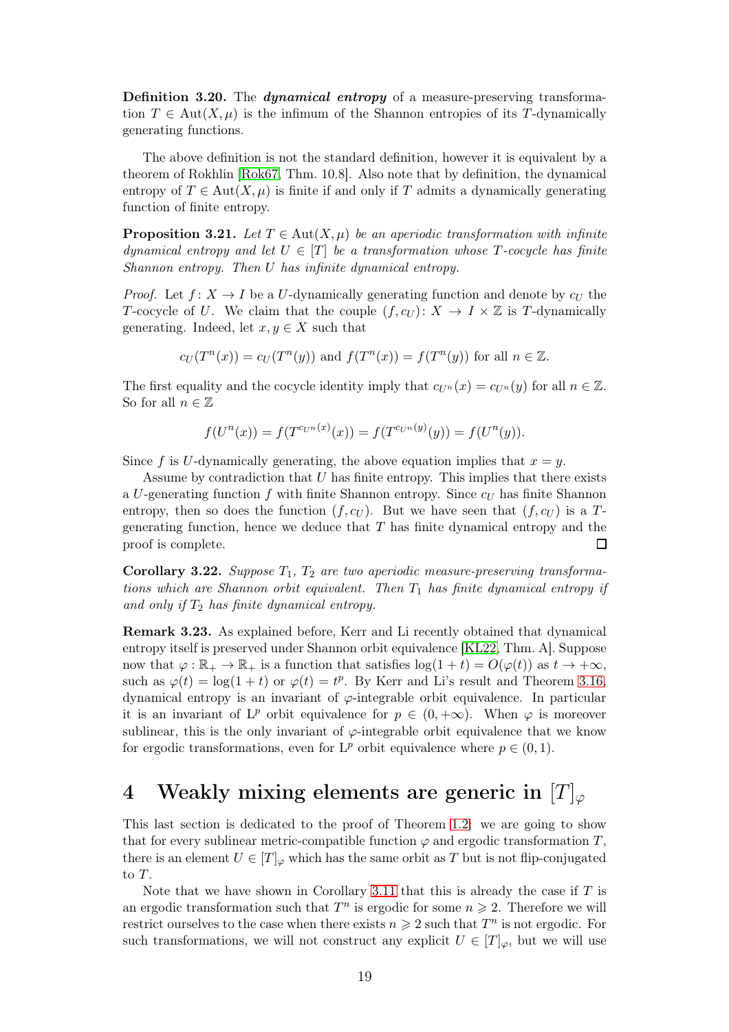**Definition 3.20.** The ***dynamical entropy*** of a measure-preserving transformation $T \in \mathrm{Aut}(X, \mu)$ is the infimum of the Shannon entropies of its $T$-dynamically generating functions.

The above definition is not the standard definition, however it is equivalent by a theorem of Rokhlin [Rok67, Thm. 10.8]. Also note that by definition, the dynamical entropy of $T \in \mathrm{Aut}(X, \mu)$ is finite if and only if $T$ admits a dynamically generating function of finite entropy.

**Proposition 3.21.** *Let $T \in \mathrm{Aut}(X, \mu)$ be an aperiodic transformation with infinite dynamical entropy and let $U \in [T]$ be a transformation whose $T$-cocycle has finite Shannon entropy. Then $U$ has infinite dynamical entropy.*

*Proof.* Let $f: X \to I$ be a $U$-dynamically generating function and denote by $c_U$ the $T$-cocycle of $U$. We claim that the couple $(f, c_U): X \to I \times \mathbb{Z}$ is $T$-dynamically generating. Indeed, let $x, y \in X$ such that

$$c_U(T^n(x)) = c_U(T^n(y)) \text{ and } f(T^n(x)) = f(T^n(y)) \text{ for all } n \in \mathbb{Z}.$$

The first equality and the cocycle identity imply that $c_{U^n}(x) = c_{U^n}(y)$ for all $n \in \mathbb{Z}$. So for all $n \in \mathbb{Z}$

$$f(U^n(x)) = f(T^{c_{U^n}(x)}(x)) = f(T^{c_{U^n}(y)}(y)) = f(U^n(y)).$$

Since $f$ is $U$-dynamically generating, the above equation implies that $x = y$.

Assume by contradiction that $U$ has finite entropy. This implies that there exists a $U$-generating function $f$ with finite Shannon entropy. Since $c_U$ has finite Shannon entropy, then so does the function $(f, c_U)$. But we have seen that $(f, c_U)$ is a $T$-generating function, hence we deduce that $T$ has finite dynamical entropy and the proof is complete. $\square$

**Corollary 3.22.** *Suppose $T_1$, $T_2$ are two aperiodic measure-preserving transformations which are Shannon orbit equivalent. Then $T_1$ has finite dynamical entropy if and only if $T_2$ has finite dynamical entropy.*

**Remark 3.23.** As explained before, Kerr and Li recently obtained that dynamical entropy itself is preserved under Shannon orbit equivalence [KL22, Thm. A]. Suppose now that $\varphi : \mathbb{R}_+ \to \mathbb{R}_+$ is a function that satisfies $\log(1 + t) = O(\varphi(t))$ as $t \to +\infty$, such as $\varphi(t) = \log(1 + t)$ or $\varphi(t) = t^p$. By Kerr and Li's result and Theorem 3.16, dynamical entropy is an invariant of $\varphi$-integrable orbit equivalence. In particular it is an invariant of $\mathrm{L}^p$ orbit equivalence for $p \in (0, +\infty)$. When $\varphi$ is moreover sublinear, this is the only invariant of $\varphi$-integrable orbit equivalence that we know for ergodic transformations, even for $\mathrm{L}^p$ orbit equivalence where $p \in (0, 1)$.

# 4 Weakly mixing elements are generic in $[T]_\varphi$

This last section is dedicated to the proof of Theorem 1.2: we are going to show that for every sublinear metric-compatible function $\varphi$ and ergodic transformation $T$, there is an element $U \in [T]_\varphi$ which has the same orbit as $T$ but is not flip-conjugated to $T$.

Note that we have shown in Corollary 3.11 that this is already the case if $T$ is an ergodic transformation such that $T^n$ is ergodic for some $n \geqslant 2$. Therefore we will restrict ourselves to the case when there exists $n \geqslant 2$ such that $T^n$ is not ergodic. For such transformations, we will not construct any explicit $U \in [T]_\varphi$, but we will use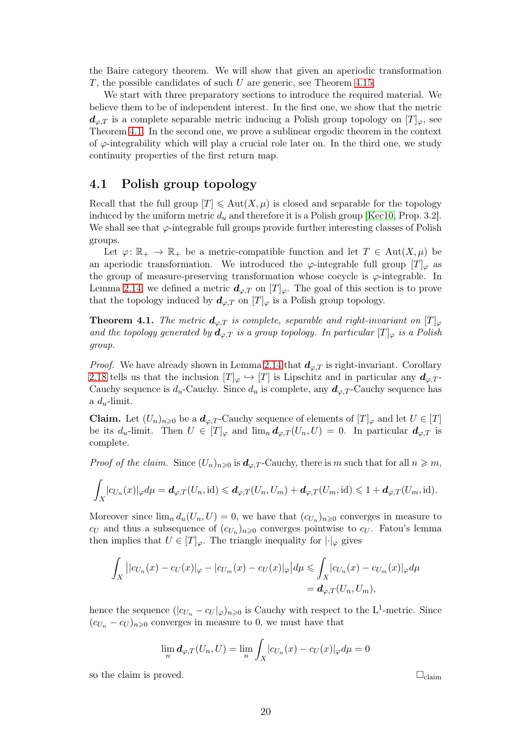the Baire category theorem. We will show that given an aperiodic transformation $T$, the possible candidates of such $U$ are generic, see Theorem 4.15.

We start with three preparatory sections to introduce the required material. We believe them to be of independent interest. In the first one, we show that the metric $\boldsymbol{d}_{\varphi,T}$ is a complete separable metric inducing a Polish group topology on $[T]_\varphi$, see Theorem 4.1. In the second one, we prove a sublinear ergodic theorem in the context of $\varphi$-integrability which will play a crucial role later on. In the third one, we study continuity properties of the first return map.

## 4.1 Polish group topology

Recall that the full group $[T] \leqslant \mathrm{Aut}(X,\mu)$ is closed and separable for the topology induced by the uniform metric $d_u$ and therefore it is a Polish group [Kec10, Prop. 3.2]. We shall see that $\varphi$-integrable full groups provide further interesting classes of Polish groups.

Let $\varphi\colon \mathbb{R}_+ \to \mathbb{R}_+$ be a metric-compatible function and let $T \in \mathrm{Aut}(X,\mu)$ be an aperiodic transformation. We introduced the $\varphi$-integrable full group $[T]_\varphi$ as the group of measure-preserving transformation whose cocycle is $\varphi$-integrable. In Lemma 2.14, we defined a metric $\boldsymbol{d}_{\varphi,T}$ on $[T]_\varphi$. The goal of this section is to prove that the topology induced by $\boldsymbol{d}_{\varphi,T}$ on $[T]_\varphi$ is a Polish group topology.

**Theorem 4.1.** *The metric $\boldsymbol{d}_{\varphi,T}$ is complete, separable and right-invariant on $[T]_\varphi$ and the topology generated by $\boldsymbol{d}_{\varphi,T}$ is a group topology. In particular $[T]_\varphi$ is a Polish group.*

*Proof.* We have already shown in Lemma 2.14 that $\boldsymbol{d}_{\varphi,T}$ is right-invariant. Corollary 2.18 tells us that the inclusion $[T]_\varphi \hookrightarrow [T]$ is Lipschitz and in particular any $\boldsymbol{d}_{\varphi,T}$-Cauchy sequence is $d_u$-Cauchy. Since $d_u$ is complete, any $\boldsymbol{d}_{\varphi,T}$-Cauchy sequence has a $d_u$-limit.

**Claim.** Let $(U_n)_{n\geqslant 0}$ be a $\boldsymbol{d}_{\varphi,T}$-Cauchy sequence of elements of $[T]_\varphi$ and let $U \in [T]$ be its $d_u$-limit. Then $U \in [T]_\varphi$ and $\lim_n \boldsymbol{d}_{\varphi,T}(U_n, U) = 0$. In particular $\boldsymbol{d}_{\varphi,T}$ is complete.

*Proof of the claim.* Since $(U_n)_{n\geqslant 0}$ is $\boldsymbol{d}_{\varphi,T}$-Cauchy, there is $m$ such that for all $n \geqslant m$,

$$\int_X |c_{U_n}(x)|_\varphi d\mu = \boldsymbol{d}_{\varphi,T}(U_n,\mathrm{id}) \leqslant \boldsymbol{d}_{\varphi,T}(U_n,U_m) + \boldsymbol{d}_{\varphi,T}(U_m,\mathrm{id}) \leqslant 1 + \boldsymbol{d}_{\varphi,T}(U_m,\mathrm{id}).$$

Moreover since $\lim_n d_u(U_n,U) = 0$, we have that $(c_{U_n})_{n\geqslant 0}$ converges in measure to $c_U$ and thus a subsequence of $(c_{U_n})_{n\geqslant 0}$ converges pointwise to $c_U$. Fatou's lemma then implies that $U \in [T]_\varphi$. The triangle inequality for $|\cdot|_\varphi$ gives

$$\begin{aligned}\int_X \big||c_{U_n}(x) - c_U(x)|_\varphi - |c_{U_m}(x) - c_U(x)|_\varphi\big| d\mu &\leqslant \int_X |c_{U_n}(x) - c_{U_m}(x)|_\varphi d\mu \\ &= \boldsymbol{d}_{\varphi,T}(U_n,U_m),\end{aligned}$$

hence the sequence $(|c_{U_n} - c_U|_\varphi)_{n\geqslant 0}$ is Cauchy with respect to the $\mathrm{L}^1$-metric. Since $(c_{U_n} - c_U)_{n\geqslant 0}$ converges in measure to 0, we must have that

$$\lim_n \boldsymbol{d}_{\varphi,T}(U_n,U) = \lim_n \int_X |c_{U_n}(x) - c_U(x)|_\varphi d\mu = 0$$

so the claim is proved. $\square_{\text{claim}}$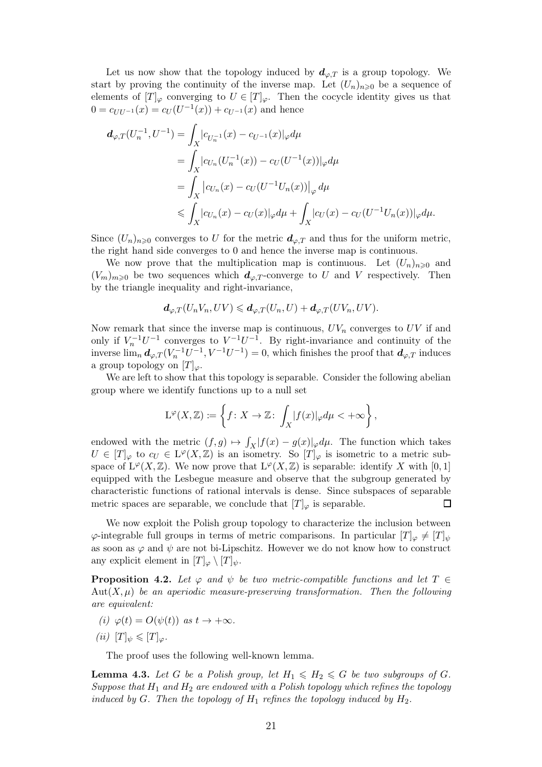Let us now show that the topology induced by $\boldsymbol{d}_{\varphi,T}$ is a group topology. We start by proving the continuity of the inverse map. Let $(U_n)_{n\geqslant 0}$ be a sequence of elements of $[T]_\varphi$ converging to $U \in [T]_\varphi$. Then the cocycle identity gives us that $0 = c_{UU^{-1}}(x) = c_U(U^{-1}(x)) + c_{U^{-1}}(x)$ and hence

$$
\begin{aligned}
\boldsymbol{d}_{\varphi,T}(U_n^{-1}, U^{-1}) &= \int_X |c_{U_n^{-1}}(x) - c_{U^{-1}}(x)|_\varphi d\mu \\
&= \int_X |c_{U_n}(U_n^{-1}(x)) - c_U(U^{-1}(x))|_\varphi d\mu \\
&= \int_X \left|c_{U_n}(x) - c_U(U^{-1}U_n(x))\right|_\varphi d\mu \\
&\leqslant \int_X |c_{U_n}(x) - c_U(x)|_\varphi d\mu + \int_X |c_U(x) - c_U(U^{-1}U_n(x))|_\varphi d\mu.
\end{aligned}
$$

Since $(U_n)_{n\geqslant 0}$ converges to $U$ for the metric $\boldsymbol{d}_{\varphi,T}$ and thus for the uniform metric, the right hand side converges to 0 and hence the inverse map is continuous.

We now prove that the multiplication map is continuous. Let $(U_n)_{n\geqslant 0}$ and $(V_m)_{m\geqslant 0}$ be two sequences which $\boldsymbol{d}_{\varphi,T}$-converge to $U$ and $V$ respectively. Then by the triangle inequality and right-invariance,

$$
\boldsymbol{d}_{\varphi,T}(U_nV_n, UV) \leqslant \boldsymbol{d}_{\varphi,T}(U_n, U) + \boldsymbol{d}_{\varphi,T}(UV_n, UV).
$$

Now remark that since the inverse map is continuous, $UV_n$ converges to $UV$ if and only if $V_n^{-1}U^{-1}$ converges to $V^{-1}U^{-1}$. By right-invariance and continuity of the inverse $\lim_n \boldsymbol{d}_{\varphi,T}(V_n^{-1}U^{-1}, V^{-1}U^{-1}) = 0$, which finishes the proof that $\boldsymbol{d}_{\varphi,T}$ induces a group topology on $[T]_\varphi$.

We are left to show that this topology is separable. Consider the following abelian group where we identify functions up to a null set

$$
\mathrm{L}^\varphi(X, \mathbb{Z}) \coloneqq \left\{ f\colon X \to \mathbb{Z}\colon \int_X |f(x)|_\varphi d\mu < +\infty \right\},
$$

endowed with the metric $(f, g) \mapsto \int_X |f(x) - g(x)|_\varphi d\mu$. The function which takes $U \in [T]_\varphi$ to $c_U \in \mathrm{L}^\varphi(X, \mathbb{Z})$ is an isometry. So $[T]_\varphi$ is isometric to a metric subspace of $\mathrm{L}^\varphi(X, \mathbb{Z})$. We now prove that $\mathrm{L}^\varphi(X, \mathbb{Z})$ is separable: identify $X$ with $[0, 1]$ equipped with the Lesbegue measure and observe that the subgroup generated by characteristic functions of rational intervals is dense. Since subspaces of separable metric spaces are separable, we conclude that $[T]_\varphi$ is separable. $\square$

We now exploit the Polish group topology to characterize the inclusion between $\varphi$-integrable full groups in terms of metric comparisons. In particular $[T]_\varphi \neq [T]_\psi$ as soon as $\varphi$ and $\psi$ are not bi-Lipschitz. However we do not know how to construct any explicit element in $[T]_\varphi \setminus [T]_\psi$.

**Proposition 4.2.** *Let $\varphi$ and $\psi$ be two metric-compatible functions and let $T \in \mathrm{Aut}(X, \mu)$ be an aperiodic measure-preserving transformation. Then the following are equivalent:*

*(i)* $\varphi(t) = O(\psi(t))$ *as* $t \to +\infty$.

*(ii)* $[T]_\psi \leqslant [T]_\varphi$.

The proof uses the following well-known lemma.

**Lemma 4.3.** *Let $G$ be a Polish group, let $H_1 \leqslant H_2 \leqslant G$ be two subgroups of $G$. Suppose that $H_1$ and $H_2$ are endowed with a Polish topology which refines the topology induced by $G$. Then the topology of $H_1$ refines the topology induced by $H_2$.*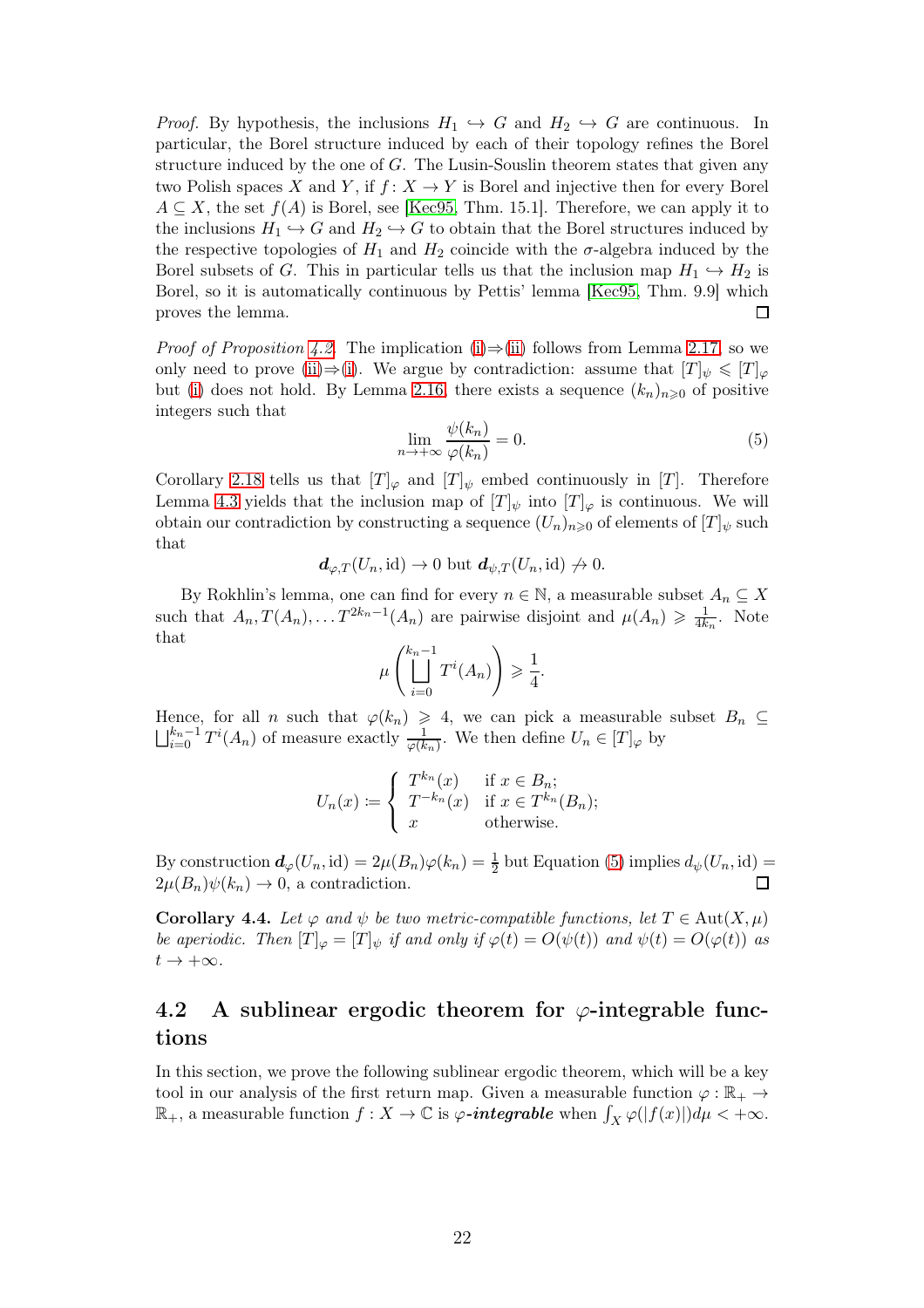*Proof.* By hypothesis, the inclusions $H_1 \hookrightarrow G$ and $H_2 \hookrightarrow G$ are continuous. In particular, the Borel structure induced by each of their topology refines the Borel structure induced by the one of $G$. The Lusin-Souslin theorem states that given any two Polish spaces $X$ and $Y$, if $f\colon X \to Y$ is Borel and injective then for every Borel $A \subseteq X$, the set $f(A)$ is Borel, see [Kec95, Thm. 15.1]. Therefore, we can apply it to the inclusions $H_1 \hookrightarrow G$ and $H_2 \hookrightarrow G$ to obtain that the Borel structures induced by the respective topologies of $H_1$ and $H_2$ coincide with the $\sigma$-algebra induced by the Borel subsets of $G$. This in particular tells us that the inclusion map $H_1 \hookrightarrow H_2$ is Borel, so it is automatically continuous by Pettis' lemma [Kec95, Thm. 9.9] which proves the lemma. ◻

*Proof of Proposition 4.2.* The implication (i)⇒(ii) follows from Lemma 2.17, so we only need to prove (ii)⇒(i). We argue by contradiction: assume that $[T]_\psi \leqslant [T]_\varphi$ but (i) does not hold. By Lemma 2.16, there exists a sequence $(k_n)_{n\geqslant 0}$ of positive integers such that

$$\lim_{n\to+\infty} \frac{\psi(k_n)}{\varphi(k_n)} = 0. \tag{5}$$

Corollary 2.18 tells us that $[T]_\varphi$ and $[T]_\psi$ embed continuously in $[T]$. Therefore Lemma 4.3 yields that the inclusion map of $[T]_\psi$ into $[T]_\varphi$ is continuous. We will obtain our contradiction by constructing a sequence $(U_n)_{n\geqslant 0}$ of elements of $[T]_\psi$ such that

$$\boldsymbol{d}_{\varphi,T}(U_n, \mathrm{id}) \to 0 \text{ but } \boldsymbol{d}_{\psi,T}(U_n, \mathrm{id}) \not\to 0.$$

By Rokhlin's lemma, one can find for every $n \in \mathbb{N}$, a measurable subset $A_n \subseteq X$ such that $A_n, T(A_n), \dots T^{2k_n-1}(A_n)$ are pairwise disjoint and $\mu(A_n) \geqslant \frac{1}{4k_n}$. Note that

$$\mu\left(\bigsqcup_{i=0}^{k_n-1} T^i(A_n)\right) \geqslant \frac{1}{4}.$$

Hence, for all $n$ such that $\varphi(k_n) \geqslant 4$, we can pick a measurable subset $B_n \subseteq \bigsqcup_{i=0}^{k_n-1} T^i(A_n)$ of measure exactly $\frac{1}{\varphi(k_n)}$. We then define $U_n \in [T]_\varphi$ by

$$U_n(x) \coloneqq \begin{cases} T^{k_n}(x) & \text{if } x \in B_n; \\ T^{-k_n}(x) & \text{if } x \in T^{k_n}(B_n); \\ x & \text{otherwise.} \end{cases}$$

By construction $\boldsymbol{d}_\varphi(U_n, \mathrm{id}) = 2\mu(B_n)\varphi(k_n) = \frac{1}{2}$ but Equation (5) implies $d_\psi(U_n, \mathrm{id}) = 2\mu(B_n)\psi(k_n) \to 0$, a contradiction. ◻

**Corollary 4.4.** *Let $\varphi$ and $\psi$ be two metric-compatible functions, let $T \in \mathrm{Aut}(X, \mu)$ be aperiodic. Then $[T]_\varphi = [T]_\psi$ if and only if $\varphi(t) = O(\psi(t))$ and $\psi(t) = O(\varphi(t))$ as $t \to +\infty$.*

## 4.2 A sublinear ergodic theorem for $\varphi$-integrable functions

In this section, we prove the following sublinear ergodic theorem, which will be a key tool in our analysis of the first return map. Given a measurable function $\varphi : \mathbb{R}_+ \to \mathbb{R}_+$, a measurable function $f : X \to \mathbb{C}$ is ***$\varphi$-integrable*** when $\int_X \varphi(|f(x)|) d\mu < +\infty$.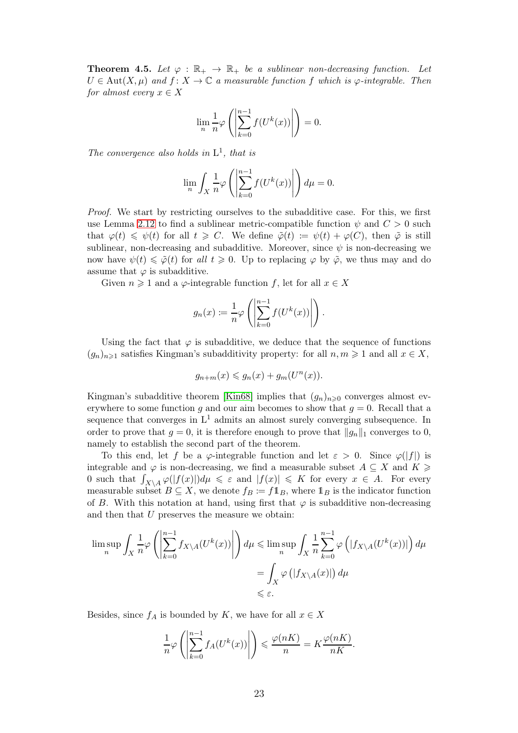**Theorem 4.5.** *Let $\varphi : \mathbb{R}_+ \to \mathbb{R}_+$ be a sublinear non-decreasing function. Let $U \in \mathrm{Aut}(X,\mu)$ and $f \colon X \to \mathbb{C}$ a measurable function $f$ which is $\varphi$-integrable. Then for almost every $x \in X$*

$$\lim_n \frac{1}{n}\varphi\left(\left|\sum_{k=0}^{n-1} f(U^k(x))\right|\right) = 0.$$

*The convergence also holds in $\mathrm{L}^1$, that is*

$$\lim_n \int_X \frac{1}{n}\varphi\left(\left|\sum_{k=0}^{n-1} f(U^k(x))\right|\right) d\mu = 0.$$

*Proof.* We start by restricting ourselves to the subadditive case. For this, we first use Lemma 2.12 to find a sublinear metric-compatible function $\psi$ and $C > 0$ such that $\varphi(t) \leqslant \psi(t)$ for all $t \geqslant C$. We define $\tilde{\varphi}(t) := \psi(t) + \varphi(C)$, then $\tilde{\varphi}$ is still sublinear, non-decreasing and subadditive. Moreover, since $\psi$ is non-decreasing we now have $\psi(t) \leqslant \tilde{\varphi}(t)$ for *all* $t \geqslant 0$. Up to replacing $\varphi$ by $\tilde{\varphi}$, we thus may and do assume that $\varphi$ is subadditive.

Given $n \geqslant 1$ and a $\varphi$-integrable function $f$, let for all $x \in X$

$$g_n(x) := \frac{1}{n}\varphi\left(\left|\sum_{k=0}^{n-1} f(U^k(x))\right|\right).$$

Using the fact that $\varphi$ is subadditive, we deduce that the sequence of functions $(g_n)_{n\geqslant 1}$ satisfies Kingman's subadditivity property: for all $n, m \geqslant 1$ and all $x \in X$,

$$g_{n+m}(x) \leqslant g_n(x) + g_m(U^n(x)).$$

Kingman's subadditive theorem [Kin68] implies that $(g_n)_{n\geqslant 0}$ converges almost everywhere to some function $g$ and our aim becomes to show that $g = 0$. Recall that a sequence that converges in $\mathrm{L}^1$ admits an almost surely converging subsequence. In order to prove that $g = 0$, it is therefore enough to prove that $\|g_n\|_1$ converges to 0, namely to establish the second part of the theorem.

To this end, let $f$ be a $\varphi$-integrable function and let $\varepsilon > 0$. Since $\varphi(|f|)$ is integrable and $\varphi$ is non-decreasing, we find a measurable subset $A \subseteq X$ and $K \geqslant 0$ such that $\int_{X\setminus A} \varphi(|f(x)|) d\mu \leqslant \varepsilon$ and $|f(x)| \leqslant K$ for every $x \in A$. For every measurable subset $B \subseteq X$, we denote $f_B := f\mathbb{1}_B$, where $\mathbb{1}_B$ is the indicator function of $B$. With this notation at hand, using first that $\varphi$ is subadditive non-decreasing and then that $U$ preserves the measure we obtain:

$$\begin{aligned}
\limsup_n \int_X \frac{1}{n}\varphi\left(\left|\sum_{k=0}^{n-1} f_{X\setminus A}(U^k(x))\right|\right) d\mu &\leqslant \limsup_n \int_X \frac{1}{n}\sum_{k=0}^{n-1} \varphi\left(\left|f_{X\setminus A}(U^k(x))\right|\right) d\mu \\
&= \int_X \varphi\left(|f_{X\setminus A}(x)|\right) d\mu \\
&\leqslant \varepsilon.
\end{aligned}$$

Besides, since $f_A$ is bounded by $K$, we have for all $x \in X$

$$\frac{1}{n}\varphi\left(\left|\sum_{k=0}^{n-1} f_A(U^k(x))\right|\right) \leqslant \frac{\varphi(nK)}{n} = K\frac{\varphi(nK)}{nK}.$$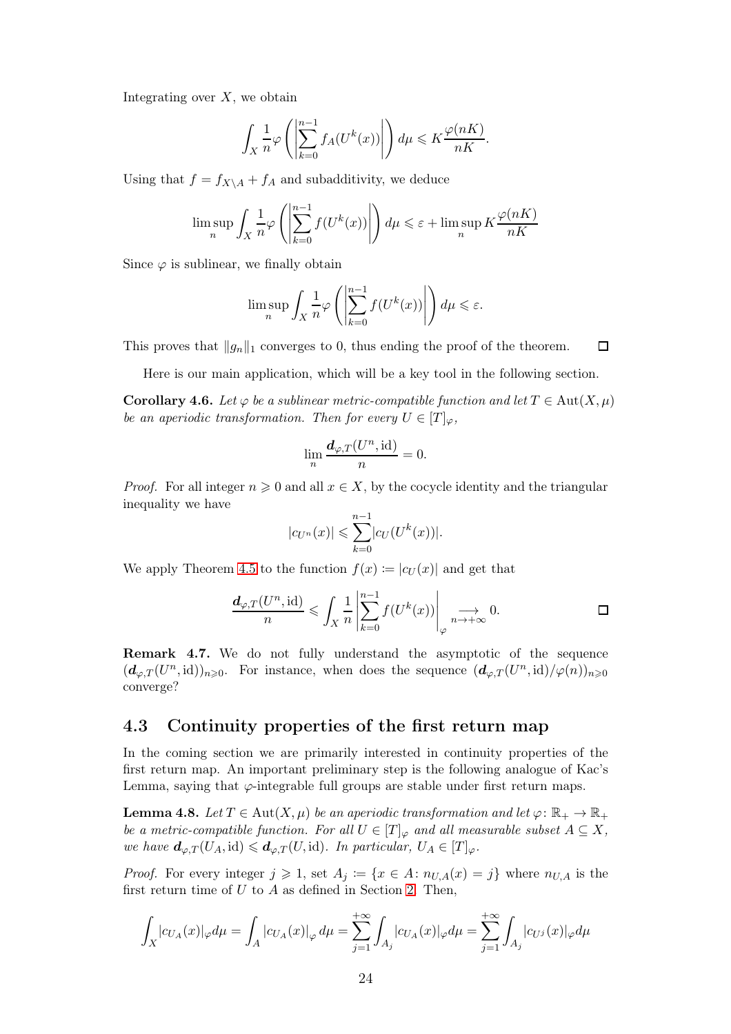Integrating over $X$, we obtain

$$\int_X \frac{1}{n}\varphi\left(\left|\sum_{k=0}^{n-1} f_A(U^k(x))\right|\right) d\mu \leqslant K\frac{\varphi(nK)}{nK}.$$

Using that $f = f_{X\setminus A} + f_A$ and subadditivity, we deduce

$$\limsup_n \int_X \frac{1}{n}\varphi\left(\left|\sum_{k=0}^{n-1} f(U^k(x))\right|\right) d\mu \leqslant \varepsilon + \limsup_n K\frac{\varphi(nK)}{nK}$$

Since $\varphi$ is sublinear, we finally obtain

$$\limsup_n \int_X \frac{1}{n}\varphi\left(\left|\sum_{k=0}^{n-1} f(U^k(x))\right|\right) d\mu \leqslant \varepsilon.$$

This proves that $\|g_n\|_1$ converges to 0, thus ending the proof of the theorem. $\square$

Here is our main application, which will be a key tool in the following section.

**Corollary 4.6.** *Let $\varphi$ be a sublinear metric-compatible function and let $T \in \mathrm{Aut}(X,\mu)$ be an aperiodic transformation. Then for every $U \in [T]_\varphi$,*

$$\lim_n \frac{\boldsymbol{d}_{\varphi,T}(U^n, \mathrm{id})}{n} = 0.$$

*Proof.* For all integer $n \geqslant 0$ and all $x \in X$, by the cocycle identity and the triangular inequality we have

$$|c_{U^n}(x)| \leqslant \sum_{k=0}^{n-1} |c_U(U^k(x))|.$$

We apply Theorem 4.5 to the function $f(x) \coloneqq |c_U(x)|$ and get that

$$\frac{\boldsymbol{d}_{\varphi,T}(U^n, \mathrm{id})}{n} \leqslant \int_X \frac{1}{n}\left|\sum_{k=0}^{n-1} f(U^k(x))\right|_\varphi \underset{n\to+\infty}{\longrightarrow} 0. \qquad \square$$

**Remark 4.7.** We do not fully understand the asymptotic of the sequence $(\boldsymbol{d}_{\varphi,T}(U^n, \mathrm{id}))_{n\geqslant 0}$. For instance, when does the sequence $(\boldsymbol{d}_{\varphi,T}(U^n, \mathrm{id})/\varphi(n))_{n\geqslant 0}$ converge?

## 4.3 Continuity properties of the first return map

In the coming section we are primarily interested in continuity properties of the first return map. An important preliminary step is the following analogue of Kac's Lemma, saying that $\varphi$-integrable full groups are stable under first return maps.

**Lemma 4.8.** *Let $T \in \mathrm{Aut}(X,\mu)$ be an aperiodic transformation and let $\varphi\colon \mathbb{R}_+ \to \mathbb{R}_+$ be a metric-compatible function. For all $U \in [T]_\varphi$ and all measurable subset $A \subseteq X$, we have $\boldsymbol{d}_{\varphi,T}(U_A, \mathrm{id}) \leqslant \boldsymbol{d}_{\varphi,T}(U, \mathrm{id})$. In particular, $U_A \in [T]_\varphi$.*

*Proof.* For every integer $j \geqslant 1$, set $A_j \coloneqq \{x \in A\colon n_{U,A}(x) = j\}$ where $n_{U,A}$ is the first return time of $U$ to $A$ as defined in Section 2. Then,

$$\int_X |c_{U_A}(x)|_\varphi d\mu = \int_A |c_{U_A}(x)|_\varphi \, d\mu = \sum_{j=1}^{+\infty} \int_{A_j} |c_{U_A}(x)|_\varphi d\mu = \sum_{j=1}^{+\infty} \int_{A_j} |c_{U^j}(x)|_\varphi d\mu$$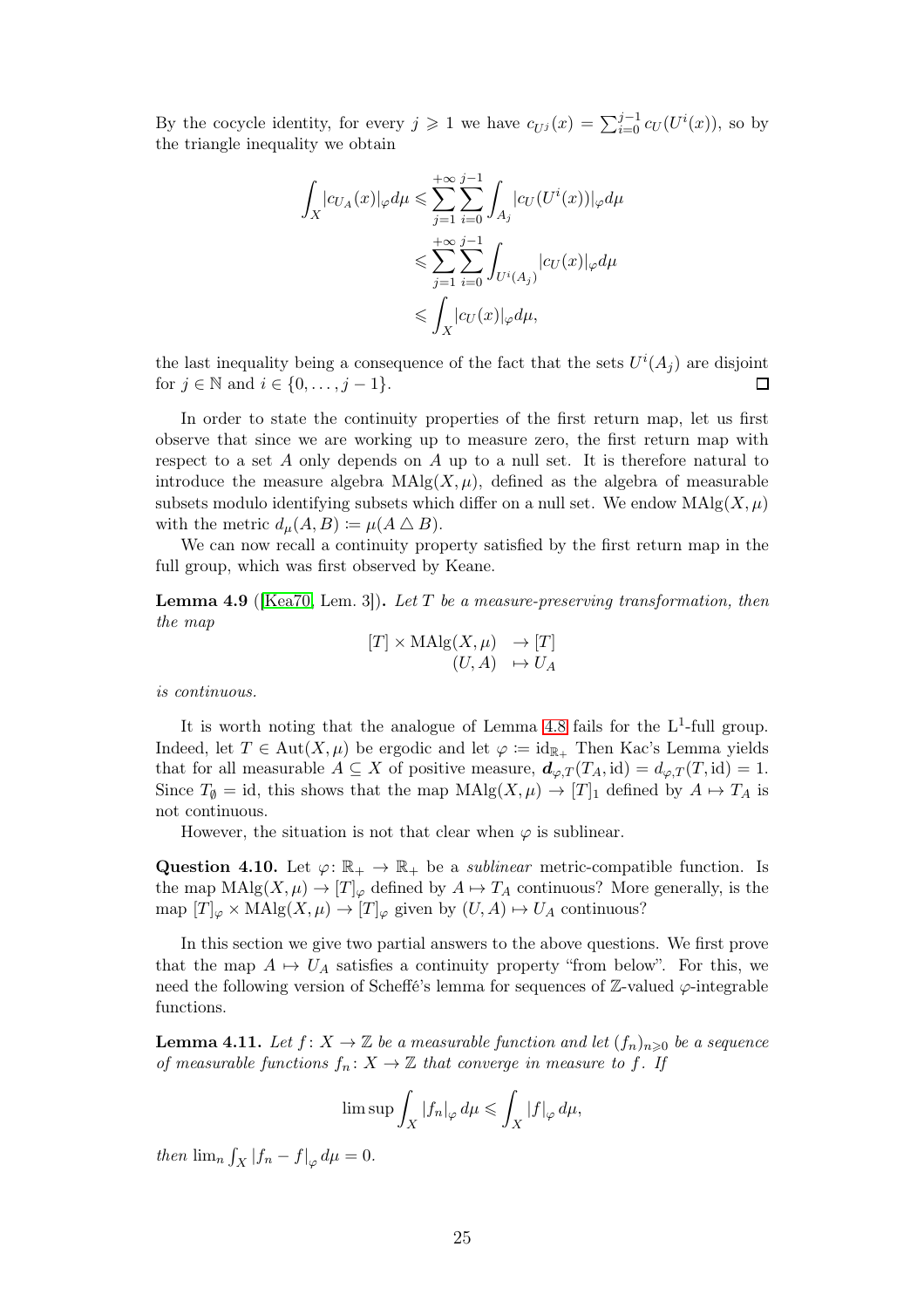By the cocycle identity, for every $j \geqslant 1$ we have $c_{U^j}(x) = \sum_{i=0}^{j-1} c_U(U^i(x))$, so by the triangle inequality we obtain

$$\begin{aligned}
\int_X |c_{U_A}(x)|_\varphi d\mu &\leqslant \sum_{j=1}^{+\infty} \sum_{i=0}^{j-1} \int_{A_j} |c_U(U^i(x))|_\varphi d\mu \\
&\leqslant \sum_{j=1}^{+\infty} \sum_{i=0}^{j-1} \int_{U^i(A_j)} |c_U(x)|_\varphi d\mu \\
&\leqslant \int_X |c_U(x)|_\varphi d\mu,
\end{aligned}$$

the last inequality being a consequence of the fact that the sets $U^i(A_j)$ are disjoint for $j \in \mathbb{N}$ and $i \in \{0, \dots, j-1\}$. □

In order to state the continuity properties of the first return map, let us first observe that since we are working up to measure zero, the first return map with respect to a set $A$ only depends on $A$ up to a null set. It is therefore natural to introduce the measure algebra $\mathrm{MAlg}(X, \mu)$, defined as the algebra of measurable subsets modulo identifying subsets which differ on a null set. We endow $\mathrm{MAlg}(X, \mu)$ with the metric $d_\mu(A, B) \coloneqq \mu(A \triangle B)$.

We can now recall a continuity property satisfied by the first return map in the full group, which was first observed by Keane.

**Lemma 4.9** ([Kea70, Lem. 3])**.** *Let $T$ be a measure-preserving transformation, then the map*

$$\begin{aligned}
[T] \times \mathrm{MAlg}(X, \mu) &\to [T] \\
(U, A) &\mapsto U_A
\end{aligned}$$

*is continuous.*

It is worth noting that the analogue of Lemma 4.8 fails for the $\mathrm{L}^1$-full group. Indeed, let $T \in \mathrm{Aut}(X, \mu)$ be ergodic and let $\varphi \coloneqq \mathrm{id}_{\mathbb{R}_+}$ Then Kac's Lemma yields that for all measurable $A \subseteq X$ of positive measure, $\boldsymbol{d}_{\varphi,T}(T_A, \mathrm{id}) = d_{\varphi,T}(T, \mathrm{id}) = 1$. Since $T_\emptyset = \mathrm{id}$, this shows that the map $\mathrm{MAlg}(X, \mu) \to [T]_1$ defined by $A \mapsto T_A$ is not continuous.

However, the situation is not that clear when $\varphi$ is sublinear.

**Question 4.10.** Let $\varphi\colon \mathbb{R}_+ \to \mathbb{R}_+$ be a *sublinear* metric-compatible function. Is the map $\mathrm{MAlg}(X, \mu) \to [T]_\varphi$ defined by $A \mapsto T_A$ continuous? More generally, is the map $[T]_\varphi \times \mathrm{MAlg}(X, \mu) \to [T]_\varphi$ given by $(U, A) \mapsto U_A$ continuous?

In this section we give two partial answers to the above questions. We first prove that the map $A \mapsto U_A$ satisfies a continuity property "from below". For this, we need the following version of Scheffé's lemma for sequences of $\mathbb{Z}$-valued $\varphi$-integrable functions.

**Lemma 4.11.** *Let $f\colon X \to \mathbb{Z}$ be a measurable function and let $(f_n)_{n \geqslant 0}$ be a sequence of measurable functions $f_n\colon X \to \mathbb{Z}$ that converge in measure to $f$. If*

$$\limsup \int_X |f_n|_\varphi \, d\mu \leqslant \int_X |f|_\varphi \, d\mu,$$

*then $\lim_n \int_X |f_n - f|_\varphi \, d\mu = 0$.*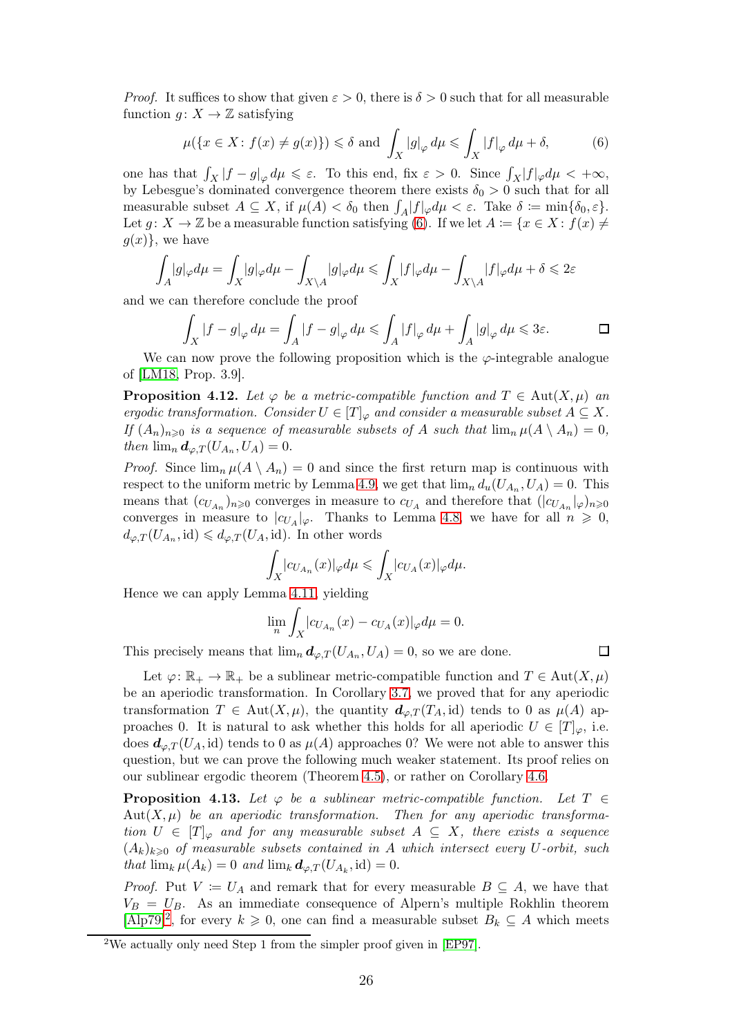*Proof.* It suffices to show that given $\varepsilon > 0$, there is $\delta > 0$ such that for all measurable function $g\colon X \to \mathbb{Z}$ satisfying

$$\mu(\{x \in X\colon f(x) \neq g(x)\}) \leqslant \delta \text{ and } \int_X |g|_\varphi \, d\mu \leqslant \int_X |f|_\varphi \, d\mu + \delta, \tag{6}$$

one has that $\int_X |f-g|_\varphi \, d\mu \leqslant \varepsilon$. To this end, fix $\varepsilon > 0$. Since $\int_X |f|_\varphi d\mu < +\infty$, by Lebesgue's dominated convergence theorem there exists $\delta_0 > 0$ such that for all measurable subset $A \subseteq X$, if $\mu(A) < \delta_0$ then $\int_A |f|_\varphi d\mu < \varepsilon$. Take $\delta \coloneqq \min\{\delta_0, \varepsilon\}$. Let $g\colon X \to \mathbb{Z}$ be a measurable function satisfying (6). If we let $A \coloneqq \{x \in X\colon f(x) \neq g(x)\}$, we have

$$\int_A |g|_\varphi d\mu = \int_X |g|_\varphi d\mu - \int_{X\setminus A} |g|_\varphi d\mu \leqslant \int_X |f|_\varphi d\mu - \int_{X\setminus A} |f|_\varphi d\mu + \delta \leqslant 2\varepsilon$$

and we can therefore conclude the proof

$$\int_X |f-g|_\varphi \, d\mu = \int_A |f-g|_\varphi \, d\mu \leqslant \int_A |f|_\varphi \, d\mu + \int_A |g|_\varphi \, d\mu \leqslant 3\varepsilon. \qquad \square$$

We can now prove the following proposition which is the $\varphi$-integrable analogue of [LM18, Prop. 3.9].

**Proposition 4.12.** *Let $\varphi$ be a metric-compatible function and $T \in \mathrm{Aut}(X,\mu)$ an ergodic transformation. Consider $U \in [T]_\varphi$ and consider a measurable subset $A \subseteq X$. If $(A_n)_{n\geqslant 0}$ is a sequence of measurable subsets of $A$ such that $\lim_n \mu(A \setminus A_n) = 0$, then $\lim_n \boldsymbol{d}_{\varphi,T}(U_{A_n}, U_A) = 0$.*

*Proof.* Since $\lim_n \mu(A \setminus A_n) = 0$ and since the first return map is continuous with respect to the uniform metric by Lemma 4.9, we get that $\lim_n d_u(U_{A_n}, U_A) = 0$. This means that $(c_{U_{A_n}})_{n\geqslant 0}$ converges in measure to $c_{U_A}$ and therefore that $(|c_{U_{A_n}}|_\varphi)_{n\geqslant 0}$ converges in measure to $|c_{U_A}|_\varphi$. Thanks to Lemma 4.8, we have for all $n \geqslant 0$, $d_{\varphi,T}(U_{A_n}, \mathrm{id}) \leqslant d_{\varphi,T}(U_A, \mathrm{id})$. In other words

$$\int_X |c_{U_{A_n}}(x)|_\varphi d\mu \leqslant \int_X |c_{U_A}(x)|_\varphi d\mu.$$

Hence we can apply Lemma 4.11, yielding

$$\lim_n \int_X |c_{U_{A_n}}(x) - c_{U_A}(x)|_\varphi d\mu = 0.$$

This precisely means that $\lim_n \boldsymbol{d}_{\varphi,T}(U_{A_n}, U_A) = 0$, so we are done. $\square$

Let $\varphi\colon \mathbb{R}_+ \to \mathbb{R}_+$ be a sublinear metric-compatible function and $T \in \mathrm{Aut}(X,\mu)$ be an aperiodic transformation. In Corollary 3.7, we proved that for any aperiodic transformation $T \in \mathrm{Aut}(X,\mu)$, the quantity $\boldsymbol{d}_{\varphi,T}(T_A, \mathrm{id})$ tends to 0 as $\mu(A)$ approaches 0. It is natural to ask whether this holds for all aperiodic $U \in [T]_\varphi$, i.e. does $\boldsymbol{d}_{\varphi,T}(U_A, \mathrm{id})$ tends to 0 as $\mu(A)$ approaches 0? We were not able to answer this question, but we can prove the following much weaker statement. Its proof relies on our sublinear ergodic theorem (Theorem 4.5), or rather on Corollary 4.6.

**Proposition 4.13.** *Let $\varphi$ be a sublinear metric-compatible function. Let $T \in \mathrm{Aut}(X,\mu)$ be an aperiodic transformation. Then for any aperiodic transformation $U \in [T]_\varphi$ and for any measurable subset $A \subseteq X$, there exists a sequence $(A_k)_{k\geqslant 0}$ of measurable subsets contained in $A$ which intersect every $U$-orbit, such that $\lim_k \mu(A_k) = 0$ and $\lim_k \boldsymbol{d}_{\varphi,T}(U_{A_k}, \mathrm{id}) = 0$.*

*Proof.* Put $V \coloneqq U_A$ and remark that for every measurable $B \subseteq A$, we have that $V_B = U_B$. As an immediate consequence of Alpern's multiple Rokhlin theorem [Alp79][2], for every $k \geqslant 0$, one can find a measurable subset $B_k \subseteq A$ which meets

[2] We actually only need Step 1 from the simpler proof given in [EP97].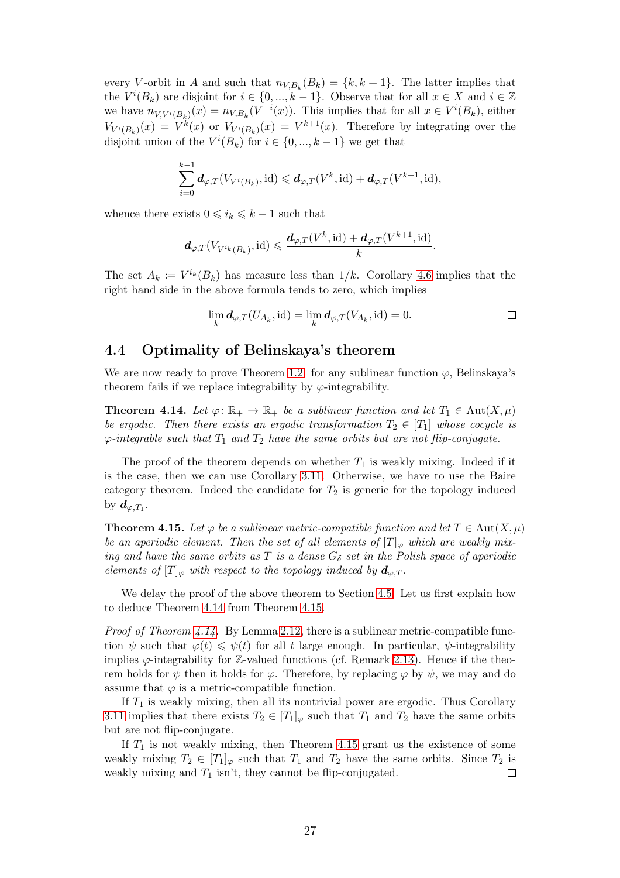every $V$-orbit in $A$ and such that $n_{V,B_k}(B_k) = \{k, k+1\}$. The latter implies that the $V^i(B_k)$ are disjoint for $i \in \{0, ..., k-1\}$. Observe that for all $x \in X$ and $i \in \mathbb{Z}$ we have $n_{V,V^i(B_k)}(x) = n_{V,B_k}(V^{-i}(x))$. This implies that for all $x \in V^i(B_k)$, either $V_{V^i(B_k)}(x) = V^k(x)$ or $V_{V^i(B_k)}(x) = V^{k+1}(x)$. Therefore by integrating over the disjoint union of the $V^i(B_k)$ for $i \in \{0, ..., k-1\}$ we get that

$$\sum_{i=0}^{k-1} \boldsymbol{d}_{\varphi,T}(V_{V^i(B_k)}, \mathrm{id}) \leqslant \boldsymbol{d}_{\varphi,T}(V^k, \mathrm{id}) + \boldsymbol{d}_{\varphi,T}(V^{k+1}, \mathrm{id}),$$

whence there exists $0 \leqslant i_k \leqslant k-1$ such that

$$\boldsymbol{d}_{\varphi,T}(V_{V^{i_k}(B_k)}, \mathrm{id}) \leqslant \frac{\boldsymbol{d}_{\varphi,T}(V^k, \mathrm{id}) + \boldsymbol{d}_{\varphi,T}(V^{k+1}, \mathrm{id})}{k}.$$

The set $A_k := V^{i_k}(B_k)$ has measure less than $1/k$. Corollary 4.6 implies that the right hand side in the above formula tends to zero, which implies

$$\lim_k \boldsymbol{d}_{\varphi,T}(U_{A_k}, \mathrm{id}) = \lim_k \boldsymbol{d}_{\varphi,T}(V_{A_k}, \mathrm{id}) = 0. \qquad \square$$

## 4.4 Optimality of Belinskaya's theorem

We are now ready to prove Theorem 1.2: for any sublinear function $\varphi$, Belinskaya's theorem fails if we replace integrability by $\varphi$-integrability.

**Theorem 4.14.** *Let $\varphi\colon \mathbb{R}_+ \to \mathbb{R}_+$ be a sublinear function and let $T_1 \in \mathrm{Aut}(X,\mu)$ be ergodic. Then there exists an ergodic transformation $T_2 \in [T_1]$ whose cocycle is $\varphi$-integrable such that $T_1$ and $T_2$ have the same orbits but are not flip-conjugate.*

The proof of the theorem depends on whether $T_1$ is weakly mixing. Indeed if it is the case, then we can use Corollary 3.11. Otherwise, we have to use the Baire category theorem. Indeed the candidate for $T_2$ is generic for the topology induced by $\boldsymbol{d}_{\varphi,T_1}$.

**Theorem 4.15.** *Let $\varphi$ be a sublinear metric-compatible function and let $T \in \mathrm{Aut}(X,\mu)$ be an aperiodic element. Then the set of all elements of $[T]_\varphi$ which are weakly mixing and have the same orbits as $T$ is a dense $G_\delta$ set in the Polish space of aperiodic elements of $[T]_\varphi$ with respect to the topology induced by $\boldsymbol{d}_{\varphi,T}$.*

We delay the proof of the above theorem to Section 4.5. Let us first explain how to deduce Theorem 4.14 from Theorem 4.15.

*Proof of Theorem 4.14.* By Lemma 2.12, there is a sublinear metric-compatible function $\psi$ such that $\varphi(t) \leqslant \psi(t)$ for all $t$ large enough. In particular, $\psi$-integrability implies $\varphi$-integrability for $\mathbb{Z}$-valued functions (cf. Remark 2.13). Hence if the theorem holds for $\psi$ then it holds for $\varphi$. Therefore, by replacing $\varphi$ by $\psi$, we may and do assume that $\varphi$ is a metric-compatible function.

If $T_1$ is weakly mixing, then all its nontrivial power are ergodic. Thus Corollary 3.11 implies that there exists $T_2 \in [T_1]_\varphi$ such that $T_1$ and $T_2$ have the same orbits but are not flip-conjugate.

If $T_1$ is not weakly mixing, then Theorem 4.15 grant us the existence of some weakly mixing $T_2 \in [T_1]_\varphi$ such that $T_1$ and $T_2$ have the same orbits. Since $T_2$ is weakly mixing and $T_1$ isn't, they cannot be flip-conjugated. $\square$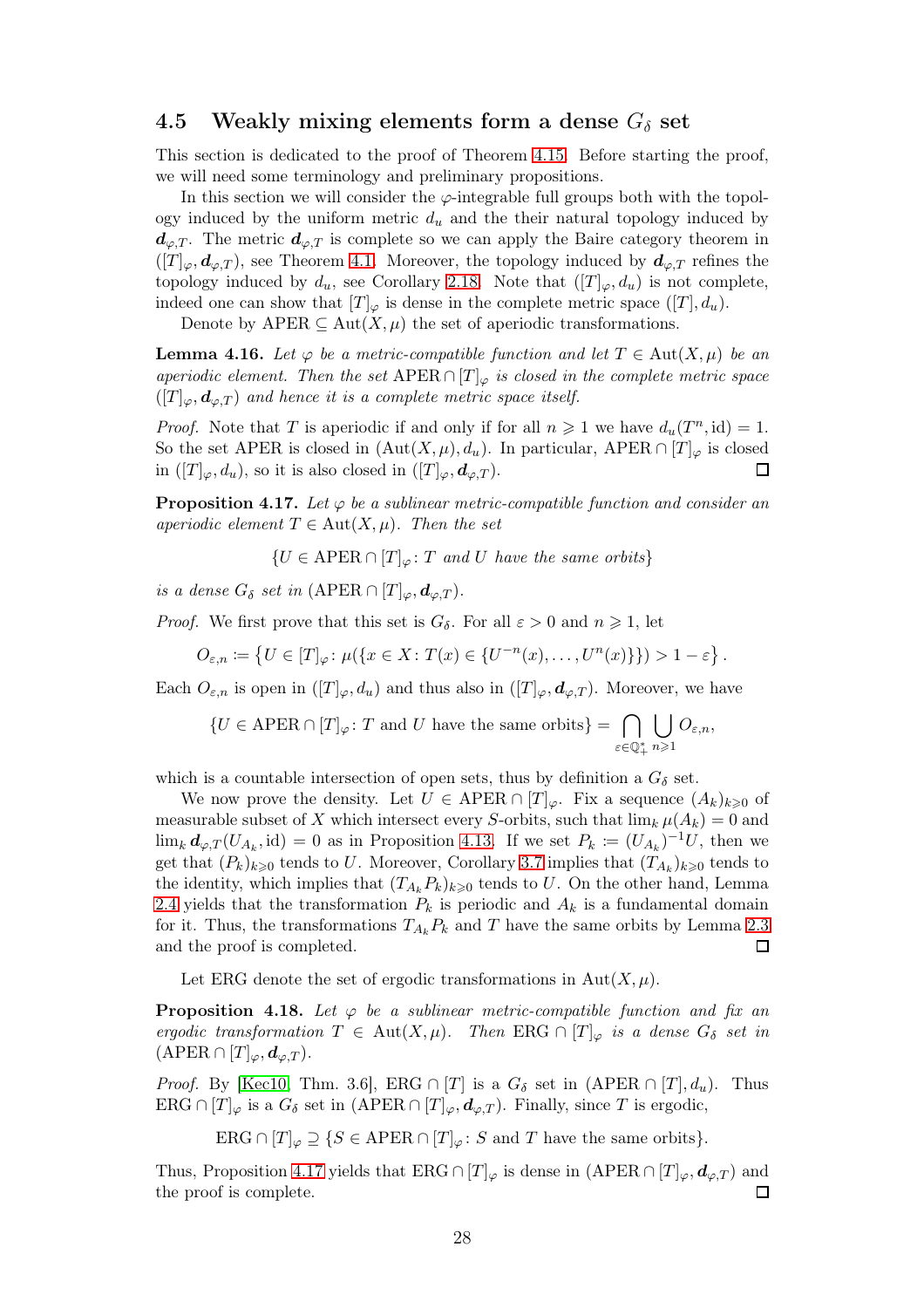### 4.5 Weakly mixing elements form a dense $G_\delta$ set

This section is dedicated to the proof of Theorem 4.15. Before starting the proof, we will need some terminology and preliminary propositions.

In this section we will consider the $\varphi$-integrable full groups both with the topology induced by the uniform metric $d_u$ and the their natural topology induced by $\boldsymbol{d}_{\varphi,T}$. The metric $\boldsymbol{d}_{\varphi,T}$ is complete so we can apply the Baire category theorem in $([T]_\varphi, \boldsymbol{d}_{\varphi,T})$, see Theorem 4.1. Moreover, the topology induced by $\boldsymbol{d}_{\varphi,T}$ refines the topology induced by $d_u$, see Corollary 2.18. Note that $([T]_\varphi, d_u)$ is not complete, indeed one can show that $[T]_\varphi$ is dense in the complete metric space $([T], d_u)$.

Denote by $\mathrm{APER} \subseteq \mathrm{Aut}(X,\mu)$ the set of aperiodic transformations.

**Lemma 4.16.** *Let $\varphi$ be a metric-compatible function and let $T \in \mathrm{Aut}(X,\mu)$ be an aperiodic element. Then the set $\mathrm{APER} \cap [T]_\varphi$ is closed in the complete metric space $([T]_\varphi, \boldsymbol{d}_{\varphi,T})$ and hence it is a complete metric space itself.*

*Proof.* Note that $T$ is aperiodic if and only if for all $n \geqslant 1$ we have $d_u(T^n, \mathrm{id}) = 1$. So the set APER is closed in $(\mathrm{Aut}(X,\mu), d_u)$. In particular, $\mathrm{APER} \cap [T]_\varphi$ is closed in $([T]_\varphi, d_u)$, so it is also closed in $([T]_\varphi, \boldsymbol{d}_{\varphi,T})$. □

**Proposition 4.17.** *Let $\varphi$ be a sublinear metric-compatible function and consider an aperiodic element $T \in \mathrm{Aut}(X,\mu)$. Then the set*

$$\{U \in \mathrm{APER} \cap [T]_\varphi \colon T \text{ and } U \text{ have the same orbits}\}$$

*is a dense $G_\delta$ set in $(\mathrm{APER} \cap [T]_\varphi, \boldsymbol{d}_{\varphi,T})$.*

*Proof.* We first prove that this set is $G_\delta$. For all $\varepsilon > 0$ and $n \geqslant 1$, let

$$O_{\varepsilon,n} \coloneqq \left\{U \in [T]_\varphi \colon \mu(\{x \in X \colon T(x) \in \{U^{-n}(x), \dots, U^n(x)\}\}) > 1 - \varepsilon\right\}.$$

Each $O_{\varepsilon,n}$ is open in $([T]_\varphi, d_u)$ and thus also in $([T]_\varphi, \boldsymbol{d}_{\varphi,T})$. Moreover, we have

$$\{U \in \mathrm{APER} \cap [T]_\varphi \colon T \text{ and } U \text{ have the same orbits}\} = \bigcap_{\varepsilon \in \mathbb{Q}_+^*} \bigcup_{n \geqslant 1} O_{\varepsilon,n},$$

which is a countable intersection of open sets, thus by definition a $G_\delta$ set.

We now prove the density. Let $U \in \mathrm{APER} \cap [T]_\varphi$. Fix a sequence $(A_k)_{k \geqslant 0}$ of measurable subset of $X$ which intersect every $S$-orbits, such that $\lim_k \mu(A_k) = 0$ and $\lim_k \boldsymbol{d}_{\varphi,T}(U_{A_k}, \mathrm{id}) = 0$ as in Proposition 4.13. If we set $P_k \coloneqq (U_{A_k})^{-1} U$, then we get that $(P_k)_{k \geqslant 0}$ tends to $U$. Moreover, Corollary 3.7 implies that $(T_{A_k})_{k \geqslant 0}$ tends to the identity, which implies that $(T_{A_k} P_k)_{k \geqslant 0}$ tends to $U$. On the other hand, Lemma 2.4 yields that the transformation $P_k$ is periodic and $A_k$ is a fundamental domain for it. Thus, the transformations $T_{A_k} P_k$ and $T$ have the same orbits by Lemma 2.3 and the proof is completed. □

Let ERG denote the set of ergodic transformations in $\mathrm{Aut}(X,\mu)$.

**Proposition 4.18.** *Let $\varphi$ be a sublinear metric-compatible function and fix an ergodic transformation $T \in \mathrm{Aut}(X,\mu)$. Then $\mathrm{ERG} \cap [T]_\varphi$ is a dense $G_\delta$ set in $(\mathrm{APER} \cap [T]_\varphi, \boldsymbol{d}_{\varphi,T})$.*

*Proof.* By [Kec10, Thm. 3.6], $\mathrm{ERG} \cap [T]$ is a $G_\delta$ set in $(\mathrm{APER} \cap [T], d_u)$. Thus $\mathrm{ERG} \cap [T]_\varphi$ is a $G_\delta$ set in $(\mathrm{APER} \cap [T]_\varphi, \boldsymbol{d}_{\varphi,T})$. Finally, since $T$ is ergodic,

$$\mathrm{ERG} \cap [T]_\varphi \supseteq \{S \in \mathrm{APER} \cap [T]_\varphi \colon S \text{ and } T \text{ have the same orbits}\}.$$

Thus, Proposition 4.17 yields that $\mathrm{ERG} \cap [T]_\varphi$ is dense in $(\mathrm{APER} \cap [T]_\varphi, \boldsymbol{d}_{\varphi,T})$ and the proof is complete. □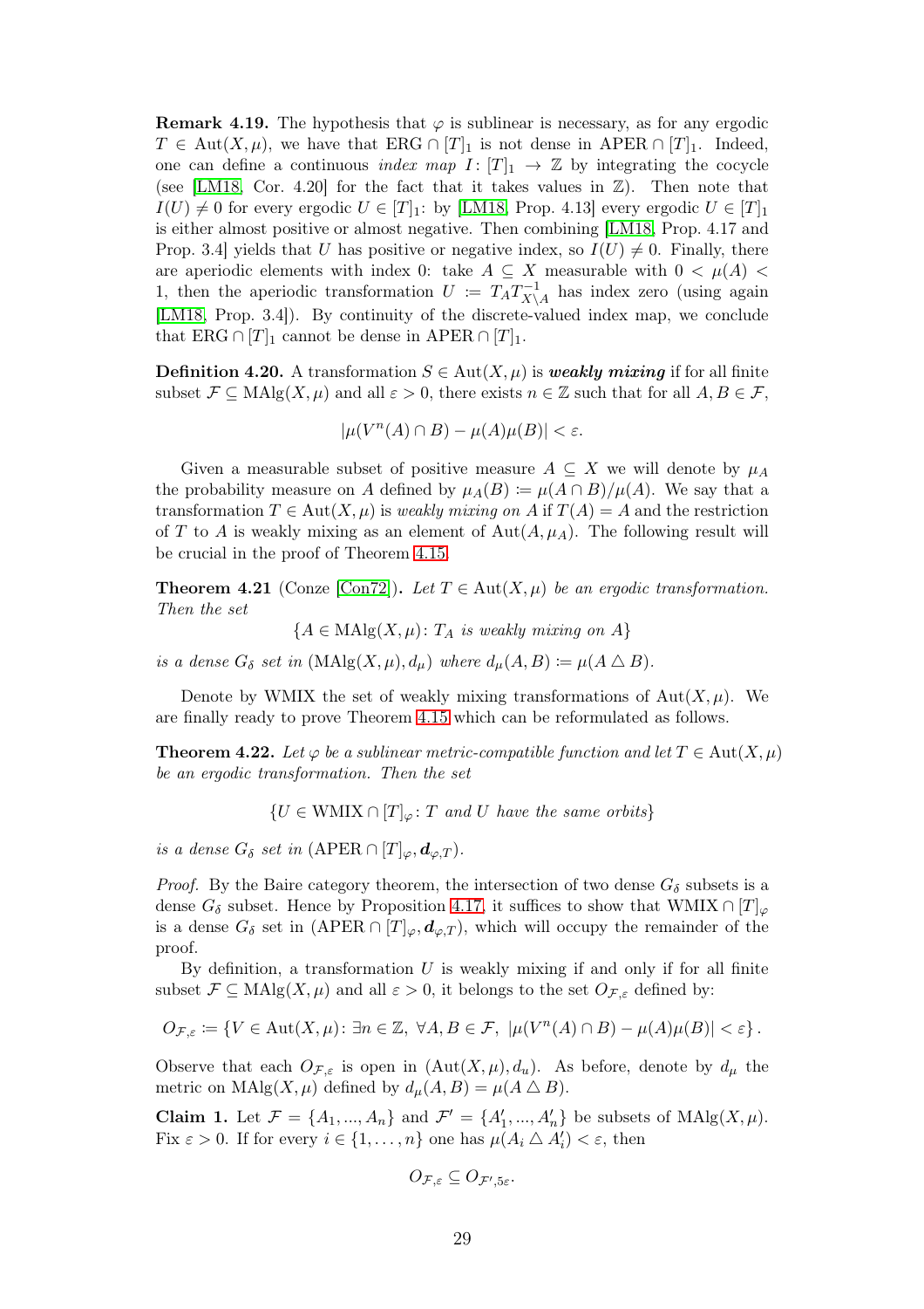**Remark 4.19.** The hypothesis that $\varphi$ is sublinear is necessary, as for any ergodic $T \in \mathrm{Aut}(X,\mu)$, we have that $\mathrm{ERG} \cap [T]_1$ is not dense in $\mathrm{APER} \cap [T]_1$. Indeed, one can define a continuous *index map* $I \colon [T]_1 \to \mathbb{Z}$ by integrating the cocycle (see [LM18, Cor. 4.20] for the fact that it takes values in $\mathbb{Z}$). Then note that $I(U) \neq 0$ for every ergodic $U \in [T]_1$: by [LM18, Prop. 4.13] every ergodic $U \in [T]_1$ is either almost positive or almost negative. Then combining [LM18, Prop. 4.17 and Prop. 3.4] yields that $U$ has positive or negative index, so $I(U) \neq 0$. Finally, there are aperiodic elements with index 0: take $A \subseteq X$ measurable with $0 < \mu(A) < 1$, then the aperiodic transformation $U \coloneqq T_A T_{X\setminus A}^{-1}$ has index zero (using again [LM18, Prop. 3.4]). By continuity of the discrete-valued index map, we conclude that $\mathrm{ERG} \cap [T]_1$ cannot be dense in $\mathrm{APER} \cap [T]_1$.

**Definition 4.20.** A transformation $S \in \mathrm{Aut}(X,\mu)$ is ***weakly mixing*** if for all finite subset $\mathcal{F} \subseteq \mathrm{MAlg}(X,\mu)$ and all $\varepsilon > 0$, there exists $n \in \mathbb{Z}$ such that for all $A, B \in \mathcal{F}$,

$$|\mu(V^n(A) \cap B) - \mu(A)\mu(B)| < \varepsilon.$$

Given a measurable subset of positive measure $A \subseteq X$ we will denote by $\mu_A$ the probability measure on $A$ defined by $\mu_A(B) \coloneqq \mu(A \cap B)/\mu(A)$. We say that a transformation $T \in \mathrm{Aut}(X,\mu)$ is *weakly mixing on* $A$ if $T(A) = A$ and the restriction of $T$ to $A$ is weakly mixing as an element of $\mathrm{Aut}(A,\mu_A)$. The following result will be crucial in the proof of Theorem 4.15.

**Theorem 4.21** (Conze [Con72])**.** *Let $T \in \mathrm{Aut}(X,\mu)$ be an ergodic transformation. Then the set*

$$\{A \in \mathrm{MAlg}(X,\mu) \colon T_A \text{ is weakly mixing on } A\}$$

*is a dense $G_\delta$ set in $(\mathrm{MAlg}(X,\mu), d_\mu)$ where $d_\mu(A,B) \coloneqq \mu(A \triangle B)$.*

Denote by WMIX the set of weakly mixing transformations of $\mathrm{Aut}(X,\mu)$. We are finally ready to prove Theorem 4.15 which can be reformulated as follows.

**Theorem 4.22.** *Let $\varphi$ be a sublinear metric-compatible function and let $T \in \mathrm{Aut}(X,\mu)$ be an ergodic transformation. Then the set*

$$\{U \in \mathrm{WMIX} \cap [T]_\varphi \colon T \text{ and } U \text{ have the same orbits}\}$$

*is a dense $G_\delta$ set in $(\mathrm{APER} \cap [T]_\varphi, \boldsymbol{d}_{\varphi,T})$.*

*Proof.* By the Baire category theorem, the intersection of two dense $G_\delta$ subsets is a dense $G_\delta$ subset. Hence by Proposition 4.17, it suffices to show that $\mathrm{WMIX} \cap [T]_\varphi$ is a dense $G_\delta$ set in $(\mathrm{APER} \cap [T]_\varphi, \boldsymbol{d}_{\varphi,T})$, which will occupy the remainder of the proof.

By definition, a transformation $U$ is weakly mixing if and only if for all finite subset $\mathcal{F} \subseteq \mathrm{MAlg}(X,\mu)$ and all $\varepsilon > 0$, it belongs to the set $O_{\mathcal{F},\varepsilon}$ defined by:

$$O_{\mathcal{F},\varepsilon} \coloneqq \{V \in \mathrm{Aut}(X,\mu) \colon \exists n \in \mathbb{Z},\ \forall A, B \in \mathcal{F},\ |\mu(V^n(A) \cap B) - \mu(A)\mu(B)| < \varepsilon\}.$$

Observe that each $O_{\mathcal{F},\varepsilon}$ is open in $(\mathrm{Aut}(X,\mu), d_u)$. As before, denote by $d_\mu$ the metric on $\mathrm{MAlg}(X,\mu)$ defined by $d_\mu(A,B) = \mu(A \triangle B)$.

**Claim 1.** Let $\mathcal{F} = \{A_1, ..., A_n\}$ and $\mathcal{F}' = \{A'_1, ..., A'_n\}$ be subsets of $\mathrm{MAlg}(X,\mu)$. Fix $\varepsilon > 0$. If for every $i \in \{1, \dots, n\}$ one has $\mu(A_i \triangle A'_i) < \varepsilon$, then

$$O_{\mathcal{F},\varepsilon} \subseteq O_{\mathcal{F}',5\varepsilon}.$$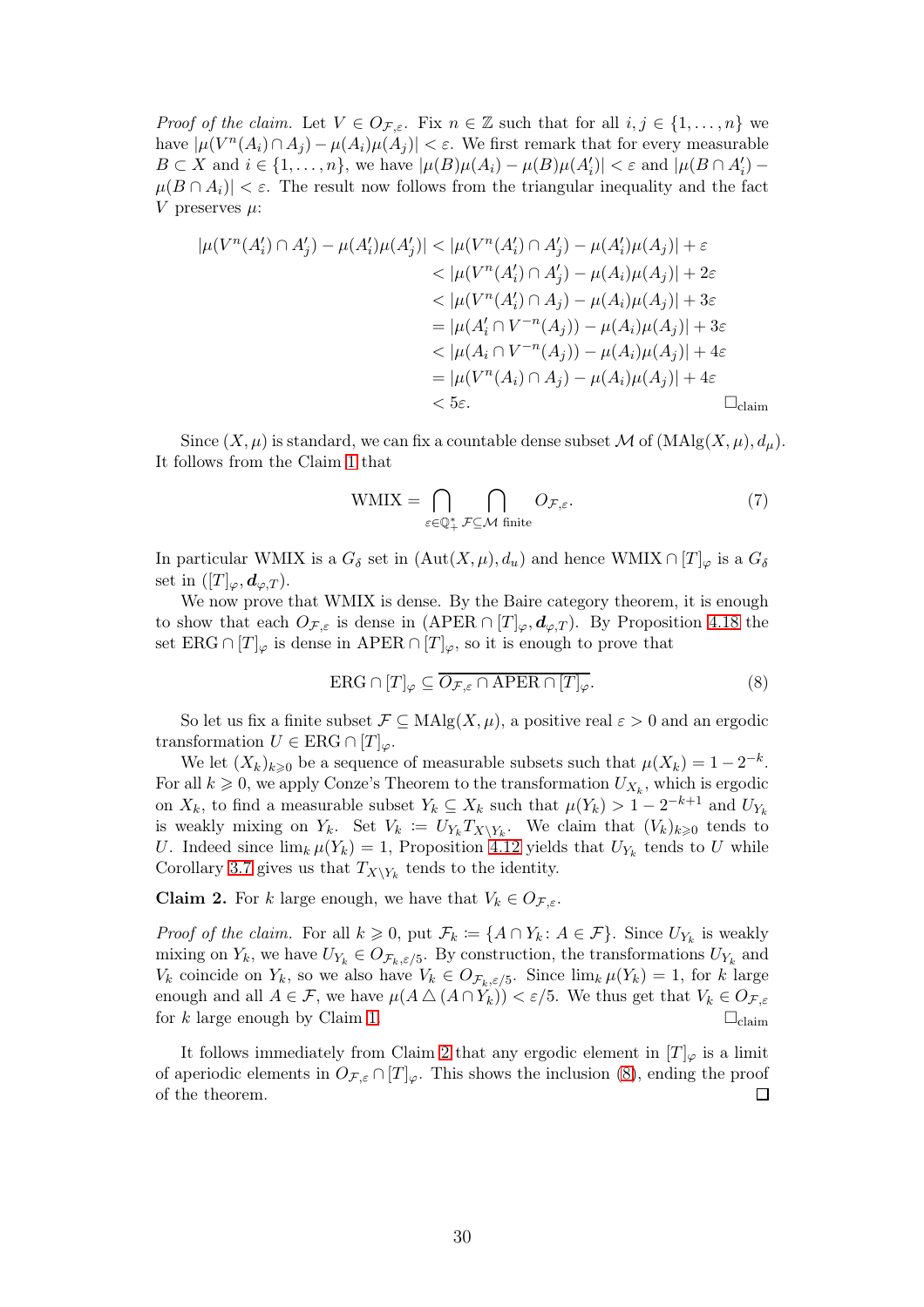*Proof of the claim.* Let $V \in O_{\mathcal{F},\varepsilon}$. Fix $n \in \mathbb{Z}$ such that for all $i, j \in \{1, \ldots, n\}$ we have $|\mu(V^n(A_i) \cap A_j) - \mu(A_i)\mu(A_j)| < \varepsilon$. We first remark that for every measurable $B \subset X$ and $i \in \{1, \ldots, n\}$, we have $|\mu(B)\mu(A_i) - \mu(B)\mu(A'_i)| < \varepsilon$ and $|\mu(B \cap A'_i) - \mu(B \cap A_i)| < \varepsilon$. The result now follows from the triangular inequality and the fact $V$ preserves $\mu$:

$$\begin{aligned}
|\mu(V^n(A'_i) \cap A'_j) - \mu(A'_i)\mu(A'_j)| &< |\mu(V^n(A'_i) \cap A'_j) - \mu(A'_i)\mu(A_j)| + \varepsilon \\
&< |\mu(V^n(A'_i) \cap A'_j) - \mu(A_i)\mu(A_j)| + 2\varepsilon \\
&< |\mu(V^n(A'_i) \cap A_j) - \mu(A_i)\mu(A_j)| + 3\varepsilon \\
&= |\mu(A'_i \cap V^{-n}(A_j)) - \mu(A_i)\mu(A_j)| + 3\varepsilon \\
&< |\mu(A_i \cap V^{-n}(A_j)) - \mu(A_i)\mu(A_j)| + 4\varepsilon \\
&= |\mu(V^n(A_i) \cap A_j) - \mu(A_i)\mu(A_j)| + 4\varepsilon \\
&< 5\varepsilon.
\end{aligned}$$

$\square_{\text{claim}}$

Since $(X, \mu)$ is standard, we can fix a countable dense subset $\mathcal{M}$ of $(\mathrm{MAlg}(X, \mu), d_\mu)$. It follows from the Claim 1 that

$$\mathrm{WMIX} = \bigcap_{\varepsilon \in \mathbb{Q}_+^*} \bigcap_{\mathcal{F} \subseteq \mathcal{M} \text{ finite}} O_{\mathcal{F},\varepsilon}. \tag{7}$$

In particular WMIX is a $G_\delta$ set in $(\mathrm{Aut}(X, \mu), d_u)$ and hence $\mathrm{WMIX} \cap [T]_\varphi$ is a $G_\delta$ set in $([T]_\varphi, \boldsymbol{d}_{\varphi,T})$.

We now prove that WMIX is dense. By the Baire category theorem, it is enough to show that each $O_{\mathcal{F},\varepsilon}$ is dense in $(\mathrm{APER} \cap [T]_\varphi, \boldsymbol{d}_{\varphi,T})$. By Proposition 4.18 the set $\mathrm{ERG} \cap [T]_\varphi$ is dense in $\mathrm{APER} \cap [T]_\varphi$, so it is enough to prove that

$$\mathrm{ERG} \cap [T]_\varphi \subseteq \overline{O_{\mathcal{F},\varepsilon} \cap \mathrm{APER} \cap [T]_\varphi}. \tag{8}$$

So let us fix a finite subset $\mathcal{F} \subseteq \mathrm{MAlg}(X, \mu)$, a positive real $\varepsilon > 0$ and an ergodic transformation $U \in \mathrm{ERG} \cap [T]_\varphi$.

We let $(X_k)_{k \geqslant 0}$ be a sequence of measurable subsets such that $\mu(X_k) = 1 - 2^{-k}$. For all $k \geqslant 0$, we apply Conze's Theorem to the transformation $U_{X_k}$, which is ergodic on $X_k$, to find a measurable subset $Y_k \subseteq X_k$ such that $\mu(Y_k) > 1 - 2^{-k+1}$ and $U_{Y_k}$ is weakly mixing on $Y_k$. Set $V_k \coloneqq U_{Y_k} T_{X \setminus Y_k}$. We claim that $(V_k)_{k \geqslant 0}$ tends to $U$. Indeed since $\lim_k \mu(Y_k) = 1$, Proposition 4.12 yields that $U_{Y_k}$ tends to $U$ while Corollary 3.7 gives us that $T_{X \setminus Y_k}$ tends to the identity.

**Claim 2.** For $k$ large enough, we have that $V_k \in O_{\mathcal{F},\varepsilon}$.

*Proof of the claim.* For all $k \geqslant 0$, put $\mathcal{F}_k \coloneqq \{A \cap Y_k : A \in \mathcal{F}\}$. Since $U_{Y_k}$ is weakly mixing on $Y_k$, we have $U_{Y_k} \in O_{\mathcal{F}_k,\varepsilon/5}$. By construction, the transformations $U_{Y_k}$ and $V_k$ coincide on $Y_k$, so we also have $V_k \in O_{\mathcal{F}_k,\varepsilon/5}$. Since $\lim_k \mu(Y_k) = 1$, for $k$ large enough and all $A \in \mathcal{F}$, we have $\mu(A \,\triangle\, (A \cap Y_k)) < \varepsilon/5$. We thus get that $V_k \in O_{\mathcal{F},\varepsilon}$ for $k$ large enough by Claim 1. $\square_{\text{claim}}$

It follows immediately from Claim 2 that any ergodic element in $[T]_\varphi$ is a limit of aperiodic elements in $O_{\mathcal{F},\varepsilon} \cap [T]_\varphi$. This shows the inclusion (8), ending the proof of the theorem. $\square$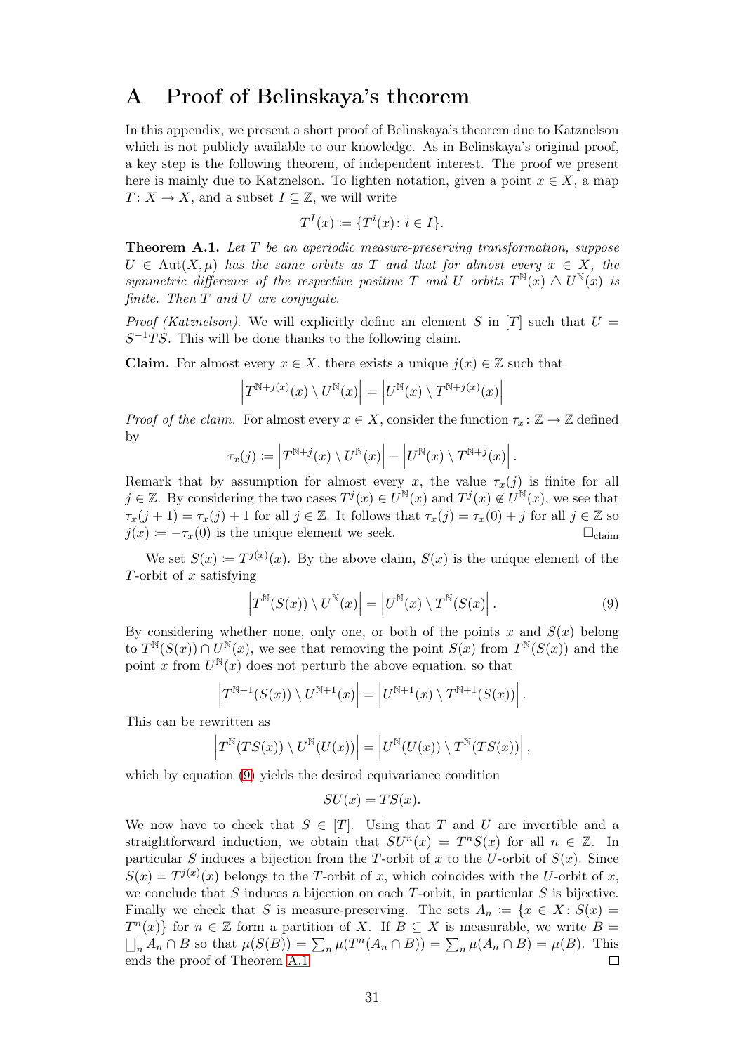# A Proof of Belinskaya's theorem

In this appendix, we present a short proof of Belinskaya's theorem due to Katznelson which is not publicly available to our knowledge. As in Belinskaya's original proof, a key step is the following theorem, of independent interest. The proof we present here is mainly due to Katznelson. To lighten notation, given a point $x \in X$, a map $T\colon X \to X$, and a subset $I \subseteq \mathbb{Z}$, we will write

$$T^I(x) \coloneqq \{T^i(x) \colon i \in I\}.$$

**Theorem A.1.** *Let $T$ be an aperiodic measure-preserving transformation, suppose $U \in \mathrm{Aut}(X, \mu)$ has the same orbits as $T$ and that for almost every $x \in X$, the symmetric difference of the respective positive $T$ and $U$ orbits $T^{\mathbb{N}}(x) \triangle U^{\mathbb{N}}(x)$ is finite. Then $T$ and $U$ are conjugate.*

*Proof (Katznelson).* We will explicitly define an element $S$ in $[T]$ such that $U = S^{-1}TS$. This will be done thanks to the following claim.

**Claim.** For almost every $x \in X$, there exists a unique $j(x) \in \mathbb{Z}$ such that

$$\left|T^{\mathbb{N}+j(x)}(x) \setminus U^{\mathbb{N}}(x)\right| = \left|U^{\mathbb{N}}(x) \setminus T^{\mathbb{N}+j(x)}(x)\right|$$

*Proof of the claim.* For almost every $x \in X$, consider the function $\tau_x\colon \mathbb{Z} \to \mathbb{Z}$ defined by

$$\tau_x(j) \coloneqq \left|T^{\mathbb{N}+j}(x) \setminus U^{\mathbb{N}}(x)\right| - \left|U^{\mathbb{N}}(x) \setminus T^{\mathbb{N}+j}(x)\right|.$$

Remark that by assumption for almost every $x$, the value $\tau_x(j)$ is finite for all $j \in \mathbb{Z}$. By considering the two cases $T^j(x) \in U^{\mathbb{N}}(x)$ and $T^j(x) \notin U^{\mathbb{N}}(x)$, we see that $\tau_x(j+1) = \tau_x(j) + 1$ for all $j \in \mathbb{Z}$. It follows that $\tau_x(j) = \tau_x(0) + j$ for all $j \in \mathbb{Z}$ so $j(x) \coloneqq -\tau_x(0)$ is the unique element we seek. $\square_{\text{claim}}$

We set $S(x) \coloneqq T^{j(x)}(x)$. By the above claim, $S(x)$ is the unique element of the $T$-orbit of $x$ satisfying

$$\left|T^{\mathbb{N}}(S(x)) \setminus U^{\mathbb{N}}(x)\right| = \left|U^{\mathbb{N}}(x) \setminus T^{\mathbb{N}}(S(x)\right|. \tag{9}$$

By considering whether none, only one, or both of the points $x$ and $S(x)$ belong to $T^{\mathbb{N}}(S(x)) \cap U^{\mathbb{N}}(x)$, we see that removing the point $S(x)$ from $T^{\mathbb{N}}(S(x))$ and the point $x$ from $U^{\mathbb{N}}(x)$ does not perturb the above equation, so that

$$\left|T^{\mathbb{N}+1}(S(x)) \setminus U^{\mathbb{N}+1}(x)\right| = \left|U^{\mathbb{N}+1}(x) \setminus T^{\mathbb{N}+1}(S(x))\right|.$$

This can be rewritten as

$$\left|T^{\mathbb{N}}(TS(x)) \setminus U^{\mathbb{N}}(U(x))\right| = \left|U^{\mathbb{N}}(U(x)) \setminus T^{\mathbb{N}}(TS(x))\right|,$$

which by equation (9) yields the desired equivariance condition

$$SU(x) = TS(x).$$

We now have to check that $S \in [T]$. Using that $T$ and $U$ are invertible and a straightforward induction, we obtain that $SU^n(x) = T^nS(x)$ for all $n \in \mathbb{Z}$. In particular $S$ induces a bijection from the $T$-orbit of $x$ to the $U$-orbit of $S(x)$. Since $S(x) = T^{j(x)}(x)$ belongs to the $T$-orbit of $x$, which coincides with the $U$-orbit of $x$, we conclude that $S$ induces a bijection on each $T$-orbit, in particular $S$ is bijective. Finally we check that $S$ is measure-preserving. The sets $A_n \coloneqq \{x \in X \colon S(x) = T^n(x)\}$ for $n \in \mathbb{Z}$ form a partition of $X$. If $B \subseteq X$ is measurable, we write $B = \bigsqcup_n A_n \cap B$ so that $\mu(S(B)) = \sum_n \mu(T^n(A_n \cap B)) = \sum_n \mu(A_n \cap B) = \mu(B)$. This ends the proof of Theorem A.1. $\square$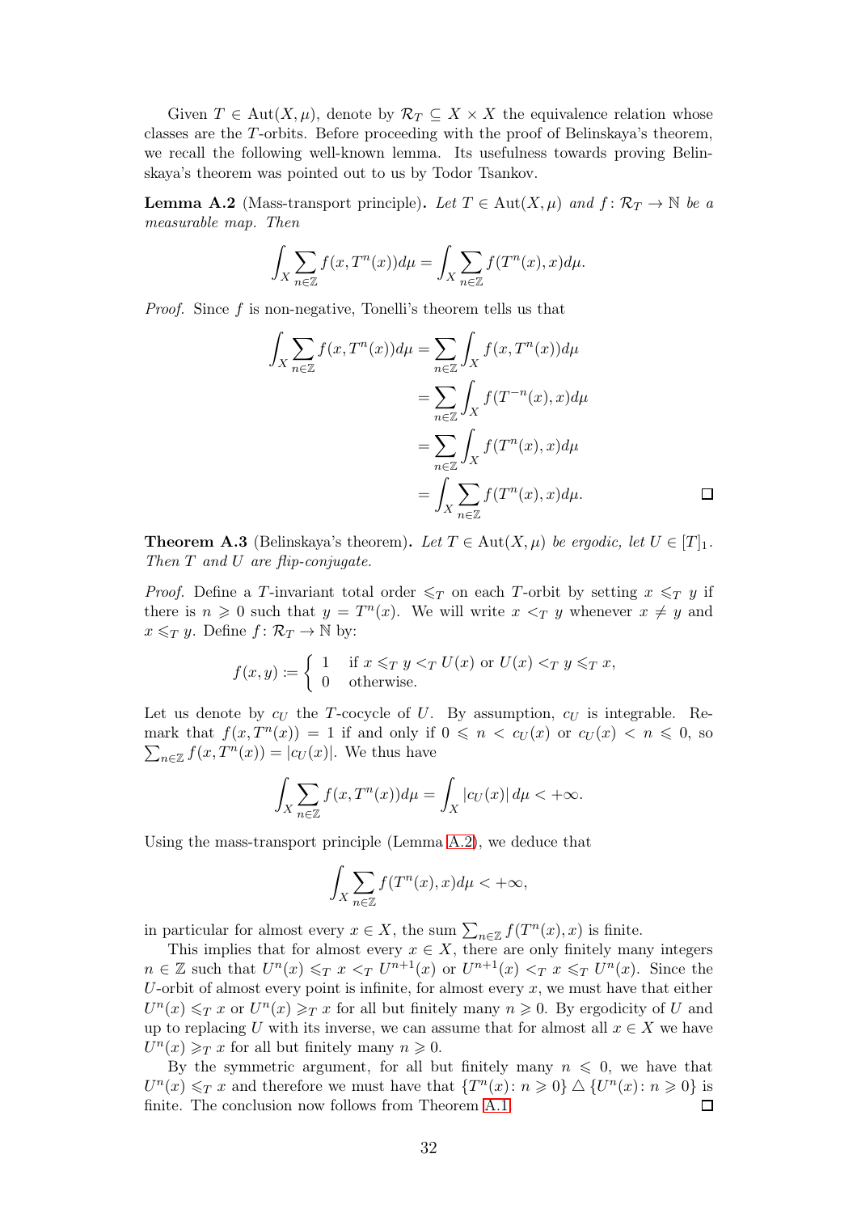Given $T \in \mathrm{Aut}(X, \mu)$, denote by $\mathcal{R}_T \subseteq X \times X$ the equivalence relation whose classes are the $T$-orbits. Before proceeding with the proof of Belinskaya's theorem, we recall the following well-known lemma. Its usefulness towards proving Belinskaya's theorem was pointed out to us by Todor Tsankov.

**Lemma A.2** (Mass-transport principle)**.** *Let $T \in \mathrm{Aut}(X, \mu)$ and $f : \mathcal{R}_T \to \mathbb{N}$ be a measurable map. Then*

$$\int_X \sum_{n \in \mathbb{Z}} f(x, T^n(x)) d\mu = \int_X \sum_{n \in \mathbb{Z}} f(T^n(x), x) d\mu.$$

*Proof.* Since $f$ is non-negative, Tonelli's theorem tells us that

$$\begin{aligned}
\int_X \sum_{n \in \mathbb{Z}} f(x, T^n(x)) d\mu &= \sum_{n \in \mathbb{Z}} \int_X f(x, T^n(x)) d\mu \\
&= \sum_{n \in \mathbb{Z}} \int_X f(T^{-n}(x), x) d\mu \\
&= \sum_{n \in \mathbb{Z}} \int_X f(T^n(x), x) d\mu \\
&= \int_X \sum_{n \in \mathbb{Z}} f(T^n(x), x) d\mu.
\end{aligned}$$

□

**Theorem A.3** (Belinskaya's theorem)**.** *Let $T \in \mathrm{Aut}(X, \mu)$ be ergodic, let $U \in [T]_1$. Then $T$ and $U$ are flip-conjugate.*

*Proof.* Define a $T$-invariant total order $\leqslant_T$ on each $T$-orbit by setting $x \leqslant_T y$ if there is $n \geqslant 0$ such that $y = T^n(x)$. We will write $x <_T y$ whenever $x \neq y$ and $x \leqslant_T y$. Define $f : \mathcal{R}_T \to \mathbb{N}$ by:

$$f(x, y) := \begin{cases} 1 & \text{if } x \leqslant_T y <_T U(x) \text{ or } U(x) <_T y \leqslant_T x, \\ 0 & \text{otherwise.} \end{cases}$$

Let us denote by $c_U$ the $T$-cocycle of $U$. By assumption, $c_U$ is integrable. Remark that $f(x, T^n(x)) = 1$ if and only if $0 \leqslant n < c_U(x)$ or $c_U(x) < n \leqslant 0$, so $\sum_{n \in \mathbb{Z}} f(x, T^n(x)) = |c_U(x)|$. We thus have

$$\int_X \sum_{n \in \mathbb{Z}} f(x, T^n(x)) d\mu = \int_X |c_U(x)| \, d\mu < +\infty.$$

Using the mass-transport principle (Lemma A.2), we deduce that

$$\int_X \sum_{n \in \mathbb{Z}} f(T^n(x), x) d\mu < +\infty,$$

in particular for almost every $x \in X$, the sum $\sum_{n \in \mathbb{Z}} f(T^n(x), x)$ is finite.

This implies that for almost every $x \in X$, there are only finitely many integers $n \in \mathbb{Z}$ such that $U^n(x) \leqslant_T x <_T U^{n+1}(x)$ or $U^{n+1}(x) <_T x \leqslant_T U^n(x)$. Since the $U$-orbit of almost every point is infinite, for almost every $x$, we must have that either $U^n(x) \leqslant_T x$ or $U^n(x) \geqslant_T x$ for all but finitely many $n \geqslant 0$. By ergodicity of $U$ and up to replacing $U$ with its inverse, we can assume that for almost all $x \in X$ we have $U^n(x) \geqslant_T x$ for all but finitely many $n \geqslant 0$.

By the symmetric argument, for all but finitely many $n \leqslant 0$, we have that $U^n(x) \leqslant_T x$ and therefore we must have that $\{T^n(x) : n \geqslant 0\} \triangle \{U^n(x) : n \geqslant 0\}$ is finite. The conclusion now follows from Theorem A.1. □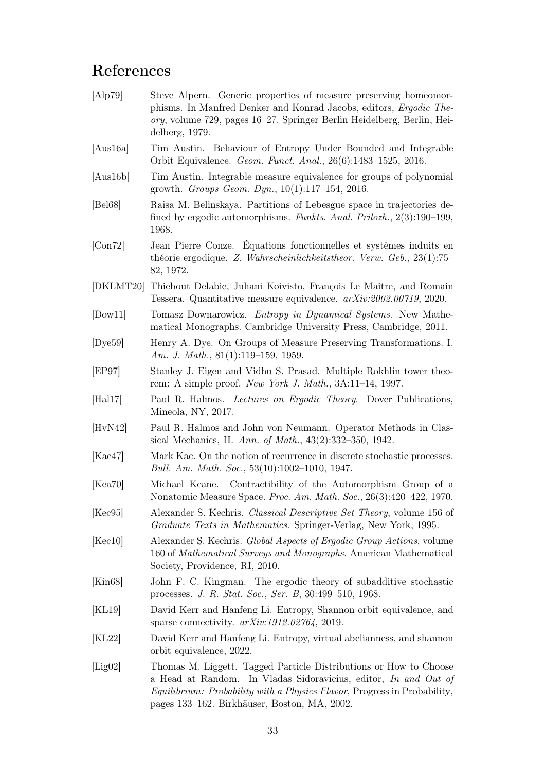# References

[Alp79] Steve Alpern. Generic properties of measure preserving homeomorphisms. In Manfred Denker and Konrad Jacobs, editors, *Ergodic Theory*, volume 729, pages 16–27. Springer Berlin Heidelberg, Berlin, Heidelberg, 1979.

[Aus16a] Tim Austin. Behaviour of Entropy Under Bounded and Integrable Orbit Equivalence. *Geom. Funct. Anal.*, 26(6):1483–1525, 2016.

[Aus16b] Tim Austin. Integrable measure equivalence for groups of polynomial growth. *Groups Geom. Dyn.*, 10(1):117–154, 2016.

[Bel68] Raisa M. Belinskaya. Partitions of Lebesgue space in trajectories defined by ergodic automorphisms. *Funkts. Anal. Prilozh.*, 2(3):190–199, 1968.

[Con72] Jean Pierre Conze. Équations fonctionnelles et systèmes induits en théorie ergodique. *Z. Wahrscheinlichkeitstheor. Verw. Geb.*, 23(1):75–82, 1972.

[DKLMT20] Thiebout Delabie, Juhani Koivisto, François Le Maître, and Romain Tessera. Quantitative measure equivalence. *arXiv:2002.00719*, 2020.

[Dow11] Tomasz Downarowicz. *Entropy in Dynamical Systems*. New Mathematical Monographs. Cambridge University Press, Cambridge, 2011.

[Dye59] Henry A. Dye. On Groups of Measure Preserving Transformations. I. *Am. J. Math.*, 81(1):119–159, 1959.

[EP97] Stanley J. Eigen and Vidhu S. Prasad. Multiple Rokhlin tower theorem: A simple proof. *New York J. Math.*, 3A:11–14, 1997.

[Hal17] Paul R. Halmos. *Lectures on Ergodic Theory*. Dover Publications, Mineola, NY, 2017.

[HvN42] Paul R. Halmos and John von Neumann. Operator Methods in Classical Mechanics, II. *Ann. of Math.*, 43(2):332–350, 1942.

[Kac47] Mark Kac. On the notion of recurrence in discrete stochastic processes. *Bull. Am. Math. Soc.*, 53(10):1002–1010, 1947.

[Kea70] Michael Keane. Contractibility of the Automorphism Group of a Nonatomic Measure Space. *Proc. Am. Math. Soc.*, 26(3):420–422, 1970.

[Kec95] Alexander S. Kechris. *Classical Descriptive Set Theory*, volume 156 of *Graduate Texts in Mathematics*. Springer-Verlag, New York, 1995.

[Kec10] Alexander S. Kechris. *Global Aspects of Ergodic Group Actions*, volume 160 of *Mathematical Surveys and Monographs*. American Mathematical Society, Providence, RI, 2010.

[Kin68] John F. C. Kingman. The ergodic theory of subadditive stochastic processes. *J. R. Stat. Soc., Ser. B*, 30:499–510, 1968.

[KL19] David Kerr and Hanfeng Li. Entropy, Shannon orbit equivalence, and sparse connectivity. *arXiv:1912.02764*, 2019.

[KL22] David Kerr and Hanfeng Li. Entropy, virtual abelianness, and shannon orbit equivalence, 2022.

[Lig02] Thomas M. Liggett. Tagged Particle Distributions or How to Choose a Head at Random. In Vladas Sidoravicius, editor, *In and Out of Equilibrium: Probability with a Physics Flavor*, Progress in Probability, pages 133–162. Birkhäuser, Boston, MA, 2002.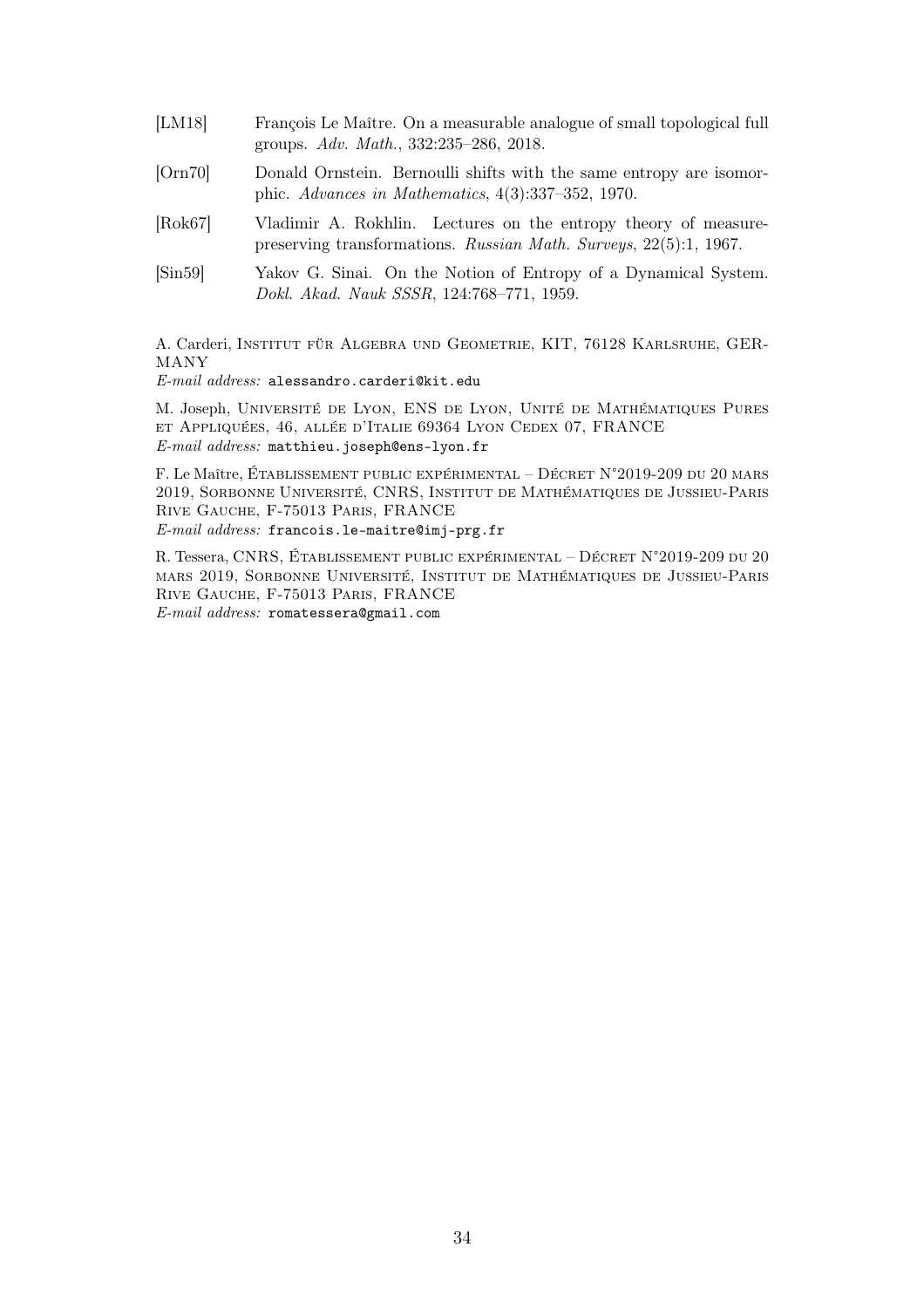[LM18] François Le Maître. On a measurable analogue of small topological full groups. *Adv. Math.*, 332:235–286, 2018.

[Orn70] Donald Ornstein. Bernoulli shifts with the same entropy are isomorphic. *Advances in Mathematics*, 4(3):337–352, 1970.

[Rok67] Vladimir A. Rokhlin. Lectures on the entropy theory of measure-preserving transformations. *Russian Math. Surveys*, 22(5):1, 1967.

[Sin59] Yakov G. Sinai. On the Notion of Entropy of a Dynamical System. *Dokl. Akad. Nauk SSSR*, 124:768–771, 1959.

A. Carderi, Institut für Algebra und Geometrie, KIT, 76128 Karlsruhe, GERMANY
*E-mail address:* `alessandro.carderi@kit.edu`

M. Joseph, Université de Lyon, ENS de Lyon, Unité de Mathématiques Pures et Appliquées, 46, allée d'Italie 69364 Lyon Cedex 07, FRANCE
*E-mail address:* `matthieu.joseph@ens-lyon.fr`

F. Le Maître, Établissement public expérimental – Décret N°2019-209 du 20 mars 2019, Sorbonne Université, CNRS, Institut de Mathématiques de Jussieu-Paris Rive Gauche, F-75013 Paris, FRANCE
*E-mail address:* `francois.le-maitre@imj-prg.fr`

R. Tessera, CNRS, Établissement public expérimental – Décret N°2019-209 du 20 mars 2019, Sorbonne Université, Institut de Mathématiques de Jussieu-Paris Rive Gauche, F-75013 Paris, FRANCE
*E-mail address:* `romatessera@gmail.com`